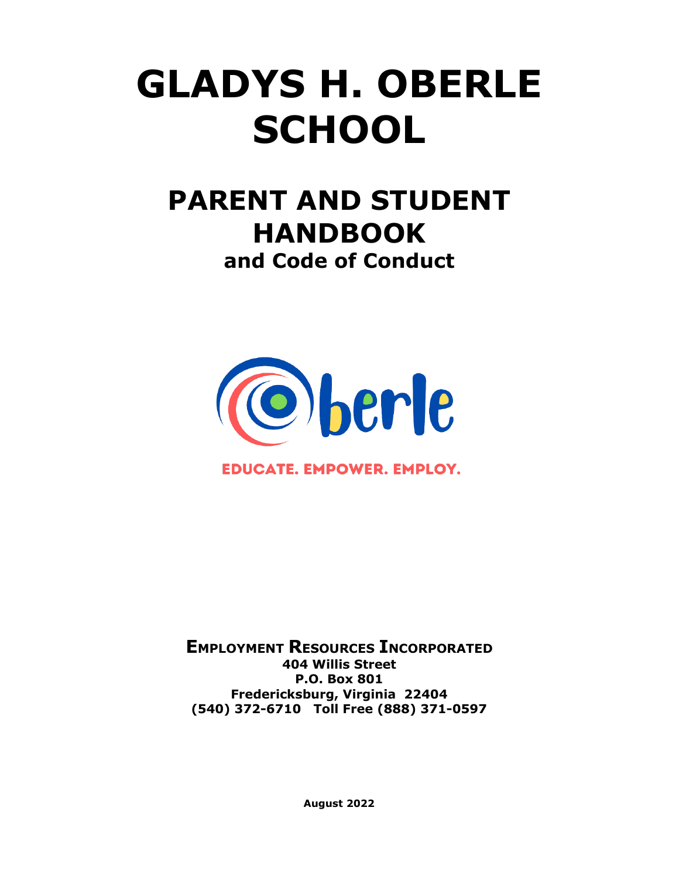# GLADYS H. OBERLE SCHOOL

## PARENT AND STUDENT HANDBOOK

### and Code of Conduct

Oberle

EDUCATE. EMPOWER. EMPLOY.

**EMPLOYMENT RESOURCES INCORPORATED**
**404 Willis Street**
**P.O. Box 801**
**Fredericksburg, Virginia 22404**
**(540) 372-6710 Toll Free (888) 371-0597**

**August 2022**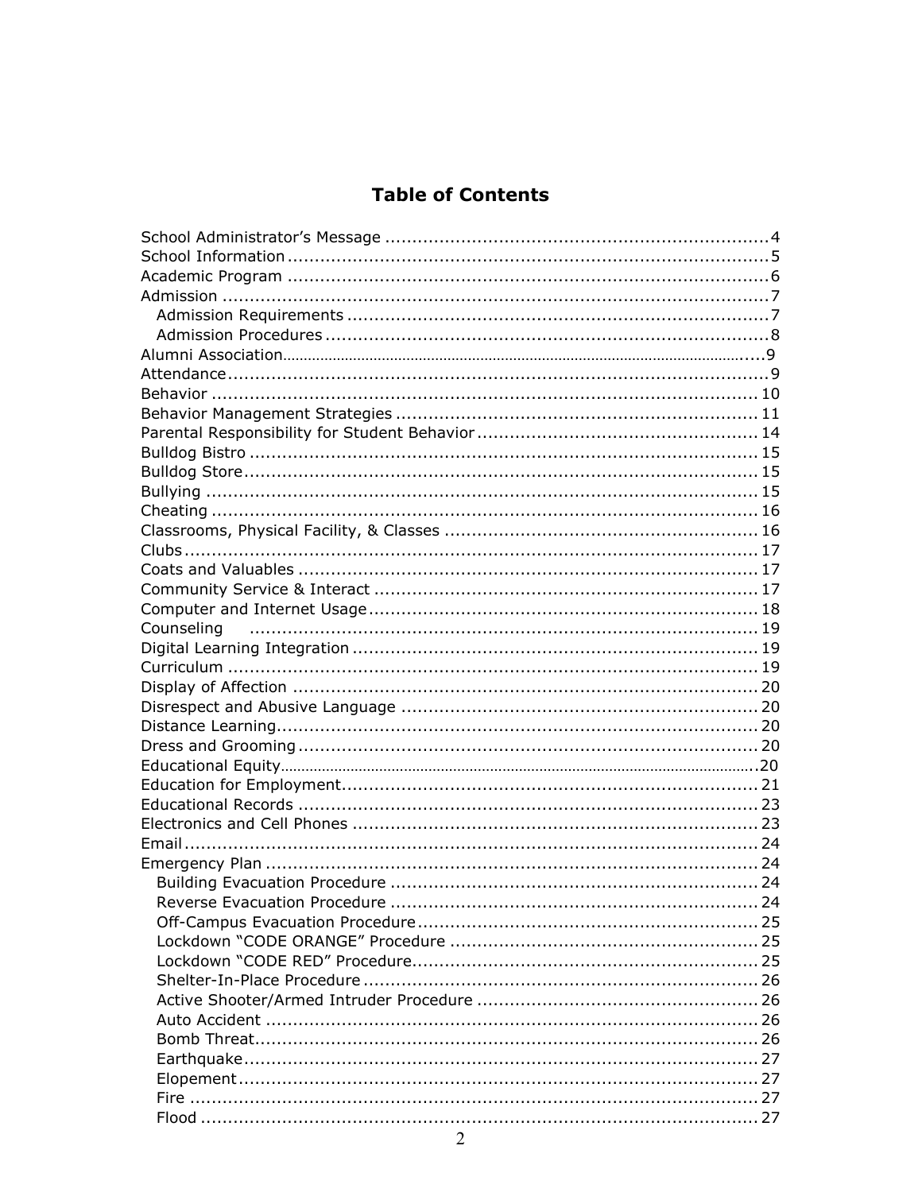# Table of Contents

| | |
|---|---|
| School Administrator's Message | 4 |
| School Information | 5 |
| Academic Program | 6 |
| Admission | 7 |
| &nbsp;&nbsp;Admission Requirements | 7 |
| &nbsp;&nbsp;Admission Procedures | 8 |
| Alumni Association | 9 |
| Attendance | 9 |
| Behavior | 10 |
| Behavior Management Strategies | 11 |
| Parental Responsibility for Student Behavior | 14 |
| Bulldog Bistro | 15 |
| Bulldog Store | 15 |
| Bullying | 15 |
| Cheating | 16 |
| Classrooms, Physical Facility, & Classes | 16 |
| Clubs | 17 |
| Coats and Valuables | 17 |
| Community Service & Interact | 17 |
| Computer and Internet Usage | 18 |
| Counseling | 19 |
| Digital Learning Integration | 19 |
| Curriculum | 19 |
| Display of Affection | 20 |
| Disrespect and Abusive Language | 20 |
| Distance Learning | 20 |
| Dress and Grooming | 20 |
| Educational Equity | 20 |
| Education for Employment | 21 |
| Educational Records | 23 |
| Electronics and Cell Phones | 23 |
| Email | 24 |
| Emergency Plan | 24 |
| &nbsp;&nbsp;Building Evacuation Procedure | 24 |
| &nbsp;&nbsp;Reverse Evacuation Procedure | 24 |
| &nbsp;&nbsp;Off-Campus Evacuation Procedure | 25 |
| &nbsp;&nbsp;Lockdown "CODE ORANGE" Procedure | 25 |
| &nbsp;&nbsp;Lockdown "CODE RED" Procedure | 25 |
| &nbsp;&nbsp;Shelter-In-Place Procedure | 26 |
| &nbsp;&nbsp;Active Shooter/Armed Intruder Procedure | 26 |
| &nbsp;&nbsp;Auto Accident | 26 |
| &nbsp;&nbsp;Bomb Threat | 26 |
| &nbsp;&nbsp;Earthquake | 27 |
| &nbsp;&nbsp;Elopement | 27 |
| &nbsp;&nbsp;Fire | 27 |
| &nbsp;&nbsp;Flood | 27 |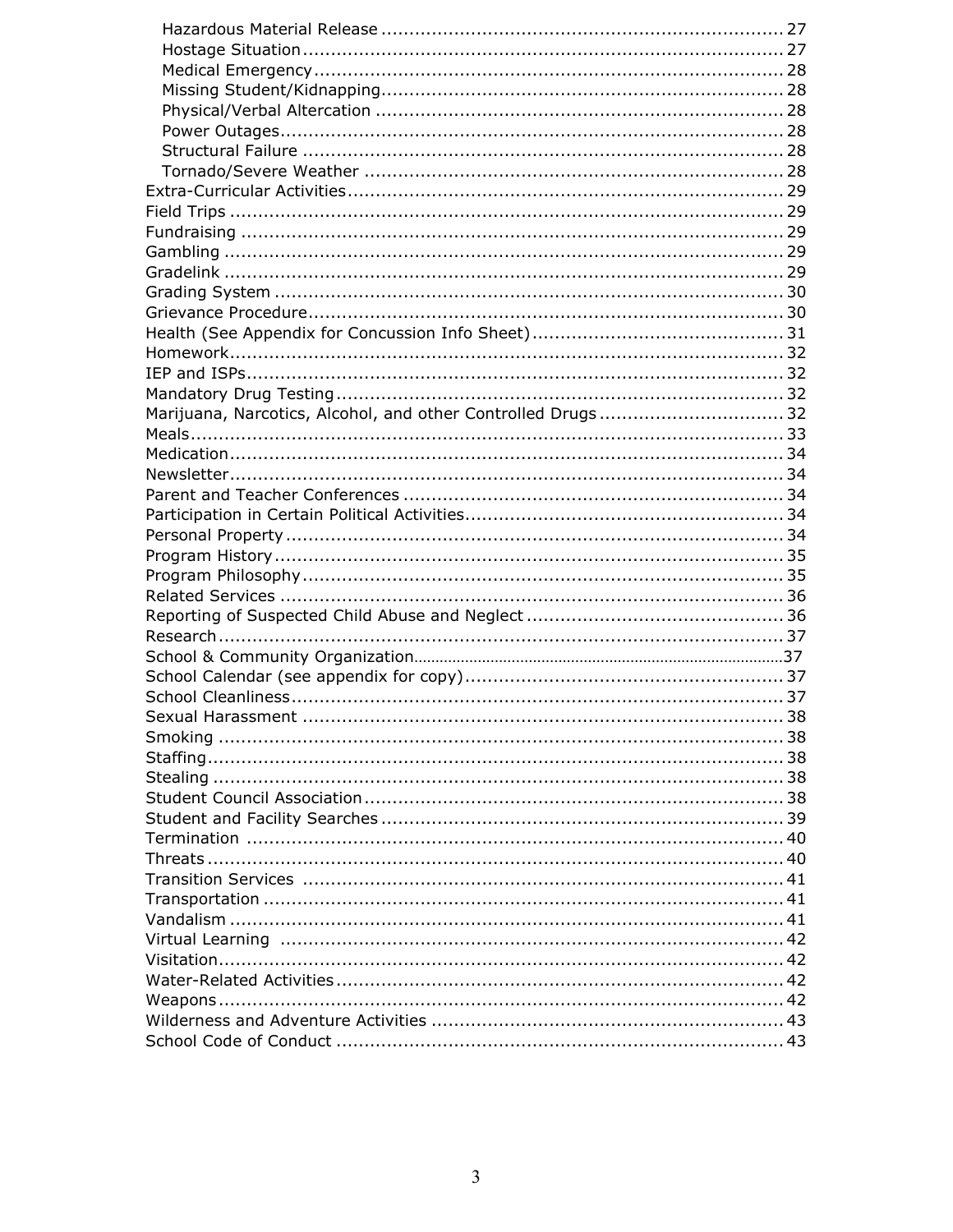- Hazardous Material Release .................................................................. 27
- Hostage Situation .................................................................................. 27
- Medical Emergency ................................................................................ 28
- Missing Student/Kidnapping.................................................................. 28
- Physical/Verbal Altercation ................................................................... 28
- Power Outages........................................................................................ 28
- Structural Failure ................................................................................... 28
- Tornado/Severe Weather ....................................................................... 28

Extra-Curricular Activities............................................................................ 29
Field Trips ..................................................................................................... 29
Fundraising ................................................................................................... 29
Gambling ....................................................................................................... 29
Gradelink ....................................................................................................... 29
Grading System ............................................................................................ 30
Grievance Procedure..................................................................................... 30
Health (See Appendix for Concussion Info Sheet)........................................ 31
Homework...................................................................................................... 32
IEP and ISPs.................................................................................................. 32
Mandatory Drug Testing............................................................................... 32
Marijuana, Narcotics, Alcohol, and other Controlled Drugs ........................ 32
Meals.............................................................................................................. 33
Medication..................................................................................................... 34
Newsletter...................................................................................................... 34
Parent and Teacher Conferences ................................................................. 34
Participation in Certain Political Activities................................................... 34
Personal Property .......................................................................................... 34
Program History ............................................................................................ 35
Program Philosophy....................................................................................... 35
Related Services ........................................................................................... 36
Reporting of Suspected Child Abuse and Neglect ........................................ 36
Research........................................................................................................ 37
School & Community Organization............................................................... 37
School Calendar (see appendix for copy)...................................................... 37
School Cleanliness......................................................................................... 37
Sexual Harassment ....................................................................................... 38
Smoking ......................................................................................................... 38
Staffing........................................................................................................... 38
Stealing .......................................................................................................... 38
Student Council Association.......................................................................... 38
Student and Facility Searches ....................................................................... 39
Termination ................................................................................................... 40
Threats ........................................................................................................... 40
Transition Services ....................................................................................... 41
Transportation .............................................................................................. 41
Vandalism ...................................................................................................... 41
Virtual Learning ........................................................................................... 42
Visitation........................................................................................................ 42
Water-Related Activities ............................................................................... 42
Weapons ........................................................................................................ 42
Wilderness and Adventure Activities ........................................................... 43
School Code of Conduct ............................................................................... 43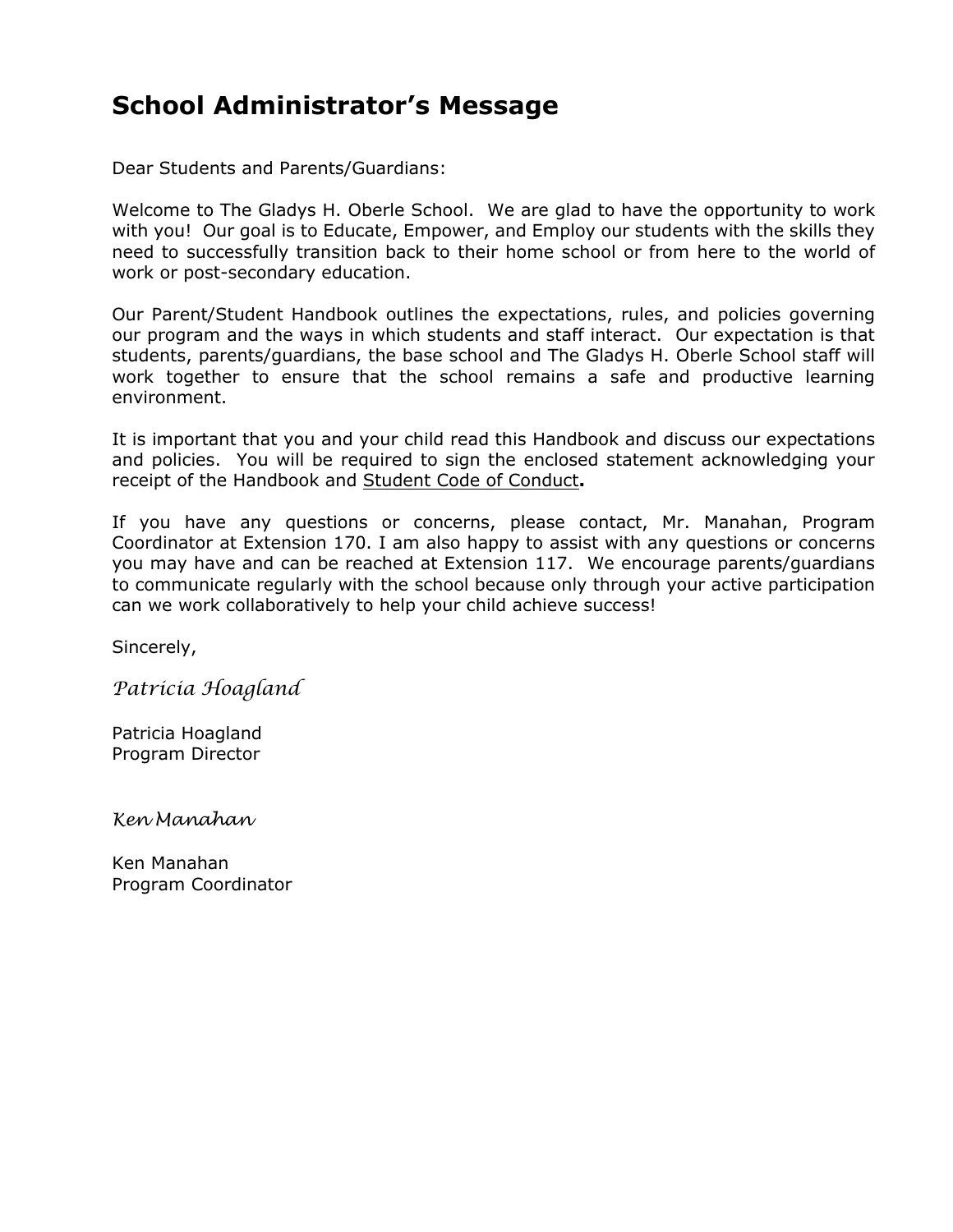# School Administrator's Message

Dear Students and Parents/Guardians:

Welcome to The Gladys H. Oberle School. We are glad to have the opportunity to work with you! Our goal is to Educate, Empower, and Employ our students with the skills they need to successfully transition back to their home school or from here to the world of work or post-secondary education.

Our Parent/Student Handbook outlines the expectations, rules, and policies governing our program and the ways in which students and staff interact. Our expectation is that students, parents/guardians, the base school and The Gladys H. Oberle School staff will work together to ensure that the school remains a safe and productive learning environment.

It is important that you and your child read this Handbook and discuss our expectations and policies. You will be required to sign the enclosed statement acknowledging your receipt of the Handbook and <u>Student Code of Conduct</u>**.**

If you have any questions or concerns, please contact, Mr. Manahan, Program Coordinator at Extension 170. I am also happy to assist with any questions or concerns you may have and can be reached at Extension 117. We encourage parents/guardians to communicate regularly with the school because only through your active participation can we work collaboratively to help your child achieve success!

Sincerely,

*Patricia Hoagland*

Patricia Hoagland
Program Director

*Ken Manahan*

Ken Manahan
Program Coordinator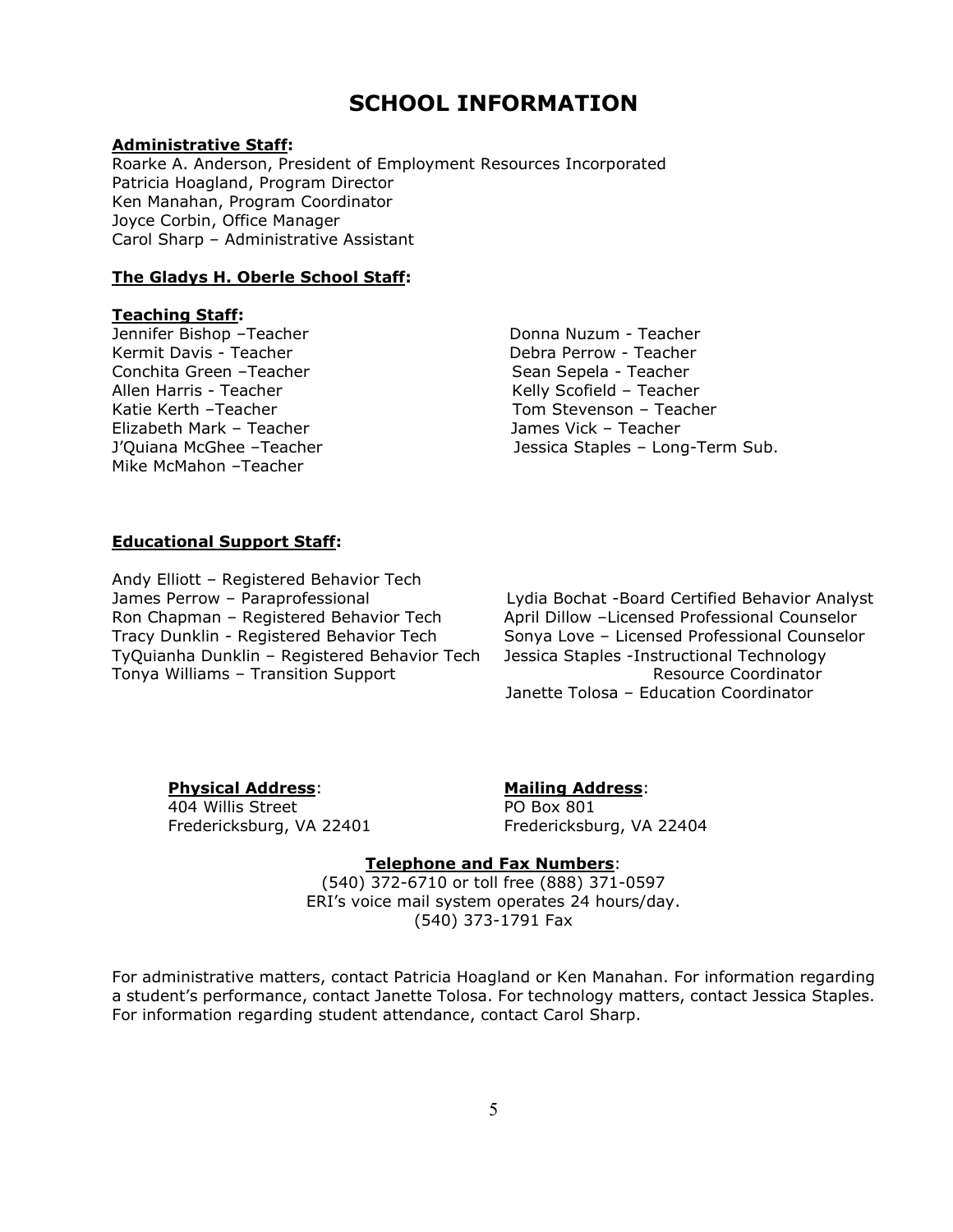# SCHOOL INFORMATION

**Administrative Staff:**

Roarke A. Anderson, President of Employment Resources Incorporated
Patricia Hoagland, Program Director
Ken Manahan, Program Coordinator
Joyce Corbin, Office Manager
Carol Sharp – Administrative Assistant

**The Gladys H. Oberle School Staff:**

**Teaching Staff:**

Jennifer Bishop –Teacher
Kermit Davis - Teacher
Conchita Green –Teacher
Allen Harris - Teacher
Katie Kerth –Teacher
Elizabeth Mark – Teacher
J'Quiana McGhee –Teacher
Mike McMahon –Teacher
Donna Nuzum - Teacher
Debra Perrow - Teacher
Sean Sepela - Teacher
Kelly Scofield – Teacher
Tom Stevenson – Teacher
James Vick – Teacher
Jessica Staples – Long-Term Sub.

**Educational Support Staff:**

Andy Elliott – Registered Behavior Tech
James Perrow – Paraprofessional
Ron Chapman – Registered Behavior Tech
Tracy Dunklin - Registered Behavior Tech
TyQuianha Dunklin – Registered Behavior Tech
Tonya Williams – Transition Support
Lydia Bochat -Board Certified Behavior Analyst
April Dillow –Licensed Professional Counselor
Sonya Love – Licensed Professional Counselor
Jessica Staples -Instructional Technology Resource Coordinator
Janette Tolosa – Education Coordinator

**Physical Address**:
404 Willis Street
Fredericksburg, VA 22401

**Mailing Address**:
PO Box 801
Fredericksburg, VA 22404

**Telephone and Fax Numbers**:
(540) 372-6710 or toll free (888) 371-0597
ERI's voice mail system operates 24 hours/day.
(540) 373-1791 Fax

For administrative matters, contact Patricia Hoagland or Ken Manahan. For information regarding a student's performance, contact Janette Tolosa. For technology matters, contact Jessica Staples. For information regarding student attendance, contact Carol Sharp.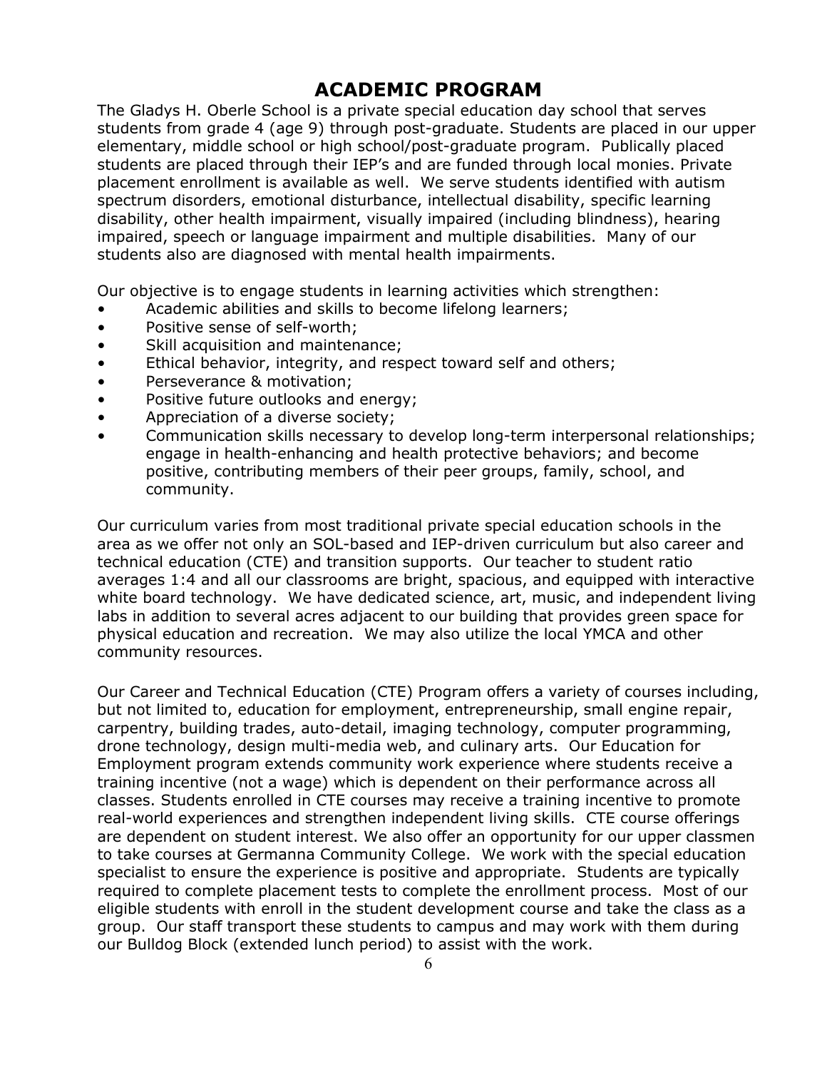# ACADEMIC PROGRAM

The Gladys H. Oberle School is a private special education day school that serves students from grade 4 (age 9) through post-graduate. Students are placed in our upper elementary, middle school or high school/post-graduate program. Publically placed students are placed through their IEP's and are funded through local monies. Private placement enrollment is available as well. We serve students identified with autism spectrum disorders, emotional disturbance, intellectual disability, specific learning disability, other health impairment, visually impaired (including blindness), hearing impaired, speech or language impairment and multiple disabilities. Many of our students also are diagnosed with mental health impairments.

Our objective is to engage students in learning activities which strengthen:

- Academic abilities and skills to become lifelong learners;
- Positive sense of self-worth;
- Skill acquisition and maintenance;
- Ethical behavior, integrity, and respect toward self and others;
- Perseverance & motivation;
- Positive future outlooks and energy;
- Appreciation of a diverse society;
- Communication skills necessary to develop long-term interpersonal relationships; engage in health-enhancing and health protective behaviors; and become positive, contributing members of their peer groups, family, school, and community.

Our curriculum varies from most traditional private special education schools in the area as we offer not only an SOL-based and IEP-driven curriculum but also career and technical education (CTE) and transition supports. Our teacher to student ratio averages 1:4 and all our classrooms are bright, spacious, and equipped with interactive white board technology. We have dedicated science, art, music, and independent living labs in addition to several acres adjacent to our building that provides green space for physical education and recreation. We may also utilize the local YMCA and other community resources.

Our Career and Technical Education (CTE) Program offers a variety of courses including, but not limited to, education for employment, entrepreneurship, small engine repair, carpentry, building trades, auto-detail, imaging technology, computer programming, drone technology, design multi-media web, and culinary arts. Our Education for Employment program extends community work experience where students receive a training incentive (not a wage) which is dependent on their performance across all classes. Students enrolled in CTE courses may receive a training incentive to promote real-world experiences and strengthen independent living skills. CTE course offerings are dependent on student interest. We also offer an opportunity for our upper classmen to take courses at Germanna Community College. We work with the special education specialist to ensure the experience is positive and appropriate. Students are typically required to complete placement tests to complete the enrollment process. Most of our eligible students with enroll in the student development course and take the class as a group. Our staff transport these students to campus and may work with them during our Bulldog Block (extended lunch period) to assist with the work.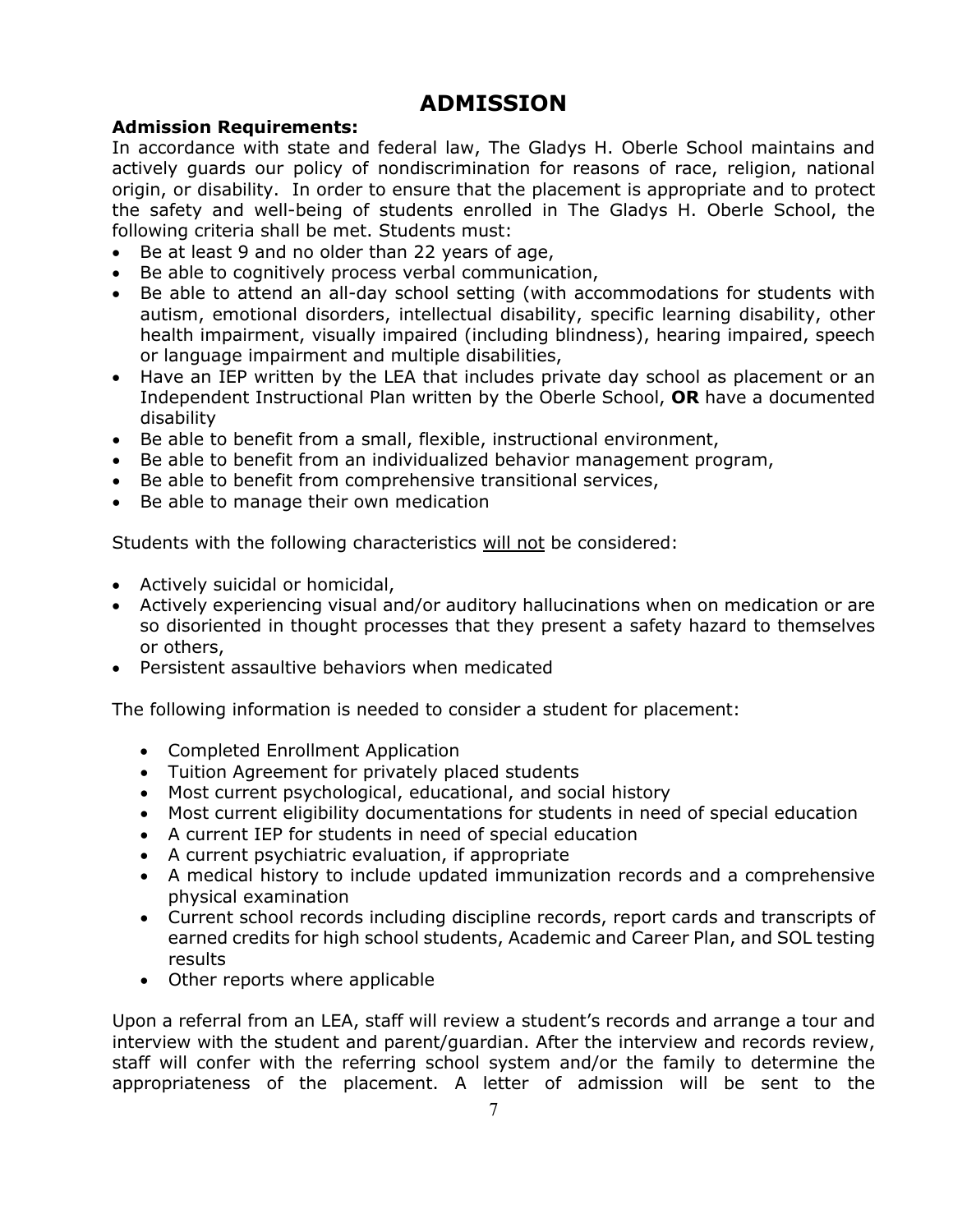# ADMISSION

**Admission Requirements:**

In accordance with state and federal law, The Gladys H. Oberle School maintains and actively guards our policy of nondiscrimination for reasons of race, religion, national origin, or disability. In order to ensure that the placement is appropriate and to protect the safety and well-being of students enrolled in The Gladys H. Oberle School, the following criteria shall be met. Students must:

- Be at least 9 and no older than 22 years of age,
- Be able to cognitively process verbal communication,
- Be able to attend an all-day school setting (with accommodations for students with autism, emotional disorders, intellectual disability, specific learning disability, other health impairment, visually impaired (including blindness), hearing impaired, speech or language impairment and multiple disabilities,
- Have an IEP written by the LEA that includes private day school as placement or an Independent Instructional Plan written by the Oberle School, **OR** have a documented disability
- Be able to benefit from a small, flexible, instructional environment,
- Be able to benefit from an individualized behavior management program,
- Be able to benefit from comprehensive transitional services,
- Be able to manage their own medication

Students with the following characteristics <u>will not</u> be considered:

- Actively suicidal or homicidal,
- Actively experiencing visual and/or auditory hallucinations when on medication or are so disoriented in thought processes that they present a safety hazard to themselves or others,
- Persistent assaultive behaviors when medicated

The following information is needed to consider a student for placement:

- Completed Enrollment Application
- Tuition Agreement for privately placed students
- Most current psychological, educational, and social history
- Most current eligibility documentations for students in need of special education
- A current IEP for students in need of special education
- A current psychiatric evaluation, if appropriate
- A medical history to include updated immunization records and a comprehensive physical examination
- Current school records including discipline records, report cards and transcripts of earned credits for high school students, Academic and Career Plan, and SOL testing results
- Other reports where applicable

Upon a referral from an LEA, staff will review a student's records and arrange a tour and interview with the student and parent/guardian. After the interview and records review, staff will confer with the referring school system and/or the family to determine the appropriateness of the placement. A letter of admission will be sent to the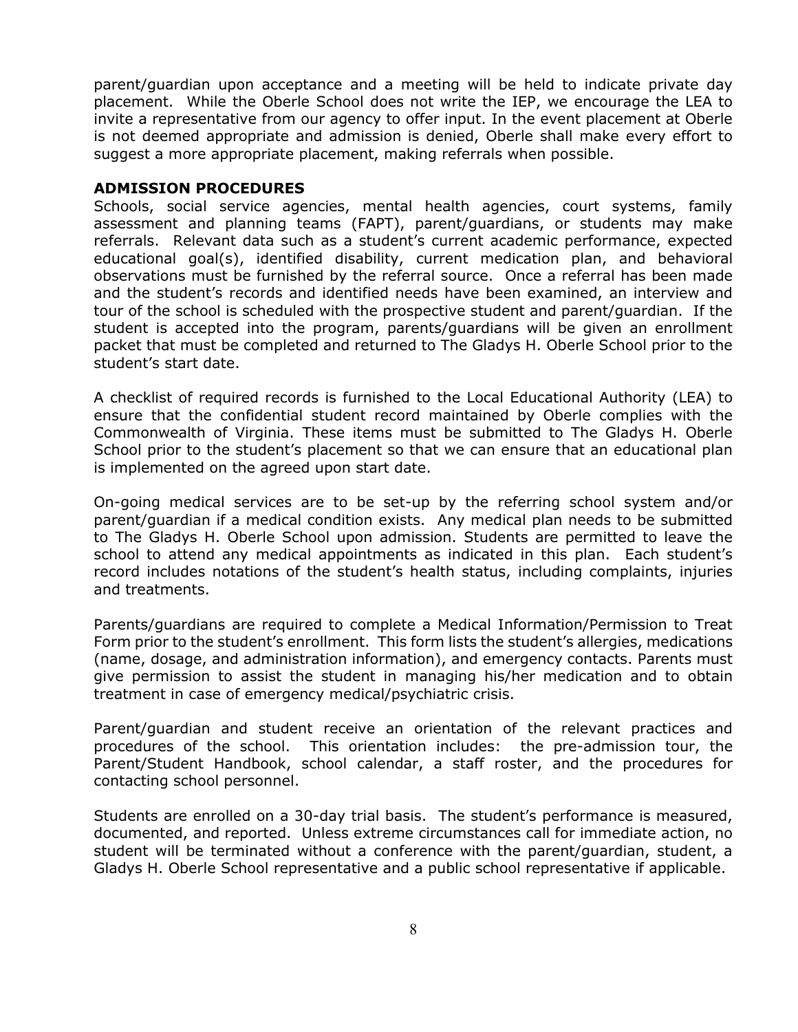parent/guardian upon acceptance and a meeting will be held to indicate private day placement. While the Oberle School does not write the IEP, we encourage the LEA to invite a representative from our agency to offer input. In the event placement at Oberle is not deemed appropriate and admission is denied, Oberle shall make every effort to suggest a more appropriate placement, making referrals when possible.

## ADMISSION PROCEDURES

Schools, social service agencies, mental health agencies, court systems, family assessment and planning teams (FAPT), parent/guardians, or students may make referrals. Relevant data such as a student's current academic performance, expected educational goal(s), identified disability, current medication plan, and behavioral observations must be furnished by the referral source. Once a referral has been made and the student's records and identified needs have been examined, an interview and tour of the school is scheduled with the prospective student and parent/guardian. If the student is accepted into the program, parents/guardians will be given an enrollment packet that must be completed and returned to The Gladys H. Oberle School prior to the student's start date.

A checklist of required records is furnished to the Local Educational Authority (LEA) to ensure that the confidential student record maintained by Oberle complies with the Commonwealth of Virginia. These items must be submitted to The Gladys H. Oberle School prior to the student's placement so that we can ensure that an educational plan is implemented on the agreed upon start date.

On-going medical services are to be set-up by the referring school system and/or parent/guardian if a medical condition exists. Any medical plan needs to be submitted to The Gladys H. Oberle School upon admission. Students are permitted to leave the school to attend any medical appointments as indicated in this plan. Each student's record includes notations of the student's health status, including complaints, injuries and treatments.

Parents/guardians are required to complete a Medical Information/Permission to Treat Form prior to the student's enrollment. This form lists the student's allergies, medications (name, dosage, and administration information), and emergency contacts. Parents must give permission to assist the student in managing his/her medication and to obtain treatment in case of emergency medical/psychiatric crisis.

Parent/guardian and student receive an orientation of the relevant practices and procedures of the school. This orientation includes: the pre-admission tour, the Parent/Student Handbook, school calendar, a staff roster, and the procedures for contacting school personnel.

Students are enrolled on a 30-day trial basis. The student's performance is measured, documented, and reported. Unless extreme circumstances call for immediate action, no student will be terminated without a conference with the parent/guardian, student, a Gladys H. Oberle School representative and a public school representative if applicable.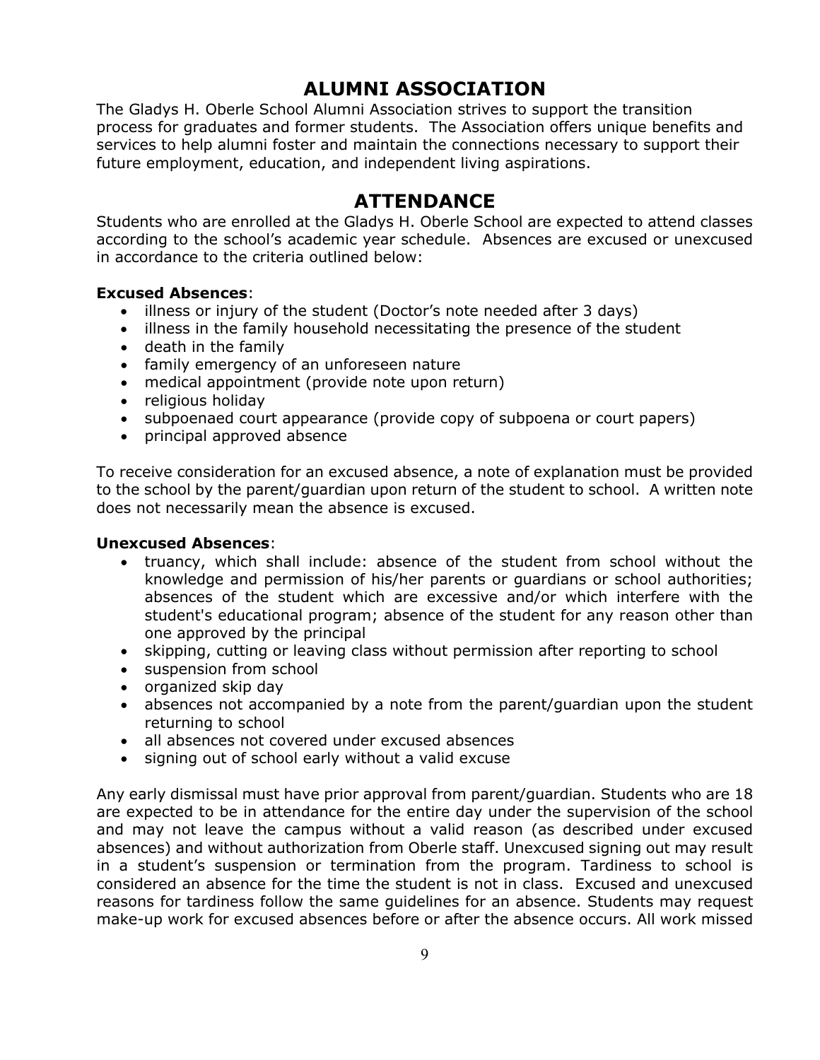# ALUMNI ASSOCIATION

The Gladys H. Oberle School Alumni Association strives to support the transition process for graduates and former students. The Association offers unique benefits and services to help alumni foster and maintain the connections necessary to support their future employment, education, and independent living aspirations.

# ATTENDANCE

Students who are enrolled at the Gladys H. Oberle School are expected to attend classes according to the school's academic year schedule. Absences are excused or unexcused in accordance to the criteria outlined below:

**Excused Absences**:

- illness or injury of the student (Doctor's note needed after 3 days)
- illness in the family household necessitating the presence of the student
- death in the family
- family emergency of an unforeseen nature
- medical appointment (provide note upon return)
- religious holiday
- subpoenaed court appearance (provide copy of subpoena or court papers)
- principal approved absence

To receive consideration for an excused absence, a note of explanation must be provided to the school by the parent/guardian upon return of the student to school. A written note does not necessarily mean the absence is excused.

**Unexcused Absences**:

- truancy, which shall include: absence of the student from school without the knowledge and permission of his/her parents or guardians or school authorities; absences of the student which are excessive and/or which interfere with the student's educational program; absence of the student for any reason other than one approved by the principal
- skipping, cutting or leaving class without permission after reporting to school
- suspension from school
- organized skip day
- absences not accompanied by a note from the parent/guardian upon the student returning to school
- all absences not covered under excused absences
- signing out of school early without a valid excuse

Any early dismissal must have prior approval from parent/guardian. Students who are 18 are expected to be in attendance for the entire day under the supervision of the school and may not leave the campus without a valid reason (as described under excused absences) and without authorization from Oberle staff. Unexcused signing out may result in a student's suspension or termination from the program. Tardiness to school is considered an absence for the time the student is not in class. Excused and unexcused reasons for tardiness follow the same guidelines for an absence. Students may request make-up work for excused absences before or after the absence occurs. All work missed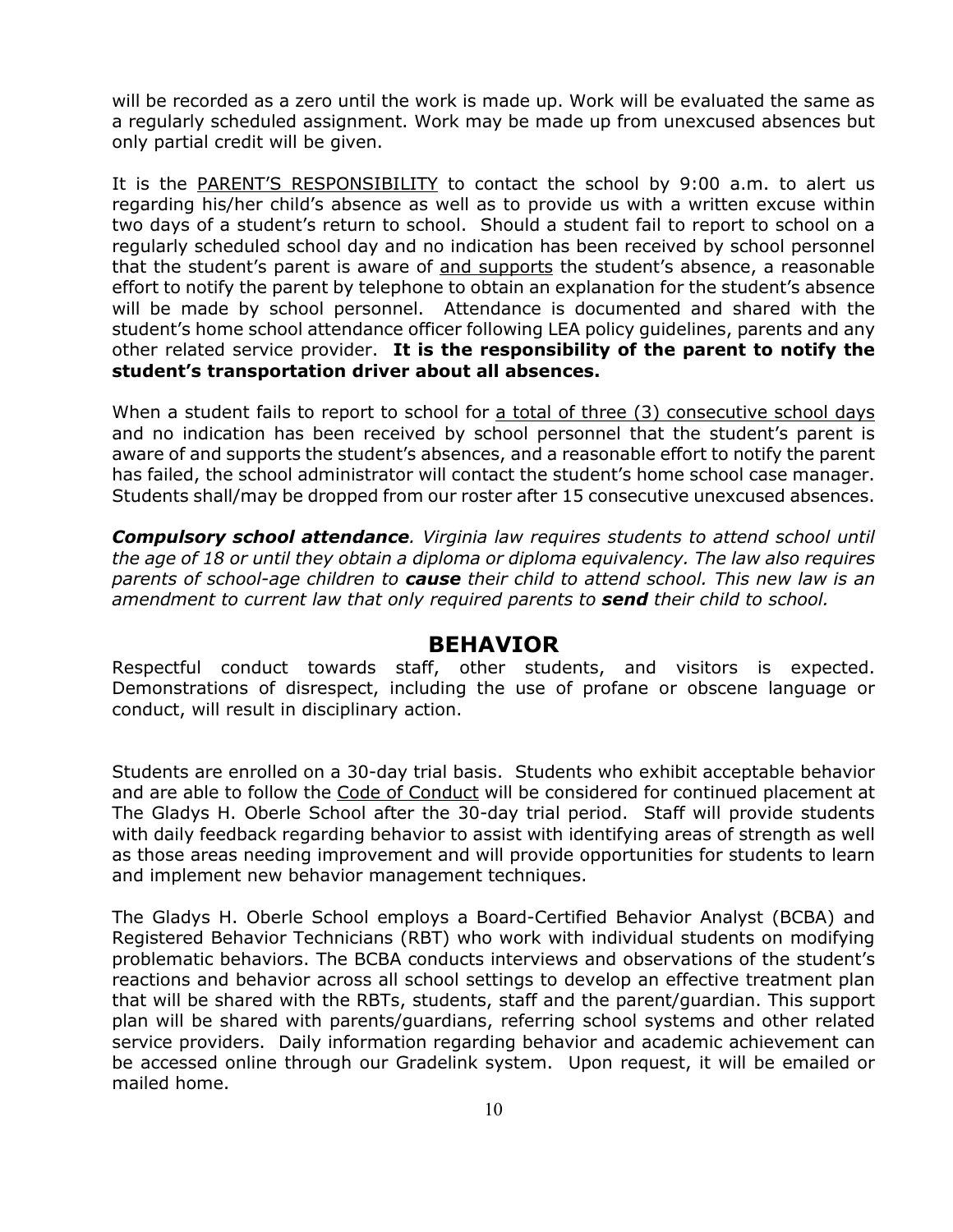will be recorded as a zero until the work is made up. Work will be evaluated the same as a regularly scheduled assignment. Work may be made up from unexcused absences but only partial credit will be given.

It is the <u>PARENT'S RESPONSIBILITY</u> to contact the school by 9:00 a.m. to alert us regarding his/her child's absence as well as to provide us with a written excuse within two days of a student's return to school. Should a student fail to report to school on a regularly scheduled school day and no indication has been received by school personnel that the student's parent is aware of <u>and supports</u> the student's absence, a reasonable effort to notify the parent by telephone to obtain an explanation for the student's absence will be made by school personnel. Attendance is documented and shared with the student's home school attendance officer following LEA policy guidelines, parents and any other related service provider. **It is the responsibility of the parent to notify the student's transportation driver about all absences.**

When a student fails to report to school for <u>a total of three (3) consecutive school days</u> and no indication has been received by school personnel that the student's parent is aware of and supports the student's absences, and a reasonable effort to notify the parent has failed, the school administrator will contact the student's home school case manager. Students shall/may be dropped from our roster after 15 consecutive unexcused absences.

***Compulsory school attendance****. Virginia law requires students to attend school until the age of 18 or until they obtain a diploma or diploma equivalency. The law also requires parents of school-age children to* ***cause*** *their child to attend school. This new law is an amendment to current law that only required parents to* ***send*** *their child to school.*

## BEHAVIOR

Respectful conduct towards staff, other students, and visitors is expected. Demonstrations of disrespect, including the use of profane or obscene language or conduct, will result in disciplinary action.

Students are enrolled on a 30-day trial basis. Students who exhibit acceptable behavior and are able to follow the <u>Code of Conduct</u> will be considered for continued placement at The Gladys H. Oberle School after the 30-day trial period. Staff will provide students with daily feedback regarding behavior to assist with identifying areas of strength as well as those areas needing improvement and will provide opportunities for students to learn and implement new behavior management techniques.

The Gladys H. Oberle School employs a Board-Certified Behavior Analyst (BCBA) and Registered Behavior Technicians (RBT) who work with individual students on modifying problematic behaviors. The BCBA conducts interviews and observations of the student's reactions and behavior across all school settings to develop an effective treatment plan that will be shared with the RBTs, students, staff and the parent/guardian. This support plan will be shared with parents/guardians, referring school systems and other related service providers. Daily information regarding behavior and academic achievement can be accessed online through our Gradelink system. Upon request, it will be emailed or mailed home.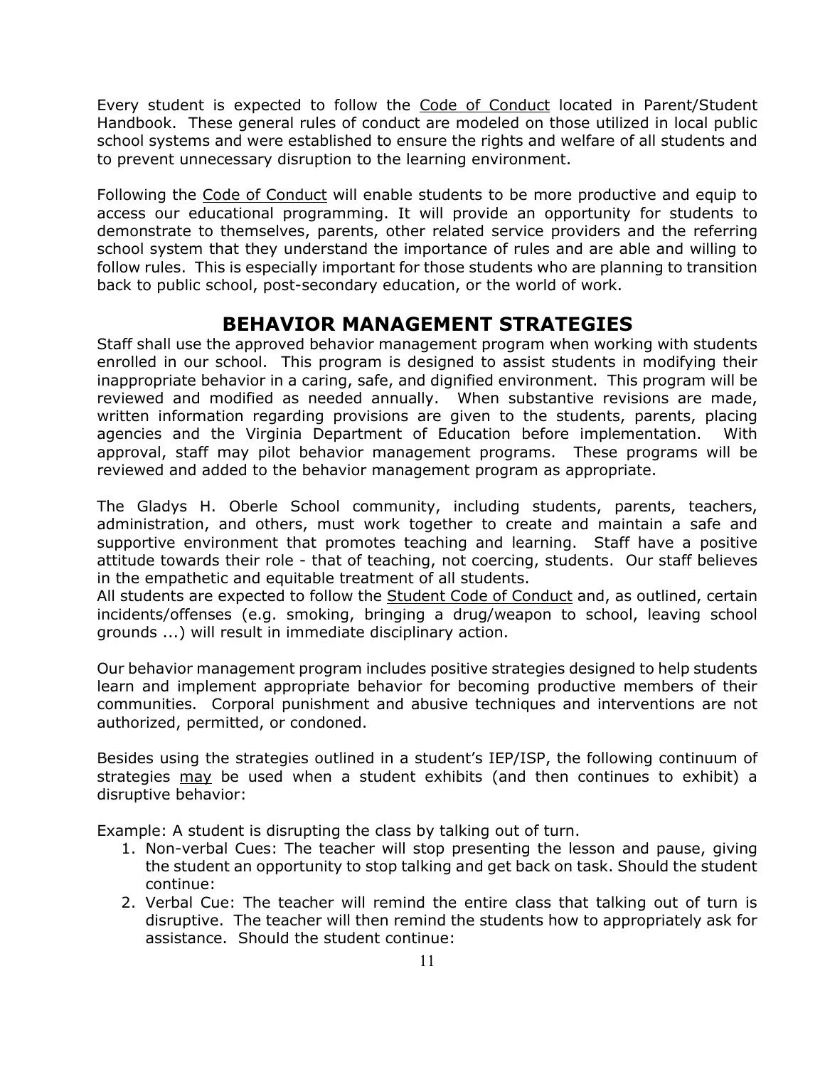Every student is expected to follow the Code of Conduct located in Parent/Student Handbook. These general rules of conduct are modeled on those utilized in local public school systems and were established to ensure the rights and welfare of all students and to prevent unnecessary disruption to the learning environment.

Following the Code of Conduct will enable students to be more productive and equip to access our educational programming. It will provide an opportunity for students to demonstrate to themselves, parents, other related service providers and the referring school system that they understand the importance of rules and are able and willing to follow rules. This is especially important for those students who are planning to transition back to public school, post-secondary education, or the world of work.

## BEHAVIOR MANAGEMENT STRATEGIES

Staff shall use the approved behavior management program when working with students enrolled in our school. This program is designed to assist students in modifying their inappropriate behavior in a caring, safe, and dignified environment. This program will be reviewed and modified as needed annually. When substantive revisions are made, written information regarding provisions are given to the students, parents, placing agencies and the Virginia Department of Education before implementation. With approval, staff may pilot behavior management programs. These programs will be reviewed and added to the behavior management program as appropriate.

The Gladys H. Oberle School community, including students, parents, teachers, administration, and others, must work together to create and maintain a safe and supportive environment that promotes teaching and learning. Staff have a positive attitude towards their role - that of teaching, not coercing, students. Our staff believes in the empathetic and equitable treatment of all students.
All students are expected to follow the Student Code of Conduct and, as outlined, certain incidents/offenses (e.g. smoking, bringing a drug/weapon to school, leaving school grounds ...) will result in immediate disciplinary action.

Our behavior management program includes positive strategies designed to help students learn and implement appropriate behavior for becoming productive members of their communities. Corporal punishment and abusive techniques and interventions are not authorized, permitted, or condoned.

Besides using the strategies outlined in a student's IEP/ISP, the following continuum of strategies may be used when a student exhibits (and then continues to exhibit) a disruptive behavior:

Example: A student is disrupting the class by talking out of turn.

1. Non-verbal Cues: The teacher will stop presenting the lesson and pause, giving the student an opportunity to stop talking and get back on task. Should the student continue:
2. Verbal Cue: The teacher will remind the entire class that talking out of turn is disruptive. The teacher will then remind the students how to appropriately ask for assistance. Should the student continue: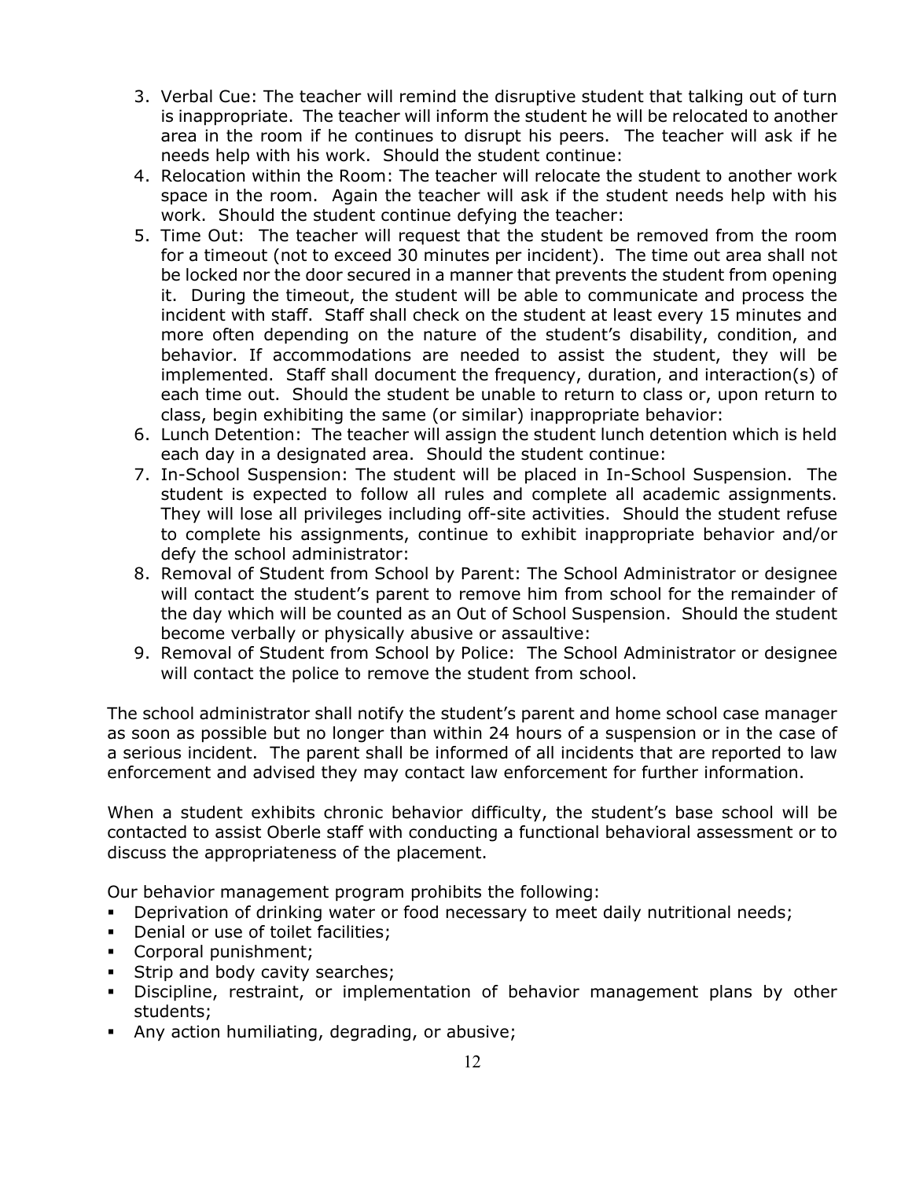3. Verbal Cue: The teacher will remind the disruptive student that talking out of turn is inappropriate. The teacher will inform the student he will be relocated to another area in the room if he continues to disrupt his peers. The teacher will ask if he needs help with his work. Should the student continue:
4. Relocation within the Room: The teacher will relocate the student to another work space in the room. Again the teacher will ask if the student needs help with his work. Should the student continue defying the teacher:
5. Time Out: The teacher will request that the student be removed from the room for a timeout (not to exceed 30 minutes per incident). The time out area shall not be locked nor the door secured in a manner that prevents the student from opening it. During the timeout, the student will be able to communicate and process the incident with staff. Staff shall check on the student at least every 15 minutes and more often depending on the nature of the student's disability, condition, and behavior. If accommodations are needed to assist the student, they will be implemented. Staff shall document the frequency, duration, and interaction(s) of each time out. Should the student be unable to return to class or, upon return to class, begin exhibiting the same (or similar) inappropriate behavior:
6. Lunch Detention: The teacher will assign the student lunch detention which is held each day in a designated area. Should the student continue:
7. In-School Suspension: The student will be placed in In-School Suspension. The student is expected to follow all rules and complete all academic assignments. They will lose all privileges including off-site activities. Should the student refuse to complete his assignments, continue to exhibit inappropriate behavior and/or defy the school administrator:
8. Removal of Student from School by Parent: The School Administrator or designee will contact the student's parent to remove him from school for the remainder of the day which will be counted as an Out of School Suspension. Should the student become verbally or physically abusive or assaultive:
9. Removal of Student from School by Police: The School Administrator or designee will contact the police to remove the student from school.

The school administrator shall notify the student's parent and home school case manager as soon as possible but no longer than within 24 hours of a suspension or in the case of a serious incident. The parent shall be informed of all incidents that are reported to law enforcement and advised they may contact law enforcement for further information.

When a student exhibits chronic behavior difficulty, the student's base school will be contacted to assist Oberle staff with conducting a functional behavioral assessment or to discuss the appropriateness of the placement.

Our behavior management program prohibits the following:

- Deprivation of drinking water or food necessary to meet daily nutritional needs;
- Denial or use of toilet facilities;
- Corporal punishment;
- Strip and body cavity searches;
- Discipline, restraint, or implementation of behavior management plans by other students;
- Any action humiliating, degrading, or abusive;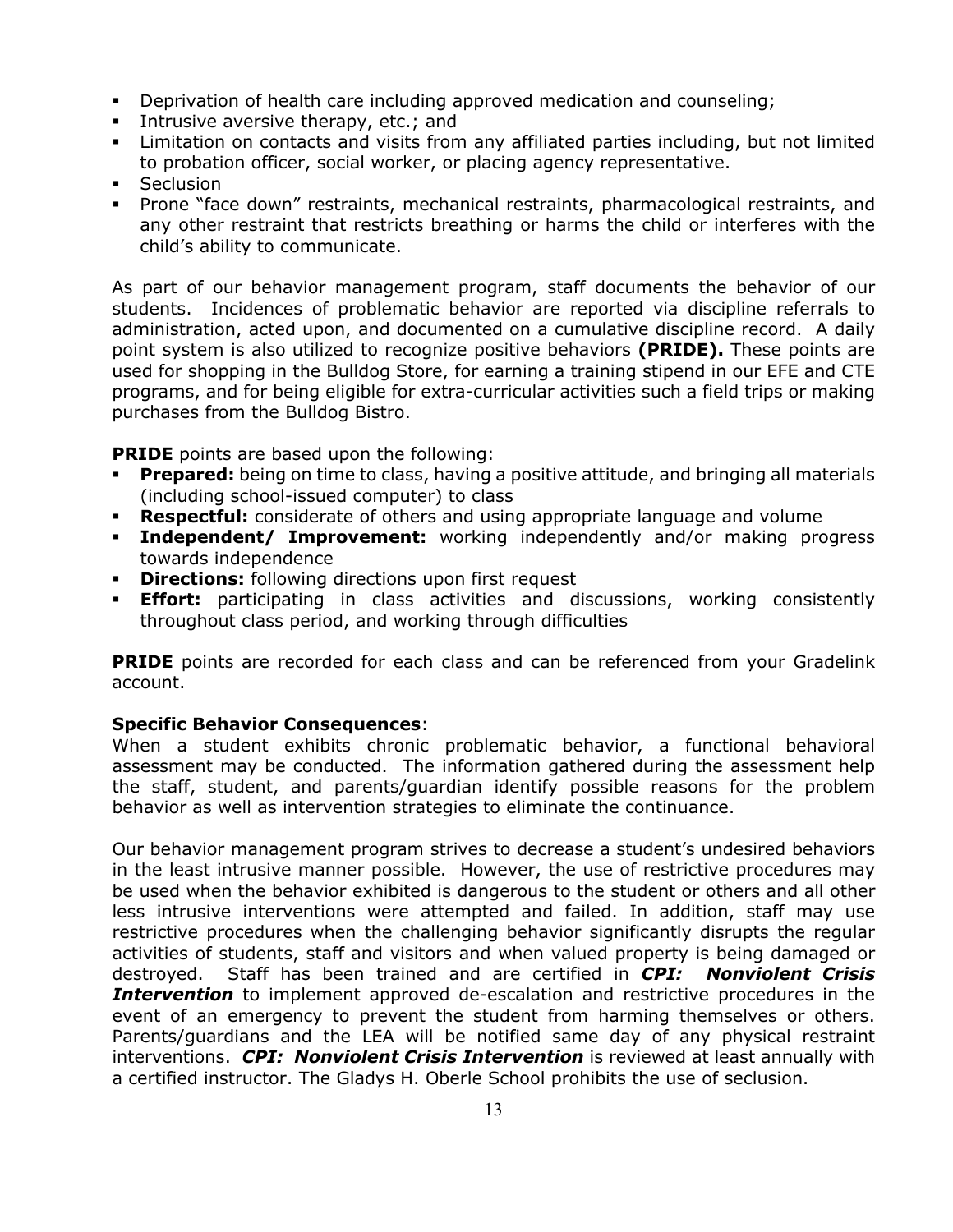- Deprivation of health care including approved medication and counseling;
- Intrusive aversive therapy, etc.; and
- Limitation on contacts and visits from any affiliated parties including, but not limited to probation officer, social worker, or placing agency representative.
- Seclusion
- Prone "face down" restraints, mechanical restraints, pharmacological restraints, and any other restraint that restricts breathing or harms the child or interferes with the child's ability to communicate.

As part of our behavior management program, staff documents the behavior of our students. Incidences of problematic behavior are reported via discipline referrals to administration, acted upon, and documented on a cumulative discipline record. A daily point system is also utilized to recognize positive behaviors **(PRIDE).** These points are used for shopping in the Bulldog Store, for earning a training stipend in our EFE and CTE programs, and for being eligible for extra-curricular activities such a field trips or making purchases from the Bulldog Bistro.

**PRIDE** points are based upon the following:

- **Prepared:** being on time to class, having a positive attitude, and bringing all materials (including school-issued computer) to class
- **Respectful:** considerate of others and using appropriate language and volume
- **Independent/ Improvement:** working independently and/or making progress towards independence
- **Directions:** following directions upon first request
- **Effort:** participating in class activities and discussions, working consistently throughout class period, and working through difficulties

**PRIDE** points are recorded for each class and can be referenced from your Gradelink account.

**Specific Behavior Consequences**:
When a student exhibits chronic problematic behavior, a functional behavioral assessment may be conducted. The information gathered during the assessment help the staff, student, and parents/guardian identify possible reasons for the problem behavior as well as intervention strategies to eliminate the continuance.

Our behavior management program strives to decrease a student's undesired behaviors in the least intrusive manner possible. However, the use of restrictive procedures may be used when the behavior exhibited is dangerous to the student or others and all other less intrusive interventions were attempted and failed. In addition, staff may use restrictive procedures when the challenging behavior significantly disrupts the regular activities of students, staff and visitors and when valued property is being damaged or destroyed. Staff has been trained and are certified in ***CPI: Nonviolent Crisis Intervention*** to implement approved de-escalation and restrictive procedures in the event of an emergency to prevent the student from harming themselves or others. Parents/guardians and the LEA will be notified same day of any physical restraint interventions. ***CPI: Nonviolent Crisis Intervention*** is reviewed at least annually with a certified instructor. The Gladys H. Oberle School prohibits the use of seclusion.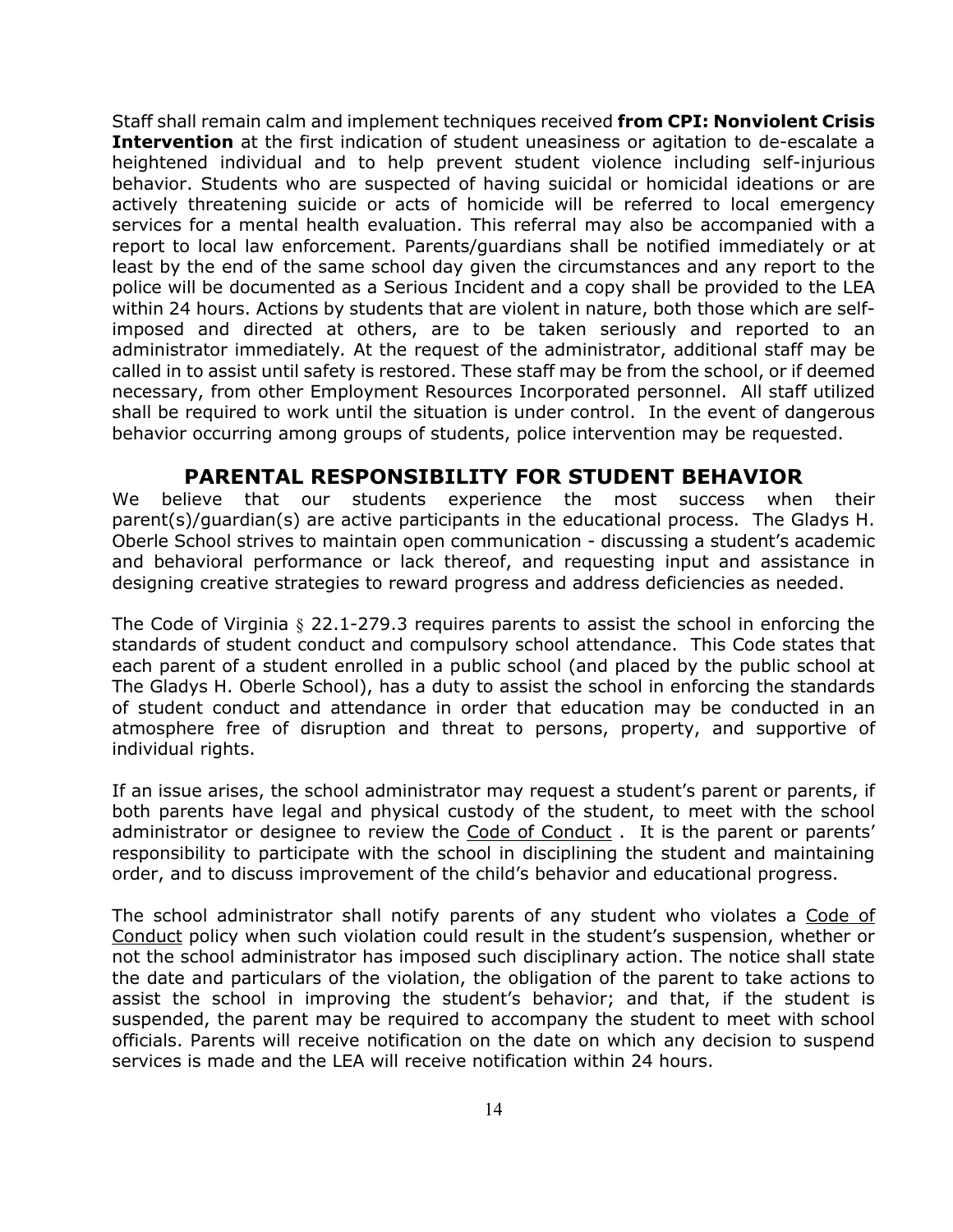Staff shall remain calm and implement techniques received **from CPI: Nonviolent Crisis Intervention** at the first indication of student uneasiness or agitation to de-escalate a heightened individual and to help prevent student violence including self-injurious behavior. Students who are suspected of having suicidal or homicidal ideations or are actively threatening suicide or acts of homicide will be referred to local emergency services for a mental health evaluation. This referral may also be accompanied with a report to local law enforcement. Parents/guardians shall be notified immediately or at least by the end of the same school day given the circumstances and any report to the police will be documented as a Serious Incident and a copy shall be provided to the LEA within 24 hours. Actions by students that are violent in nature, both those which are self-imposed and directed at others, are to be taken seriously and reported to an administrator immediately. At the request of the administrator, additional staff may be called in to assist until safety is restored. These staff may be from the school, or if deemed necessary, from other Employment Resources Incorporated personnel. All staff utilized shall be required to work until the situation is under control. In the event of dangerous behavior occurring among groups of students, police intervention may be requested.

## PARENTAL RESPONSIBILITY FOR STUDENT BEHAVIOR

We believe that our students experience the most success when their parent(s)/guardian(s) are active participants in the educational process. The Gladys H. Oberle School strives to maintain open communication - discussing a student's academic and behavioral performance or lack thereof, and requesting input and assistance in designing creative strategies to reward progress and address deficiencies as needed.

The Code of Virginia § 22.1-279.3 requires parents to assist the school in enforcing the standards of student conduct and compulsory school attendance. This Code states that each parent of a student enrolled in a public school (and placed by the public school at The Gladys H. Oberle School), has a duty to assist the school in enforcing the standards of student conduct and attendance in order that education may be conducted in an atmosphere free of disruption and threat to persons, property, and supportive of individual rights.

If an issue arises, the school administrator may request a student's parent or parents, if both parents have legal and physical custody of the student, to meet with the school administrator or designee to review the Code of Conduct . It is the parent or parents' responsibility to participate with the school in disciplining the student and maintaining order, and to discuss improvement of the child's behavior and educational progress.

The school administrator shall notify parents of any student who violates a Code of Conduct policy when such violation could result in the student's suspension, whether or not the school administrator has imposed such disciplinary action. The notice shall state the date and particulars of the violation, the obligation of the parent to take actions to assist the school in improving the student's behavior; and that, if the student is suspended, the parent may be required to accompany the student to meet with school officials. Parents will receive notification on the date on which any decision to suspend services is made and the LEA will receive notification within 24 hours.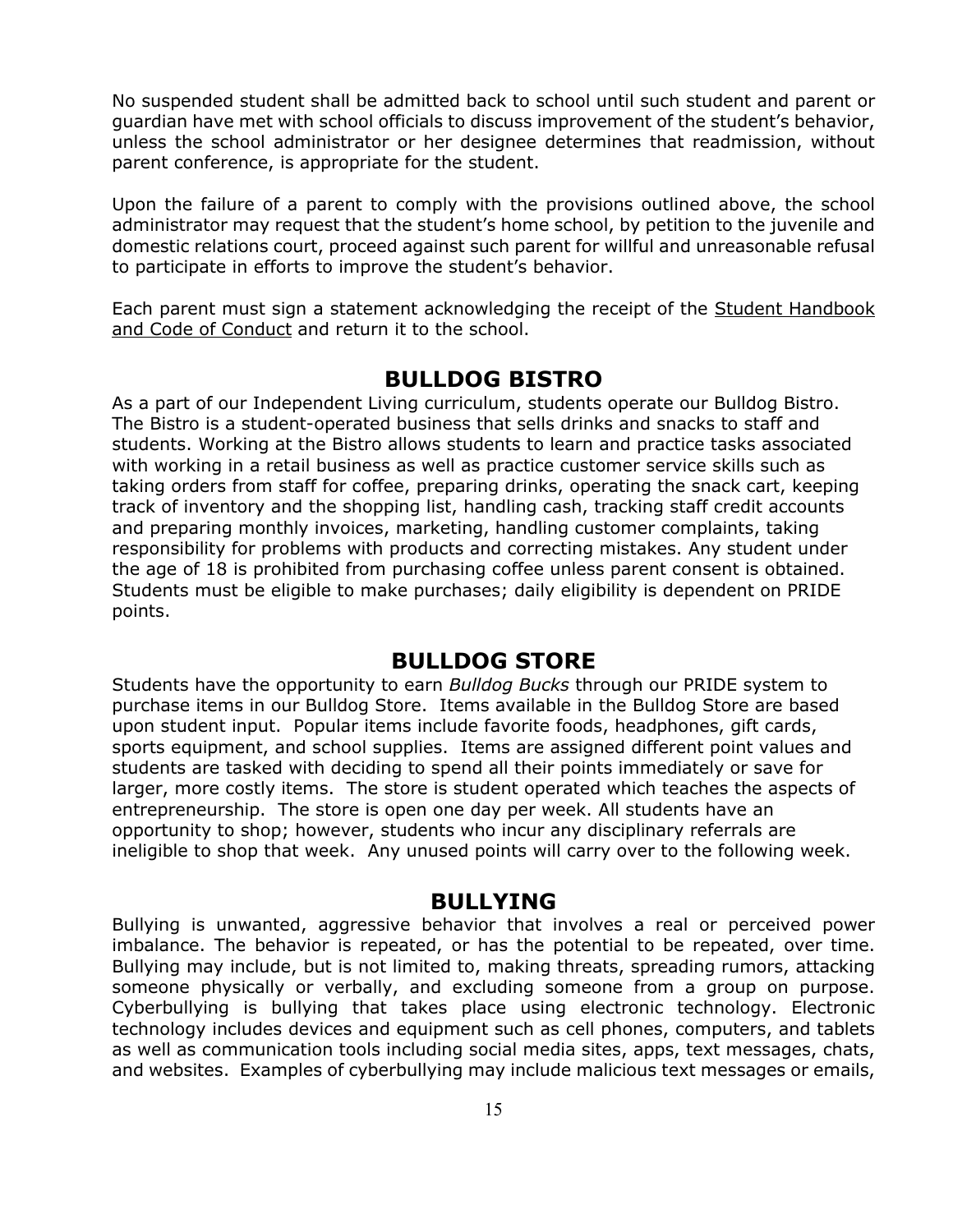No suspended student shall be admitted back to school until such student and parent or guardian have met with school officials to discuss improvement of the student's behavior, unless the school administrator or her designee determines that readmission, without parent conference, is appropriate for the student.

Upon the failure of a parent to comply with the provisions outlined above, the school administrator may request that the student's home school, by petition to the juvenile and domestic relations court, proceed against such parent for willful and unreasonable refusal to participate in efforts to improve the student's behavior.

Each parent must sign a statement acknowledging the receipt of the Student Handbook and Code of Conduct and return it to the school.

## BULLDOG BISTRO

As a part of our Independent Living curriculum, students operate our Bulldog Bistro. The Bistro is a student-operated business that sells drinks and snacks to staff and students. Working at the Bistro allows students to learn and practice tasks associated with working in a retail business as well as practice customer service skills such as taking orders from staff for coffee, preparing drinks, operating the snack cart, keeping track of inventory and the shopping list, handling cash, tracking staff credit accounts and preparing monthly invoices, marketing, handling customer complaints, taking responsibility for problems with products and correcting mistakes. Any student under the age of 18 is prohibited from purchasing coffee unless parent consent is obtained. Students must be eligible to make purchases; daily eligibility is dependent on PRIDE points.

## BULLDOG STORE

Students have the opportunity to earn *Bulldog Bucks* through our PRIDE system to purchase items in our Bulldog Store. Items available in the Bulldog Store are based upon student input. Popular items include favorite foods, headphones, gift cards, sports equipment, and school supplies. Items are assigned different point values and students are tasked with deciding to spend all their points immediately or save for larger, more costly items. The store is student operated which teaches the aspects of entrepreneurship. The store is open one day per week. All students have an opportunity to shop; however, students who incur any disciplinary referrals are ineligible to shop that week. Any unused points will carry over to the following week.

## BULLYING

Bullying is unwanted, aggressive behavior that involves a real or perceived power imbalance. The behavior is repeated, or has the potential to be repeated, over time. Bullying may include, but is not limited to, making threats, spreading rumors, attacking someone physically or verbally, and excluding someone from a group on purpose. Cyberbullying is bullying that takes place using electronic technology. Electronic technology includes devices and equipment such as cell phones, computers, and tablets as well as communication tools including social media sites, apps, text messages, chats, and websites. Examples of cyberbullying may include malicious text messages or emails,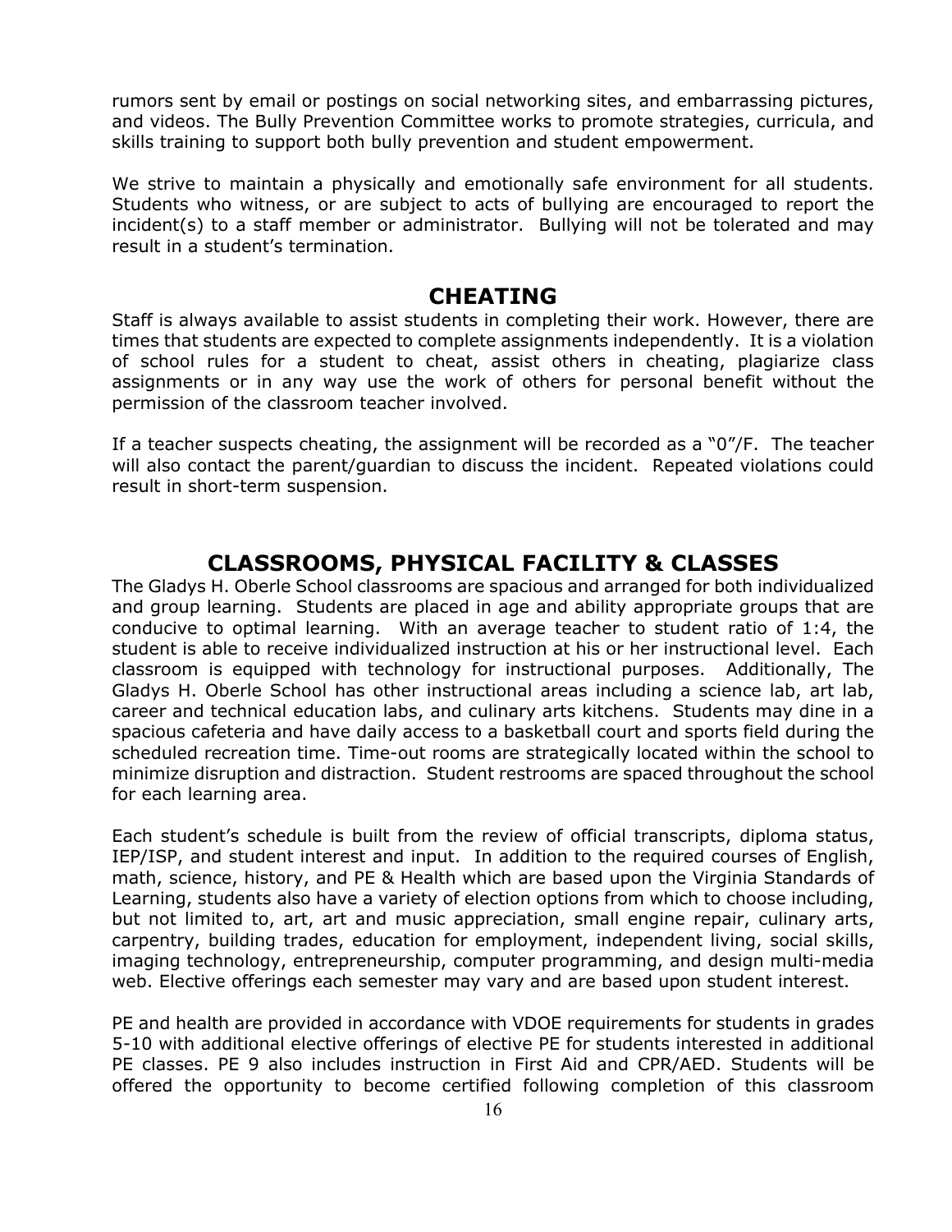rumors sent by email or postings on social networking sites, and embarrassing pictures, and videos. The Bully Prevention Committee works to promote strategies, curricula, and skills training to support both bully prevention and student empowerment.

We strive to maintain a physically and emotionally safe environment for all students. Students who witness, or are subject to acts of bullying are encouraged to report the incident(s) to a staff member or administrator. Bullying will not be tolerated and may result in a student's termination.

## CHEATING

Staff is always available to assist students in completing their work. However, there are times that students are expected to complete assignments independently. It is a violation of school rules for a student to cheat, assist others in cheating, plagiarize class assignments or in any way use the work of others for personal benefit without the permission of the classroom teacher involved.

If a teacher suspects cheating, the assignment will be recorded as a "0"/F. The teacher will also contact the parent/guardian to discuss the incident. Repeated violations could result in short-term suspension.

## CLASSROOMS, PHYSICAL FACILITY & CLASSES

The Gladys H. Oberle School classrooms are spacious and arranged for both individualized and group learning. Students are placed in age and ability appropriate groups that are conducive to optimal learning. With an average teacher to student ratio of 1:4, the student is able to receive individualized instruction at his or her instructional level. Each classroom is equipped with technology for instructional purposes. Additionally, The Gladys H. Oberle School has other instructional areas including a science lab, art lab, career and technical education labs, and culinary arts kitchens. Students may dine in a spacious cafeteria and have daily access to a basketball court and sports field during the scheduled recreation time. Time-out rooms are strategically located within the school to minimize disruption and distraction. Student restrooms are spaced throughout the school for each learning area.

Each student's schedule is built from the review of official transcripts, diploma status, IEP/ISP, and student interest and input. In addition to the required courses of English, math, science, history, and PE & Health which are based upon the Virginia Standards of Learning, students also have a variety of election options from which to choose including, but not limited to, art, art and music appreciation, small engine repair, culinary arts, carpentry, building trades, education for employment, independent living, social skills, imaging technology, entrepreneurship, computer programming, and design multi-media web. Elective offerings each semester may vary and are based upon student interest.

PE and health are provided in accordance with VDOE requirements for students in grades 5-10 with additional elective offerings of elective PE for students interested in additional PE classes. PE 9 also includes instruction in First Aid and CPR/AED. Students will be offered the opportunity to become certified following completion of this classroom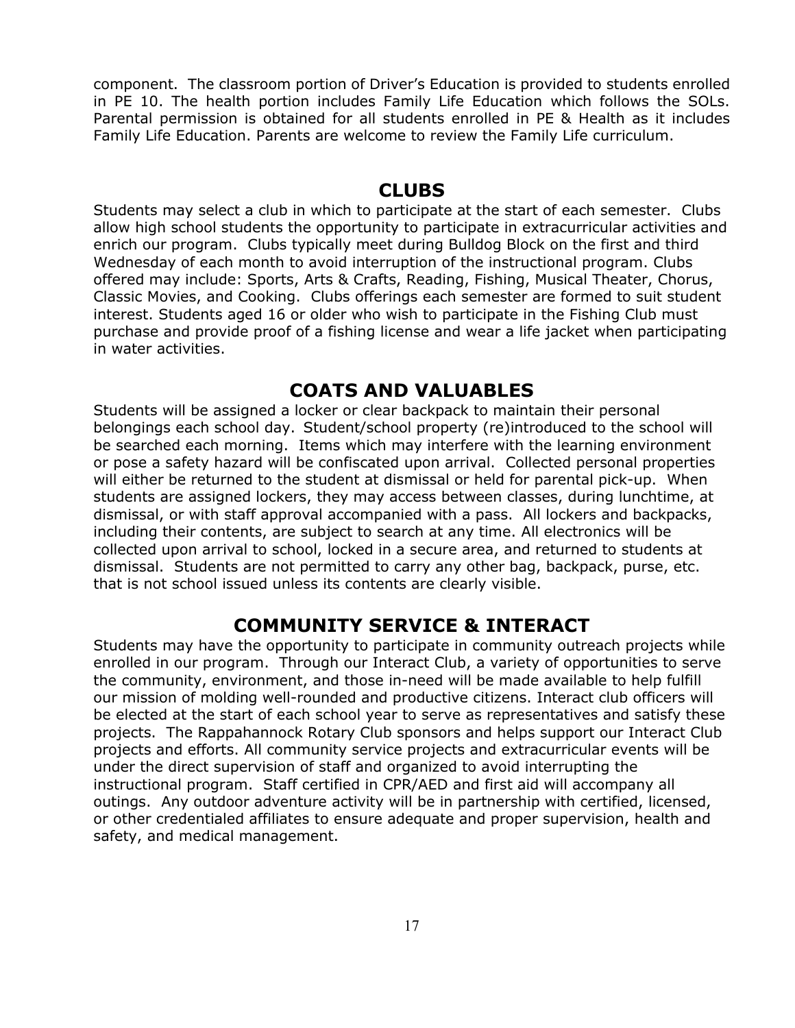component. The classroom portion of Driver's Education is provided to students enrolled in PE 10. The health portion includes Family Life Education which follows the SOLs. Parental permission is obtained for all students enrolled in PE & Health as it includes Family Life Education. Parents are welcome to review the Family Life curriculum.

## CLUBS

Students may select a club in which to participate at the start of each semester. Clubs allow high school students the opportunity to participate in extracurricular activities and enrich our program. Clubs typically meet during Bulldog Block on the first and third Wednesday of each month to avoid interruption of the instructional program. Clubs offered may include: Sports, Arts & Crafts, Reading, Fishing, Musical Theater, Chorus, Classic Movies, and Cooking. Clubs offerings each semester are formed to suit student interest. Students aged 16 or older who wish to participate in the Fishing Club must purchase and provide proof of a fishing license and wear a life jacket when participating in water activities.

## COATS AND VALUABLES

Students will be assigned a locker or clear backpack to maintain their personal belongings each school day. Student/school property (re)introduced to the school will be searched each morning. Items which may interfere with the learning environment or pose a safety hazard will be confiscated upon arrival. Collected personal properties will either be returned to the student at dismissal or held for parental pick-up. When students are assigned lockers, they may access between classes, during lunchtime, at dismissal, or with staff approval accompanied with a pass. All lockers and backpacks, including their contents, are subject to search at any time. All electronics will be collected upon arrival to school, locked in a secure area, and returned to students at dismissal. Students are not permitted to carry any other bag, backpack, purse, etc. that is not school issued unless its contents are clearly visible.

## COMMUNITY SERVICE & INTERACT

Students may have the opportunity to participate in community outreach projects while enrolled in our program. Through our Interact Club, a variety of opportunities to serve the community, environment, and those in-need will be made available to help fulfill our mission of molding well-rounded and productive citizens. Interact club officers will be elected at the start of each school year to serve as representatives and satisfy these projects. The Rappahannock Rotary Club sponsors and helps support our Interact Club projects and efforts. All community service projects and extracurricular events will be under the direct supervision of staff and organized to avoid interrupting the instructional program. Staff certified in CPR/AED and first aid will accompany all outings. Any outdoor adventure activity will be in partnership with certified, licensed, or other credentialed affiliates to ensure adequate and proper supervision, health and safety, and medical management.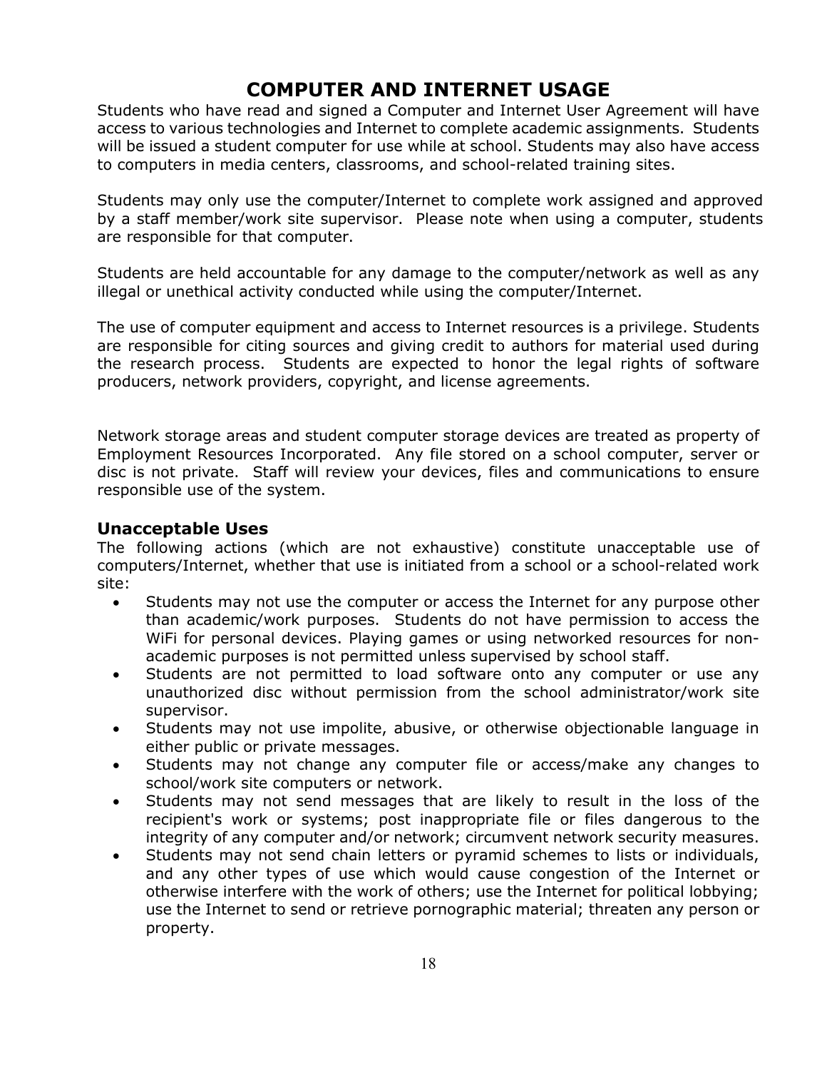# COMPUTER AND INTERNET USAGE

Students who have read and signed a Computer and Internet User Agreement will have access to various technologies and Internet to complete academic assignments. Students will be issued a student computer for use while at school. Students may also have access to computers in media centers, classrooms, and school-related training sites.

Students may only use the computer/Internet to complete work assigned and approved by a staff member/work site supervisor. Please note when using a computer, students are responsible for that computer.

Students are held accountable for any damage to the computer/network as well as any illegal or unethical activity conducted while using the computer/Internet.

The use of computer equipment and access to Internet resources is a privilege. Students are responsible for citing sources and giving credit to authors for material used during the research process. Students are expected to honor the legal rights of software producers, network providers, copyright, and license agreements.

Network storage areas and student computer storage devices are treated as property of Employment Resources Incorporated. Any file stored on a school computer, server or disc is not private. Staff will review your devices, files and communications to ensure responsible use of the system.

## Unacceptable Uses

The following actions (which are not exhaustive) constitute unacceptable use of computers/Internet, whether that use is initiated from a school or a school-related work site:

- Students may not use the computer or access the Internet for any purpose other than academic/work purposes. Students do not have permission to access the WiFi for personal devices. Playing games or using networked resources for non-academic purposes is not permitted unless supervised by school staff.
- Students are not permitted to load software onto any computer or use any unauthorized disc without permission from the school administrator/work site supervisor.
- Students may not use impolite, abusive, or otherwise objectionable language in either public or private messages.
- Students may not change any computer file or access/make any changes to school/work site computers or network.
- Students may not send messages that are likely to result in the loss of the recipient's work or systems; post inappropriate file or files dangerous to the integrity of any computer and/or network; circumvent network security measures.
- Students may not send chain letters or pyramid schemes to lists or individuals, and any other types of use which would cause congestion of the Internet or otherwise interfere with the work of others; use the Internet for political lobbying; use the Internet to send or retrieve pornographic material; threaten any person or property.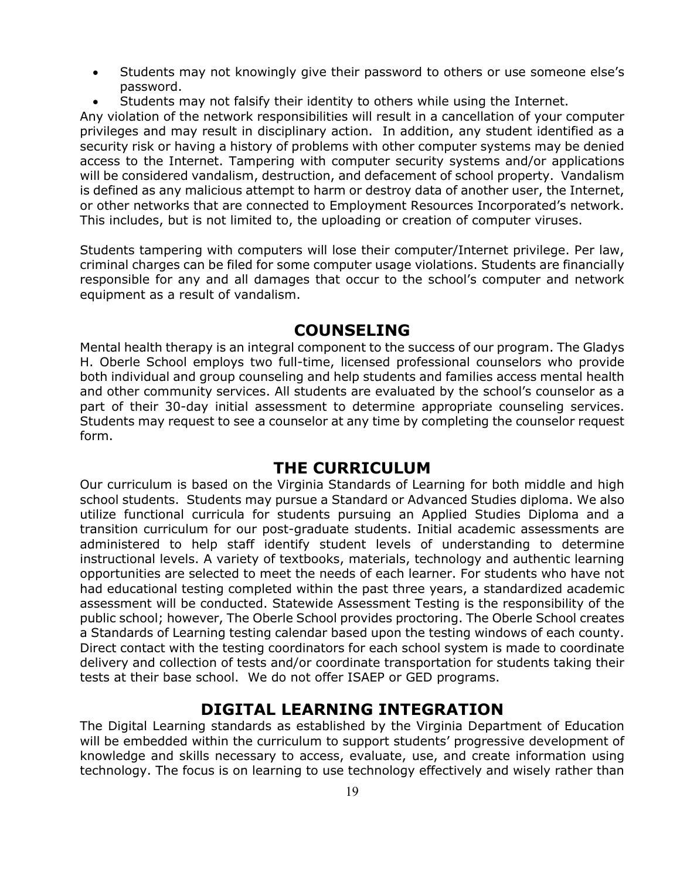- Students may not knowingly give their password to others or use someone else's password.
- Students may not falsify their identity to others while using the Internet.

Any violation of the network responsibilities will result in a cancellation of your computer privileges and may result in disciplinary action. In addition, any student identified as a security risk or having a history of problems with other computer systems may be denied access to the Internet. Tampering with computer security systems and/or applications will be considered vandalism, destruction, and defacement of school property. Vandalism is defined as any malicious attempt to harm or destroy data of another user, the Internet, or other networks that are connected to Employment Resources Incorporated's network. This includes, but is not limited to, the uploading or creation of computer viruses.

Students tampering with computers will lose their computer/Internet privilege. Per law, criminal charges can be filed for some computer usage violations. Students are financially responsible for any and all damages that occur to the school's computer and network equipment as a result of vandalism.

## COUNSELING

Mental health therapy is an integral component to the success of our program. The Gladys H. Oberle School employs two full-time, licensed professional counselors who provide both individual and group counseling and help students and families access mental health and other community services. All students are evaluated by the school's counselor as a part of their 30-day initial assessment to determine appropriate counseling services. Students may request to see a counselor at any time by completing the counselor request form.

## THE CURRICULUM

Our curriculum is based on the Virginia Standards of Learning for both middle and high school students. Students may pursue a Standard or Advanced Studies diploma. We also utilize functional curricula for students pursuing an Applied Studies Diploma and a transition curriculum for our post-graduate students. Initial academic assessments are administered to help staff identify student levels of understanding to determine instructional levels. A variety of textbooks, materials, technology and authentic learning opportunities are selected to meet the needs of each learner. For students who have not had educational testing completed within the past three years, a standardized academic assessment will be conducted. Statewide Assessment Testing is the responsibility of the public school; however, The Oberle School provides proctoring. The Oberle School creates a Standards of Learning testing calendar based upon the testing windows of each county. Direct contact with the testing coordinators for each school system is made to coordinate delivery and collection of tests and/or coordinate transportation for students taking their tests at their base school. We do not offer ISAEP or GED programs.

## DIGITAL LEARNING INTEGRATION

The Digital Learning standards as established by the Virginia Department of Education will be embedded within the curriculum to support students' progressive development of knowledge and skills necessary to access, evaluate, use, and create information using technology. The focus is on learning to use technology effectively and wisely rather than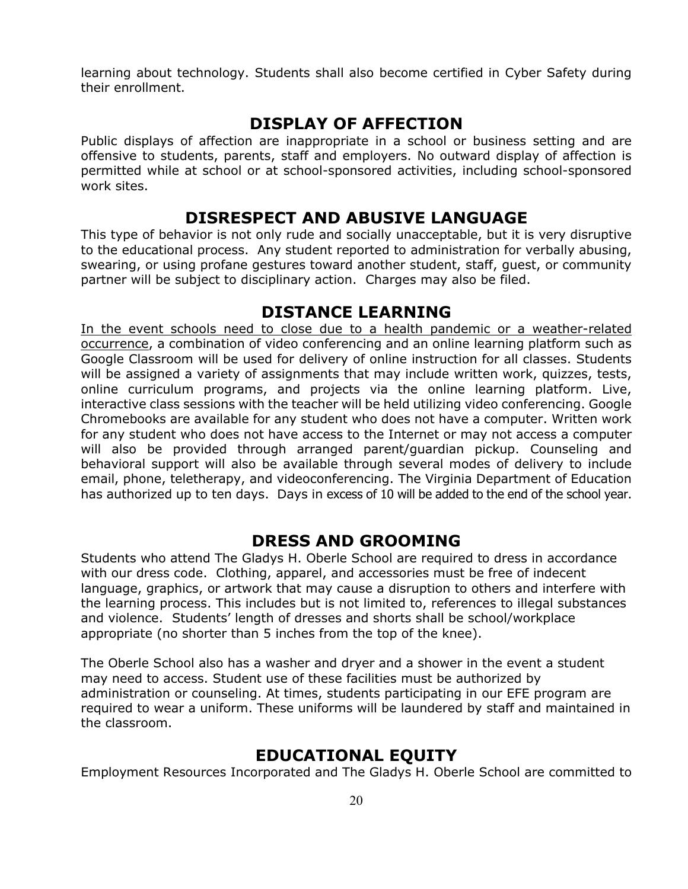learning about technology. Students shall also become certified in Cyber Safety during their enrollment.

## DISPLAY OF AFFECTION

Public displays of affection are inappropriate in a school or business setting and are offensive to students, parents, staff and employers. No outward display of affection is permitted while at school or at school-sponsored activities, including school-sponsored work sites.

## DISRESPECT AND ABUSIVE LANGUAGE

This type of behavior is not only rude and socially unacceptable, but it is very disruptive to the educational process. Any student reported to administration for verbally abusing, swearing, or using profane gestures toward another student, staff, guest, or community partner will be subject to disciplinary action. Charges may also be filed.

## DISTANCE LEARNING

In the event schools need to close due to a health pandemic or a weather-related occurrence, a combination of video conferencing and an online learning platform such as Google Classroom will be used for delivery of online instruction for all classes. Students will be assigned a variety of assignments that may include written work, quizzes, tests, online curriculum programs, and projects via the online learning platform. Live, interactive class sessions with the teacher will be held utilizing video conferencing. Google Chromebooks are available for any student who does not have a computer. Written work for any student who does not have access to the Internet or may not access a computer will also be provided through arranged parent/guardian pickup. Counseling and behavioral support will also be available through several modes of delivery to include email, phone, teletherapy, and videoconferencing. The Virginia Department of Education has authorized up to ten days. Days in excess of 10 will be added to the end of the school year.

## DRESS AND GROOMING

Students who attend The Gladys H. Oberle School are required to dress in accordance with our dress code. Clothing, apparel, and accessories must be free of indecent language, graphics, or artwork that may cause a disruption to others and interfere with the learning process. This includes but is not limited to, references to illegal substances and violence. Students' length of dresses and shorts shall be school/workplace appropriate (no shorter than 5 inches from the top of the knee).

The Oberle School also has a washer and dryer and a shower in the event a student may need to access. Student use of these facilities must be authorized by administration or counseling. At times, students participating in our EFE program are required to wear a uniform. These uniforms will be laundered by staff and maintained in the classroom.

## EDUCATIONAL EQUITY

Employment Resources Incorporated and The Gladys H. Oberle School are committed to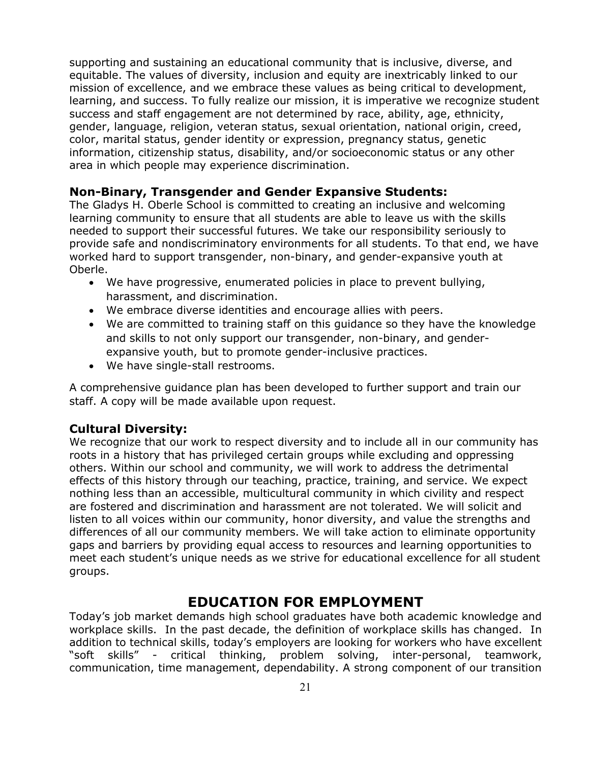supporting and sustaining an educational community that is inclusive, diverse, and equitable. The values of diversity, inclusion and equity are inextricably linked to our mission of excellence, and we embrace these values as being critical to development, learning, and success. To fully realize our mission, it is imperative we recognize student success and staff engagement are not determined by race, ability, age, ethnicity, gender, language, religion, veteran status, sexual orientation, national origin, creed, color, marital status, gender identity or expression, pregnancy status, genetic information, citizenship status, disability, and/or socioeconomic status or any other area in which people may experience discrimination.

### Non-Binary, Transgender and Gender Expansive Students:

The Gladys H. Oberle School is committed to creating an inclusive and welcoming learning community to ensure that all students are able to leave us with the skills needed to support their successful futures. We take our responsibility seriously to provide safe and nondiscriminatory environments for all students. To that end, we have worked hard to support transgender, non-binary, and gender-expansive youth at Oberle.

- We have progressive, enumerated policies in place to prevent bullying, harassment, and discrimination.
- We embrace diverse identities and encourage allies with peers.
- We are committed to training staff on this guidance so they have the knowledge and skills to not only support our transgender, non-binary, and gender-expansive youth, but to promote gender-inclusive practices.
- We have single-stall restrooms.

A comprehensive guidance plan has been developed to further support and train our staff. A copy will be made available upon request.

### Cultural Diversity:

We recognize that our work to respect diversity and to include all in our community has roots in a history that has privileged certain groups while excluding and oppressing others. Within our school and community, we will work to address the detrimental effects of this history through our teaching, practice, training, and service. We expect nothing less than an accessible, multicultural community in which civility and respect are fostered and discrimination and harassment are not tolerated. We will solicit and listen to all voices within our community, honor diversity, and value the strengths and differences of all our community members. We will take action to eliminate opportunity gaps and barriers by providing equal access to resources and learning opportunities to meet each student's unique needs as we strive for educational excellence for all student groups.

## EDUCATION FOR EMPLOYMENT

Today's job market demands high school graduates have both academic knowledge and workplace skills. In the past decade, the definition of workplace skills has changed. In addition to technical skills, today's employers are looking for workers who have excellent "soft skills" - critical thinking, problem solving, inter-personal, teamwork, communication, time management, dependability. A strong component of our transition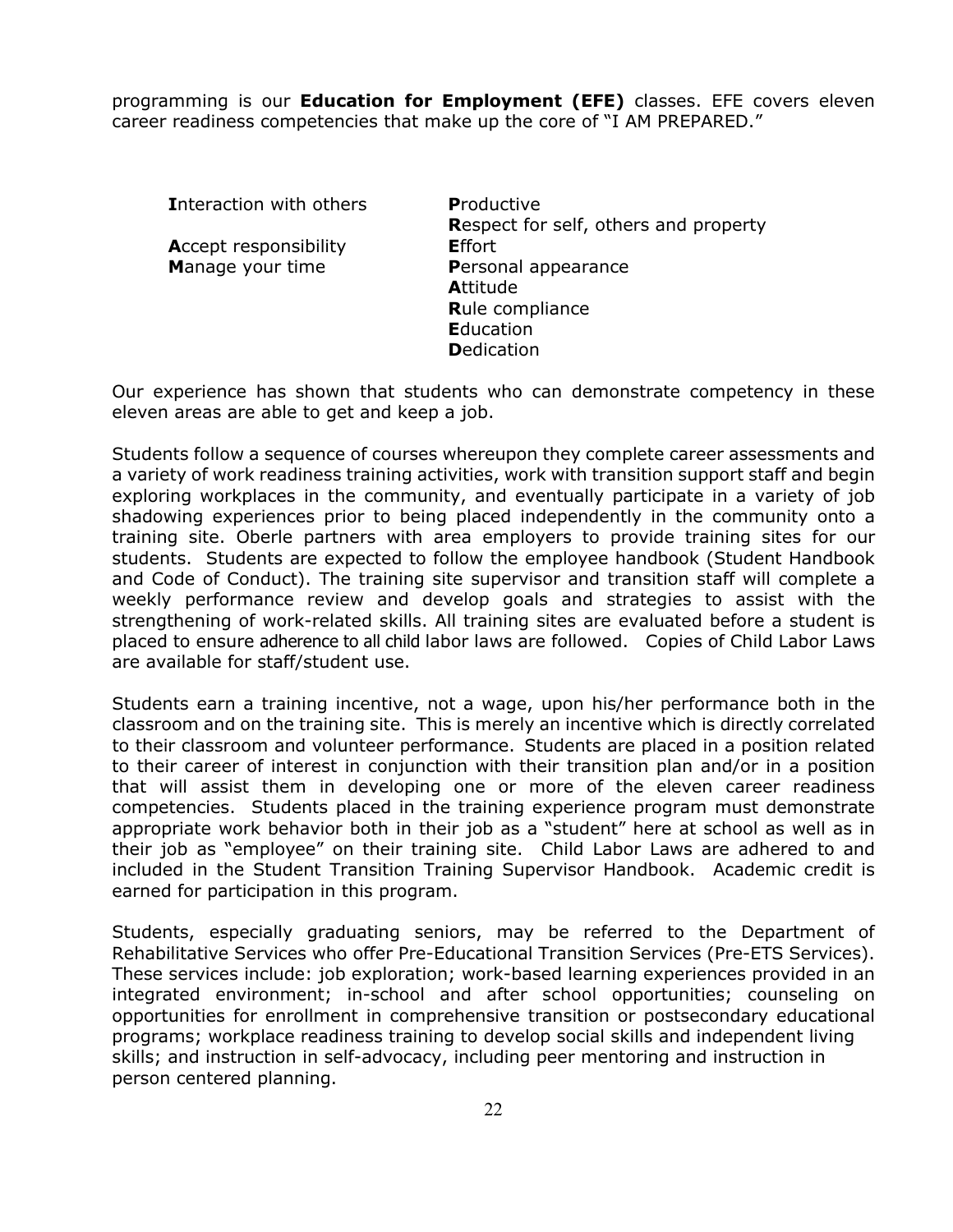programming is our **Education for Employment (EFE)** classes. EFE covers eleven career readiness competencies that make up the core of "I AM PREPARED."

**I**nteraction with others

**A**ccept responsibility
**M**anage your time

**P**roductive
**R**espect for self, others and property
**E**ffort
**P**ersonal appearance
**A**ttitude
**R**ule compliance
**E**ducation
**D**edication

Our experience has shown that students who can demonstrate competency in these eleven areas are able to get and keep a job.

Students follow a sequence of courses whereupon they complete career assessments and a variety of work readiness training activities, work with transition support staff and begin exploring workplaces in the community, and eventually participate in a variety of job shadowing experiences prior to being placed independently in the community onto a training site. Oberle partners with area employers to provide training sites for our students. Students are expected to follow the employee handbook (Student Handbook and Code of Conduct). The training site supervisor and transition staff will complete a weekly performance review and develop goals and strategies to assist with the strengthening of work-related skills. All training sites are evaluated before a student is placed to ensure adherence to all child labor laws are followed. Copies of Child Labor Laws are available for staff/student use.

Students earn a training incentive, not a wage, upon his/her performance both in the classroom and on the training site. This is merely an incentive which is directly correlated to their classroom and volunteer performance. Students are placed in a position related to their career of interest in conjunction with their transition plan and/or in a position that will assist them in developing one or more of the eleven career readiness competencies. Students placed in the training experience program must demonstrate appropriate work behavior both in their job as a "student" here at school as well as in their job as "employee" on their training site. Child Labor Laws are adhered to and included in the Student Transition Training Supervisor Handbook. Academic credit is earned for participation in this program.

Students, especially graduating seniors, may be referred to the Department of Rehabilitative Services who offer Pre-Educational Transition Services (Pre-ETS Services). These services include: job exploration; work-based learning experiences provided in an integrated environment; in-school and after school opportunities; counseling on opportunities for enrollment in comprehensive transition or postsecondary educational programs; workplace readiness training to develop social skills and independent living skills; and instruction in self-advocacy, including peer mentoring and instruction in person centered planning.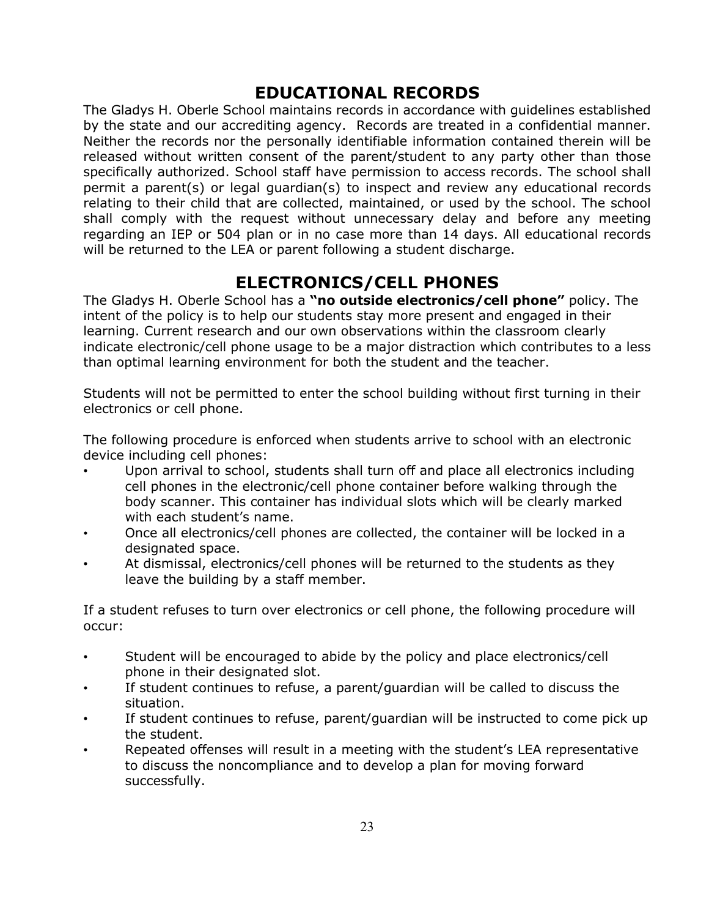## EDUCATIONAL RECORDS

The Gladys H. Oberle School maintains records in accordance with guidelines established by the state and our accrediting agency. Records are treated in a confidential manner. Neither the records nor the personally identifiable information contained therein will be released without written consent of the parent/student to any party other than those specifically authorized. School staff have permission to access records. The school shall permit a parent(s) or legal guardian(s) to inspect and review any educational records relating to their child that are collected, maintained, or used by the school. The school shall comply with the request without unnecessary delay and before any meeting regarding an IEP or 504 plan or in no case more than 14 days. All educational records will be returned to the LEA or parent following a student discharge.

## ELECTRONICS/CELL PHONES

The Gladys H. Oberle School has a **"no outside electronics/cell phone"** policy. The intent of the policy is to help our students stay more present and engaged in their learning. Current research and our own observations within the classroom clearly indicate electronic/cell phone usage to be a major distraction which contributes to a less than optimal learning environment for both the student and the teacher.

Students will not be permitted to enter the school building without first turning in their electronics or cell phone.

The following procedure is enforced when students arrive to school with an electronic device including cell phones:

- Upon arrival to school, students shall turn off and place all electronics including cell phones in the electronic/cell phone container before walking through the body scanner. This container has individual slots which will be clearly marked with each student's name.
- Once all electronics/cell phones are collected, the container will be locked in a designated space.
- At dismissal, electronics/cell phones will be returned to the students as they leave the building by a staff member.

If a student refuses to turn over electronics or cell phone, the following procedure will occur:

- Student will be encouraged to abide by the policy and place electronics/cell phone in their designated slot.
- If student continues to refuse, a parent/guardian will be called to discuss the situation.
- If student continues to refuse, parent/guardian will be instructed to come pick up the student.
- Repeated offenses will result in a meeting with the student's LEA representative to discuss the noncompliance and to develop a plan for moving forward successfully.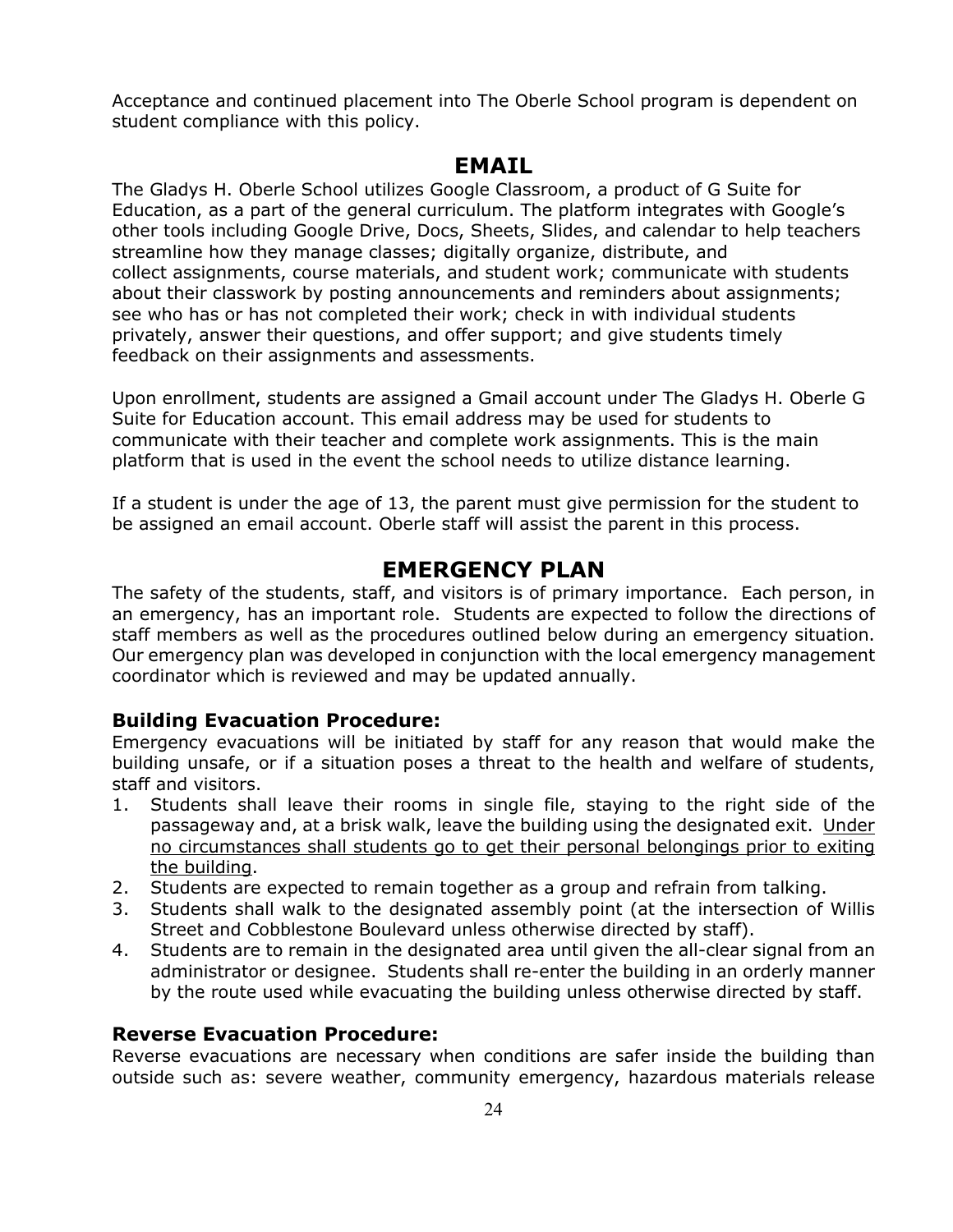Acceptance and continued placement into The Oberle School program is dependent on student compliance with this policy.

## EMAIL

The Gladys H. Oberle School utilizes Google Classroom, a product of G Suite for Education, as a part of the general curriculum. The platform integrates with Google's other tools including Google Drive, Docs, Sheets, Slides, and calendar to help teachers streamline how they manage classes; digitally organize, distribute, and collect assignments, course materials, and student work; communicate with students about their classwork by posting announcements and reminders about assignments; see who has or has not completed their work; check in with individual students privately, answer their questions, and offer support; and give students timely feedback on their assignments and assessments.

Upon enrollment, students are assigned a Gmail account under The Gladys H. Oberle G Suite for Education account. This email address may be used for students to communicate with their teacher and complete work assignments. This is the main platform that is used in the event the school needs to utilize distance learning.

If a student is under the age of 13, the parent must give permission for the student to be assigned an email account. Oberle staff will assist the parent in this process.

## EMERGENCY PLAN

The safety of the students, staff, and visitors is of primary importance. Each person, in an emergency, has an important role. Students are expected to follow the directions of staff members as well as the procedures outlined below during an emergency situation. Our emergency plan was developed in conjunction with the local emergency management coordinator which is reviewed and may be updated annually.

### Building Evacuation Procedure:

Emergency evacuations will be initiated by staff for any reason that would make the building unsafe, or if a situation poses a threat to the health and welfare of students, staff and visitors.

1. Students shall leave their rooms in single file, staying to the right side of the passageway and, at a brisk walk, leave the building using the designated exit. <u>Under no circumstances shall students go to get their personal belongings prior to exiting the building</u>.
2. Students are expected to remain together as a group and refrain from talking.
3. Students shall walk to the designated assembly point (at the intersection of Willis Street and Cobblestone Boulevard unless otherwise directed by staff).
4. Students are to remain in the designated area until given the all-clear signal from an administrator or designee. Students shall re-enter the building in an orderly manner by the route used while evacuating the building unless otherwise directed by staff.

### Reverse Evacuation Procedure:

Reverse evacuations are necessary when conditions are safer inside the building than outside such as: severe weather, community emergency, hazardous materials release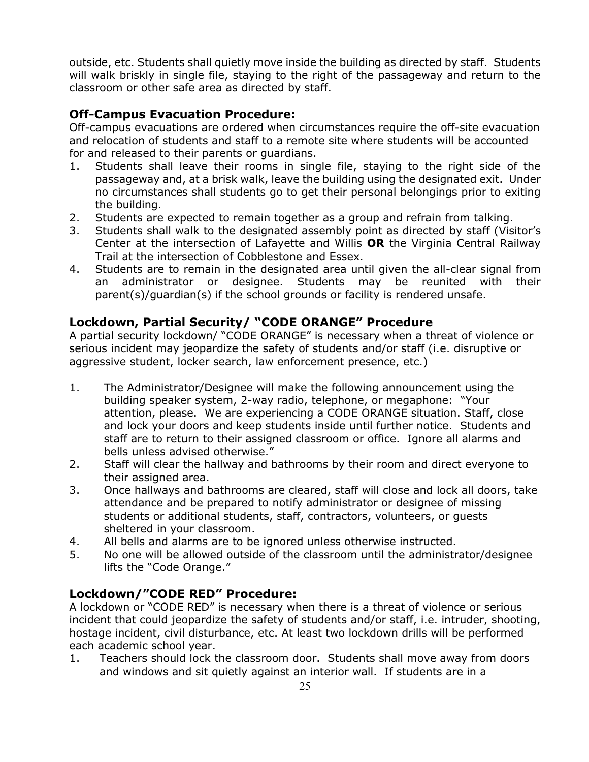outside, etc. Students shall quietly move inside the building as directed by staff. Students will walk briskly in single file, staying to the right of the passageway and return to the classroom or other safe area as directed by staff.

### Off-Campus Evacuation Procedure:

Off-campus evacuations are ordered when circumstances require the off-site evacuation and relocation of students and staff to a remote site where students will be accounted for and released to their parents or guardians.

1. Students shall leave their rooms in single file, staying to the right side of the passageway and, at a brisk walk, leave the building using the designated exit. <u>Under no circumstances shall students go to get their personal belongings prior to exiting the building</u>.
2. Students are expected to remain together as a group and refrain from talking.
3. Students shall walk to the designated assembly point as directed by staff (Visitor's Center at the intersection of Lafayette and Willis **OR** the Virginia Central Railway Trail at the intersection of Cobblestone and Essex.
4. Students are to remain in the designated area until given the all-clear signal from an administrator or designee. Students may be reunited with their parent(s)/guardian(s) if the school grounds or facility is rendered unsafe.

### Lockdown, Partial Security/ "CODE ORANGE" Procedure

A partial security lockdown/ "CODE ORANGE" is necessary when a threat of violence or serious incident may jeopardize the safety of students and/or staff (i.e. disruptive or aggressive student, locker search, law enforcement presence, etc.)

1. The Administrator/Designee will make the following announcement using the building speaker system, 2-way radio, telephone, or megaphone: "Your attention, please. We are experiencing a CODE ORANGE situation. Staff, close and lock your doors and keep students inside until further notice. Students and staff are to return to their assigned classroom or office. Ignore all alarms and bells unless advised otherwise."
2. Staff will clear the hallway and bathrooms by their room and direct everyone to their assigned area.
3. Once hallways and bathrooms are cleared, staff will close and lock all doors, take attendance and be prepared to notify administrator or designee of missing students or additional students, staff, contractors, volunteers, or guests sheltered in your classroom.
4. All bells and alarms are to be ignored unless otherwise instructed.
5. No one will be allowed outside of the classroom until the administrator/designee lifts the "Code Orange."

### Lockdown/"CODE RED" Procedure:

A lockdown or "CODE RED" is necessary when there is a threat of violence or serious incident that could jeopardize the safety of students and/or staff, i.e. intruder, shooting, hostage incident, civil disturbance, etc. At least two lockdown drills will be performed each academic school year.

1. Teachers should lock the classroom door. Students shall move away from doors and windows and sit quietly against an interior wall. If students are in a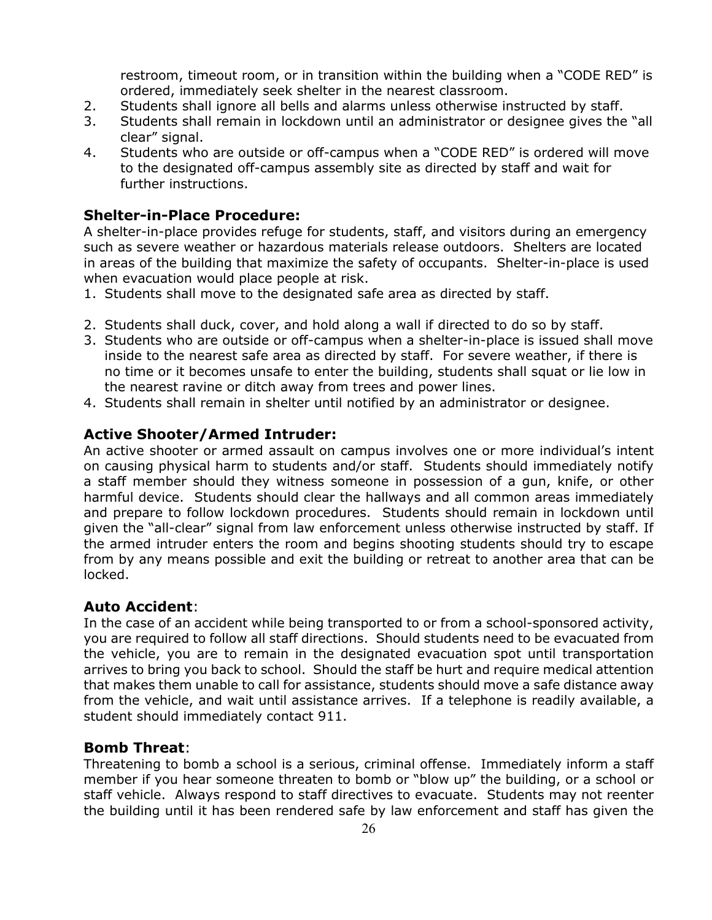restroom, timeout room, or in transition within the building when a "CODE RED" is ordered, immediately seek shelter in the nearest classroom.

2. Students shall ignore all bells and alarms unless otherwise instructed by staff.
3. Students shall remain in lockdown until an administrator or designee gives the "all clear" signal.
4. Students who are outside or off-campus when a "CODE RED" is ordered will move to the designated off-campus assembly site as directed by staff and wait for further instructions.

## Shelter-in-Place Procedure:

A shelter-in-place provides refuge for students, staff, and visitors during an emergency such as severe weather or hazardous materials release outdoors. Shelters are located in areas of the building that maximize the safety of occupants. Shelter-in-place is used when evacuation would place people at risk.

1. Students shall move to the designated safe area as directed by staff.
2. Students shall duck, cover, and hold along a wall if directed to do so by staff.
3. Students who are outside or off-campus when a shelter-in-place is issued shall move inside to the nearest safe area as directed by staff. For severe weather, if there is no time or it becomes unsafe to enter the building, students shall squat or lie low in the nearest ravine or ditch away from trees and power lines.
4. Students shall remain in shelter until notified by an administrator or designee.

## Active Shooter/Armed Intruder:

An active shooter or armed assault on campus involves one or more individual's intent on causing physical harm to students and/or staff. Students should immediately notify a staff member should they witness someone in possession of a gun, knife, or other harmful device. Students should clear the hallways and all common areas immediately and prepare to follow lockdown procedures. Students should remain in lockdown until given the "all-clear" signal from law enforcement unless otherwise instructed by staff. If the armed intruder enters the room and begins shooting students should try to escape from by any means possible and exit the building or retreat to another area that can be locked.

## Auto Accident:

In the case of an accident while being transported to or from a school-sponsored activity, you are required to follow all staff directions. Should students need to be evacuated from the vehicle, you are to remain in the designated evacuation spot until transportation arrives to bring you back to school. Should the staff be hurt and require medical attention that makes them unable to call for assistance, students should move a safe distance away from the vehicle, and wait until assistance arrives. If a telephone is readily available, a student should immediately contact 911.

## Bomb Threat:

Threatening to bomb a school is a serious, criminal offense. Immediately inform a staff member if you hear someone threaten to bomb or "blow up" the building, or a school or staff vehicle. Always respond to staff directives to evacuate. Students may not reenter the building until it has been rendered safe by law enforcement and staff has given the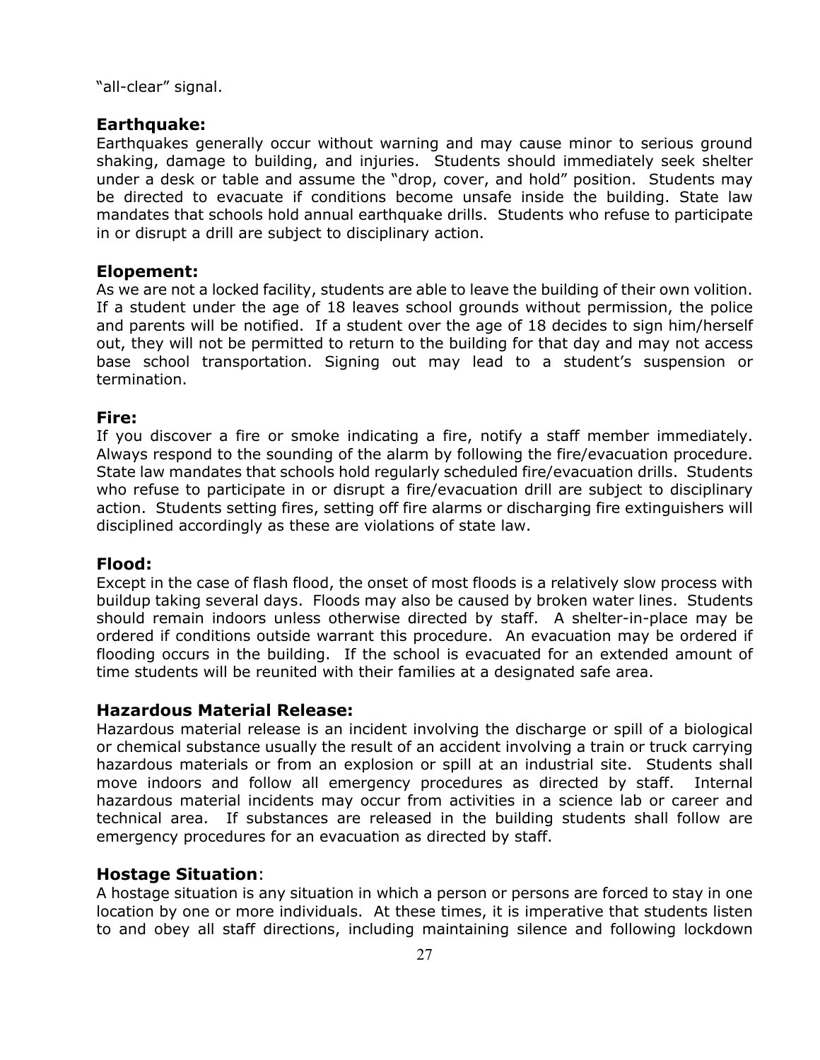"all-clear" signal.

## Earthquake:

Earthquakes generally occur without warning and may cause minor to serious ground shaking, damage to building, and injuries. Students should immediately seek shelter under a desk or table and assume the "drop, cover, and hold" position. Students may be directed to evacuate if conditions become unsafe inside the building. State law mandates that schools hold annual earthquake drills. Students who refuse to participate in or disrupt a drill are subject to disciplinary action.

## Elopement:

As we are not a locked facility, students are able to leave the building of their own volition. If a student under the age of 18 leaves school grounds without permission, the police and parents will be notified. If a student over the age of 18 decides to sign him/herself out, they will not be permitted to return to the building for that day and may not access base school transportation. Signing out may lead to a student's suspension or termination.

## Fire:

If you discover a fire or smoke indicating a fire, notify a staff member immediately. Always respond to the sounding of the alarm by following the fire/evacuation procedure. State law mandates that schools hold regularly scheduled fire/evacuation drills. Students who refuse to participate in or disrupt a fire/evacuation drill are subject to disciplinary action. Students setting fires, setting off fire alarms or discharging fire extinguishers will disciplined accordingly as these are violations of state law.

## Flood:

Except in the case of flash flood, the onset of most floods is a relatively slow process with buildup taking several days. Floods may also be caused by broken water lines. Students should remain indoors unless otherwise directed by staff. A shelter-in-place may be ordered if conditions outside warrant this procedure. An evacuation may be ordered if flooding occurs in the building. If the school is evacuated for an extended amount of time students will be reunited with their families at a designated safe area.

## Hazardous Material Release:

Hazardous material release is an incident involving the discharge or spill of a biological or chemical substance usually the result of an accident involving a train or truck carrying hazardous materials or from an explosion or spill at an industrial site. Students shall move indoors and follow all emergency procedures as directed by staff. Internal hazardous material incidents may occur from activities in a science lab or career and technical area. If substances are released in the building students shall follow are emergency procedures for an evacuation as directed by staff.

## Hostage Situation:

A hostage situation is any situation in which a person or persons are forced to stay in one location by one or more individuals. At these times, it is imperative that students listen to and obey all staff directions, including maintaining silence and following lockdown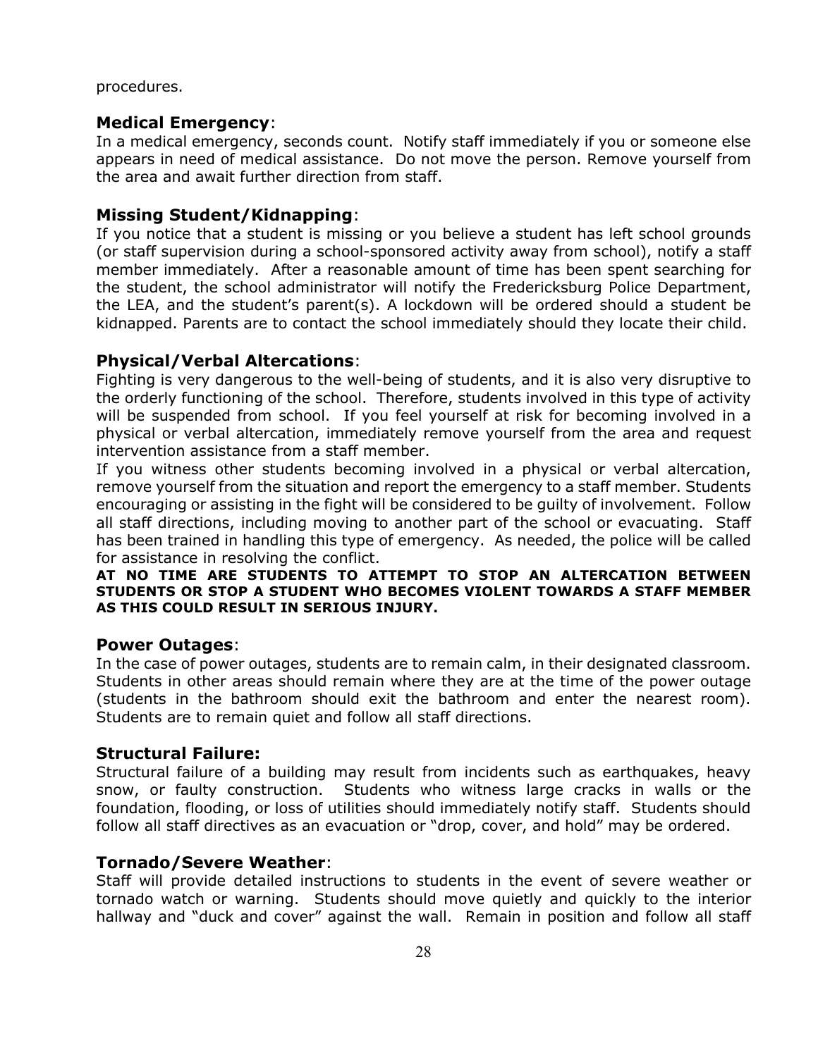procedures.

### **Medical Emergency**:

In a medical emergency, seconds count. Notify staff immediately if you or someone else appears in need of medical assistance. Do not move the person. Remove yourself from the area and await further direction from staff.

### **Missing Student/Kidnapping**:

If you notice that a student is missing or you believe a student has left school grounds (or staff supervision during a school-sponsored activity away from school), notify a staff member immediately. After a reasonable amount of time has been spent searching for the student, the school administrator will notify the Fredericksburg Police Department, the LEA, and the student's parent(s). A lockdown will be ordered should a student be kidnapped. Parents are to contact the school immediately should they locate their child.

### **Physical/Verbal Altercations**:

Fighting is very dangerous to the well-being of students, and it is also very disruptive to the orderly functioning of the school. Therefore, students involved in this type of activity will be suspended from school. If you feel yourself at risk for becoming involved in a physical or verbal altercation, immediately remove yourself from the area and request intervention assistance from a staff member.

If you witness other students becoming involved in a physical or verbal altercation, remove yourself from the situation and report the emergency to a staff member. Students encouraging or assisting in the fight will be considered to be guilty of involvement. Follow all staff directions, including moving to another part of the school or evacuating. Staff has been trained in handling this type of emergency. As needed, the police will be called for assistance in resolving the conflict.

**AT NO TIME ARE STUDENTS TO ATTEMPT TO STOP AN ALTERCATION BETWEEN STUDENTS OR STOP A STUDENT WHO BECOMES VIOLENT TOWARDS A STAFF MEMBER AS THIS COULD RESULT IN SERIOUS INJURY.**

### **Power Outages**:

In the case of power outages, students are to remain calm, in their designated classroom. Students in other areas should remain where they are at the time of the power outage (students in the bathroom should exit the bathroom and enter the nearest room). Students are to remain quiet and follow all staff directions.

### **Structural Failure:**

Structural failure of a building may result from incidents such as earthquakes, heavy snow, or faulty construction. Students who witness large cracks in walls or the foundation, flooding, or loss of utilities should immediately notify staff. Students should follow all staff directives as an evacuation or "drop, cover, and hold" may be ordered.

### **Tornado/Severe Weather**:

Staff will provide detailed instructions to students in the event of severe weather or tornado watch or warning. Students should move quietly and quickly to the interior hallway and "duck and cover" against the wall. Remain in position and follow all staff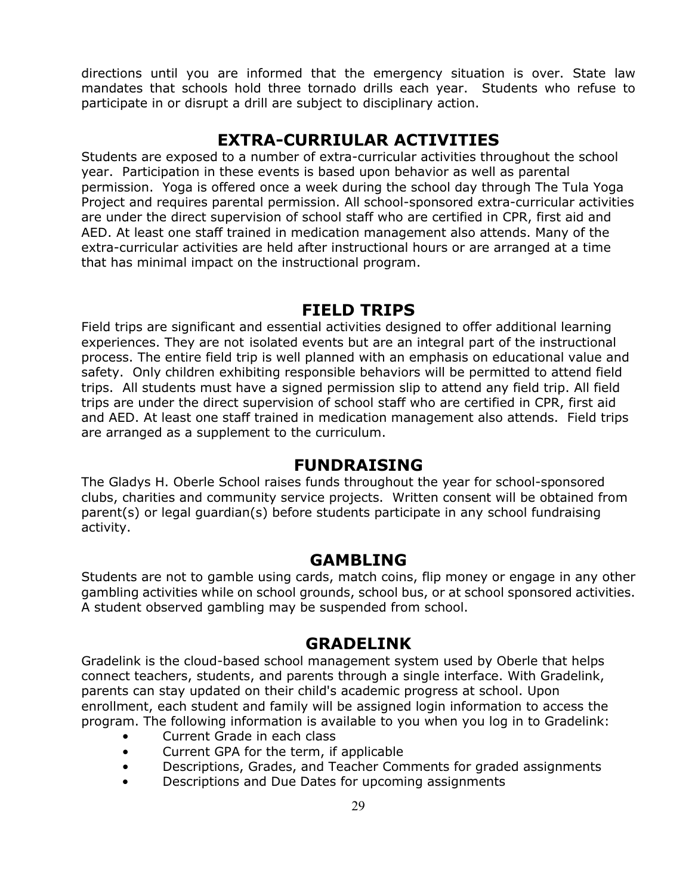directions until you are informed that the emergency situation is over. State law mandates that schools hold three tornado drills each year. Students who refuse to participate in or disrupt a drill are subject to disciplinary action.

## EXTRA-CURRIULAR ACTIVITIES

Students are exposed to a number of extra-curricular activities throughout the school year. Participation in these events is based upon behavior as well as parental permission. Yoga is offered once a week during the school day through The Tula Yoga Project and requires parental permission. All school-sponsored extra-curricular activities are under the direct supervision of school staff who are certified in CPR, first aid and AED. At least one staff trained in medication management also attends. Many of the extra-curricular activities are held after instructional hours or are arranged at a time that has minimal impact on the instructional program.

## FIELD TRIPS

Field trips are significant and essential activities designed to offer additional learning experiences. They are not isolated events but are an integral part of the instructional process. The entire field trip is well planned with an emphasis on educational value and safety. Only children exhibiting responsible behaviors will be permitted to attend field trips. All students must have a signed permission slip to attend any field trip. All field trips are under the direct supervision of school staff who are certified in CPR, first aid and AED. At least one staff trained in medication management also attends. Field trips are arranged as a supplement to the curriculum.

## FUNDRAISING

The Gladys H. Oberle School raises funds throughout the year for school-sponsored clubs, charities and community service projects. Written consent will be obtained from parent(s) or legal guardian(s) before students participate in any school fundraising activity.

## GAMBLING

Students are not to gamble using cards, match coins, flip money or engage in any other gambling activities while on school grounds, school bus, or at school sponsored activities. A student observed gambling may be suspended from school.

## GRADELINK

Gradelink is the cloud-based school management system used by Oberle that helps connect teachers, students, and parents through a single interface. With Gradelink, parents can stay updated on their child's academic progress at school. Upon enrollment, each student and family will be assigned login information to access the program. The following information is available to you when you log in to Gradelink:

- Current Grade in each class
- Current GPA for the term, if applicable
- Descriptions, Grades, and Teacher Comments for graded assignments
- Descriptions and Due Dates for upcoming assignments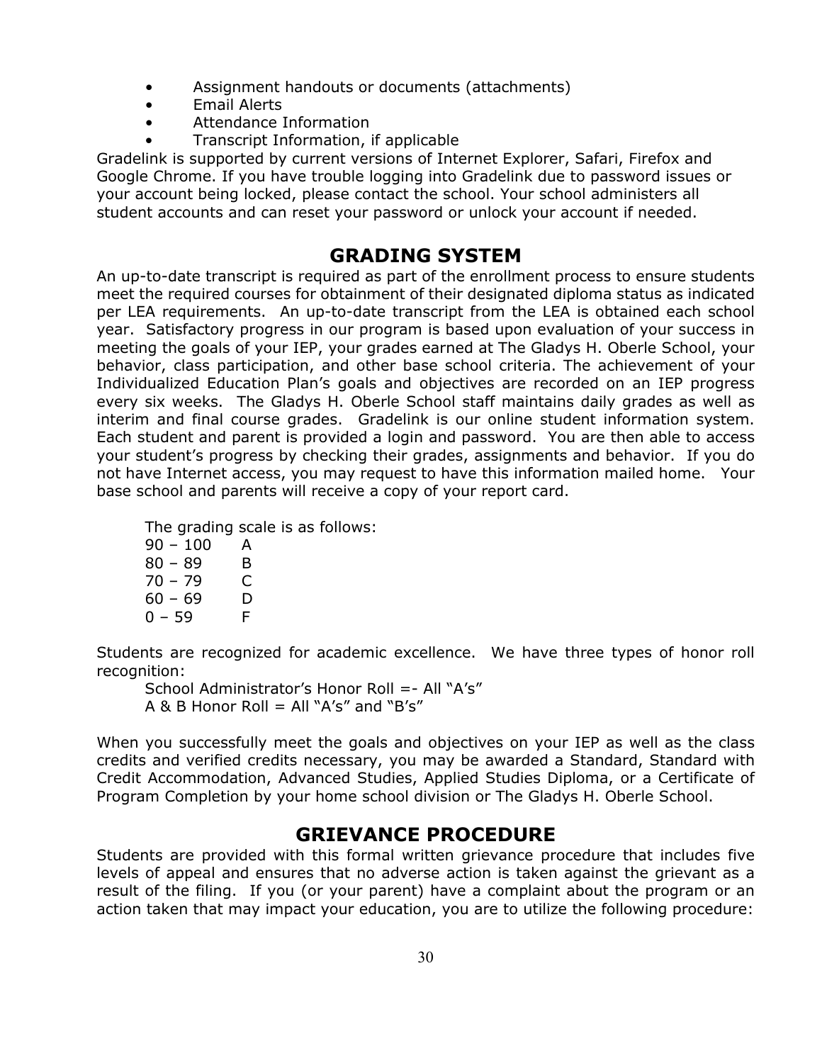- Assignment handouts or documents (attachments)
- Email Alerts
- Attendance Information
- Transcript Information, if applicable

Gradelink is supported by current versions of Internet Explorer, Safari, Firefox and Google Chrome. If you have trouble logging into Gradelink due to password issues or your account being locked, please contact the school. Your school administers all student accounts and can reset your password or unlock your account if needed.

## GRADING SYSTEM

An up-to-date transcript is required as part of the enrollment process to ensure students meet the required courses for obtainment of their designated diploma status as indicated per LEA requirements. An up-to-date transcript from the LEA is obtained each school year. Satisfactory progress in our program is based upon evaluation of your success in meeting the goals of your IEP, your grades earned at The Gladys H. Oberle School, your behavior, class participation, and other base school criteria. The achievement of your Individualized Education Plan's goals and objectives are recorded on an IEP progress every six weeks. The Gladys H. Oberle School staff maintains daily grades as well as interim and final course grades. Gradelink is our online student information system. Each student and parent is provided a login and password. You are then able to access your student's progress by checking their grades, assignments and behavior. If you do not have Internet access, you may request to have this information mailed home. Your base school and parents will receive a copy of your report card.

The grading scale is as follows:

| | |
|---|---|
| 90 – 100 | A |
| 80 – 89 | B |
| 70 – 79 | C |
| 60 – 69 | D |
| 0 – 59 | F |

Students are recognized for academic excellence. We have three types of honor roll recognition:

School Administrator's Honor Roll =- All "A's"
A & B Honor Roll = All "A's" and "B's"

When you successfully meet the goals and objectives on your IEP as well as the class credits and verified credits necessary, you may be awarded a Standard, Standard with Credit Accommodation, Advanced Studies, Applied Studies Diploma, or a Certificate of Program Completion by your home school division or The Gladys H. Oberle School.

## GRIEVANCE PROCEDURE

Students are provided with this formal written grievance procedure that includes five levels of appeal and ensures that no adverse action is taken against the grievant as a result of the filing. If you (or your parent) have a complaint about the program or an action taken that may impact your education, you are to utilize the following procedure: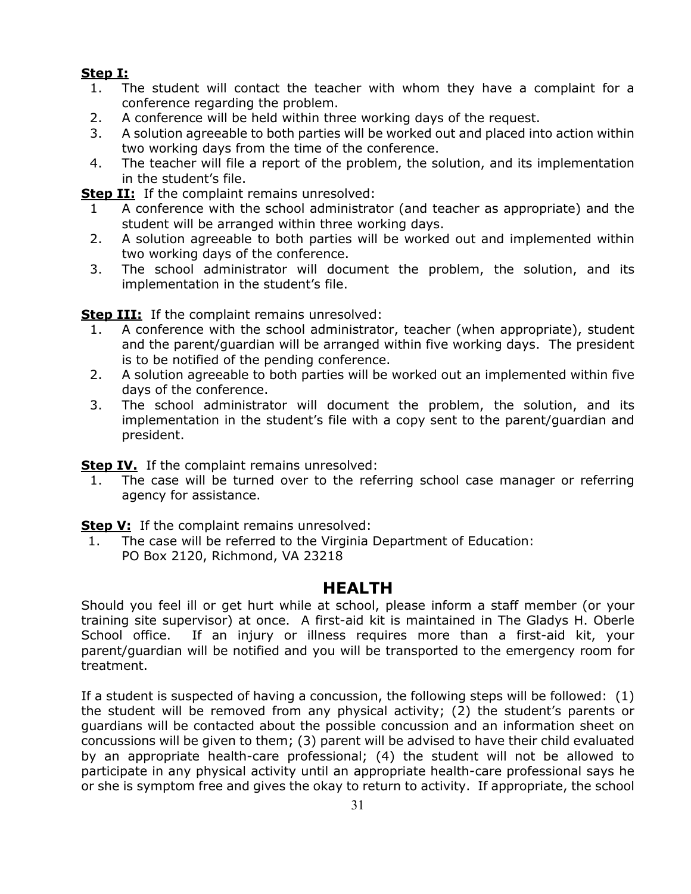**Step I:**

1. The student will contact the teacher with whom they have a complaint for a conference regarding the problem.
2. A conference will be held within three working days of the request.
3. A solution agreeable to both parties will be worked out and placed into action within two working days from the time of the conference.
4. The teacher will file a report of the problem, the solution, and its implementation in the student's file.

**Step II:** If the complaint remains unresolved:

1. A conference with the school administrator (and teacher as appropriate) and the student will be arranged within three working days.
2. A solution agreeable to both parties will be worked out and implemented within two working days of the conference.
3. The school administrator will document the problem, the solution, and its implementation in the student's file.

**Step III:** If the complaint remains unresolved:

1. A conference with the school administrator, teacher (when appropriate), student and the parent/guardian will be arranged within five working days. The president is to be notified of the pending conference.
2. A solution agreeable to both parties will be worked out an implemented within five days of the conference.
3. The school administrator will document the problem, the solution, and its implementation in the student's file with a copy sent to the parent/guardian and president.

**Step IV.** If the complaint remains unresolved:

1. The case will be turned over to the referring school case manager or referring agency for assistance.

**Step V:** If the complaint remains unresolved:

1. The case will be referred to the Virginia Department of Education:
   PO Box 2120, Richmond, VA 23218

## HEALTH

Should you feel ill or get hurt while at school, please inform a staff member (or your training site supervisor) at once. A first-aid kit is maintained in The Gladys H. Oberle School office. If an injury or illness requires more than a first-aid kit, your parent/guardian will be notified and you will be transported to the emergency room for treatment.

If a student is suspected of having a concussion, the following steps will be followed: (1) the student will be removed from any physical activity; (2) the student's parents or guardians will be contacted about the possible concussion and an information sheet on concussions will be given to them; (3) parent will be advised to have their child evaluated by an appropriate health-care professional; (4) the student will not be allowed to participate in any physical activity until an appropriate health-care professional says he or she is symptom free and gives the okay to return to activity. If appropriate, the school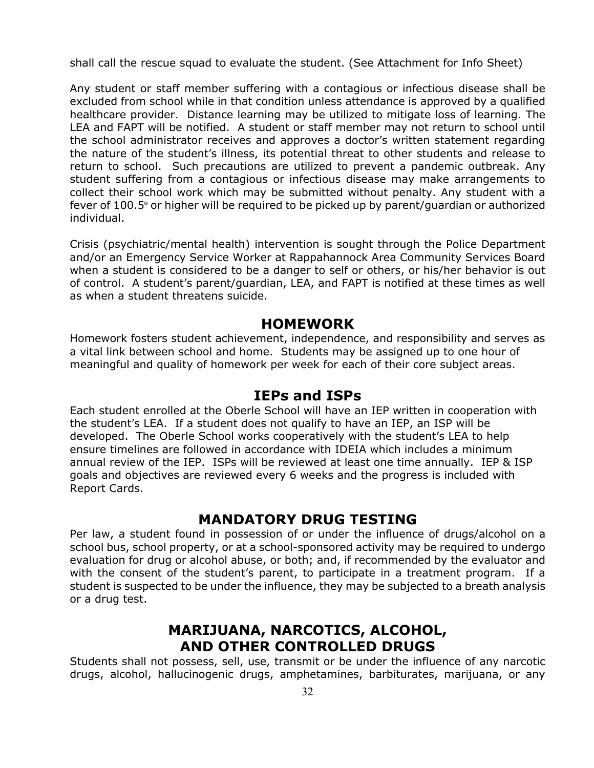shall call the rescue squad to evaluate the student. (See Attachment for Info Sheet)

Any student or staff member suffering with a contagious or infectious disease shall be excluded from school while in that condition unless attendance is approved by a qualified healthcare provider. Distance learning may be utilized to mitigate loss of learning. The LEA and FAPT will be notified. A student or staff member may not return to school until the school administrator receives and approves a doctor's written statement regarding the nature of the student's illness, its potential threat to other students and release to return to school. Such precautions are utilized to prevent a pandemic outbreak. Any student suffering from a contagious or infectious disease may make arrangements to collect their school work which may be submitted without penalty. Any student with a fever of 100.5° or higher will be required to be picked up by parent/guardian or authorized individual.

Crisis (psychiatric/mental health) intervention is sought through the Police Department and/or an Emergency Service Worker at Rappahannock Area Community Services Board when a student is considered to be a danger to self or others, or his/her behavior is out of control. A student's parent/guardian, LEA, and FAPT is notified at these times as well as when a student threatens suicide.

## HOMEWORK

Homework fosters student achievement, independence, and responsibility and serves as a vital link between school and home. Students may be assigned up to one hour of meaningful and quality of homework per week for each of their core subject areas.

## IEPs and ISPs

Each student enrolled at the Oberle School will have an IEP written in cooperation with the student's LEA. If a student does not qualify to have an IEP, an ISP will be developed. The Oberle School works cooperatively with the student's LEA to help ensure timelines are followed in accordance with IDEIA which includes a minimum annual review of the IEP. ISPs will be reviewed at least one time annually. IEP & ISP goals and objectives are reviewed every 6 weeks and the progress is included with Report Cards.

## MANDATORY DRUG TESTING

Per law, a student found in possession of or under the influence of drugs/alcohol on a school bus, school property, or at a school-sponsored activity may be required to undergo evaluation for drug or alcohol abuse, or both; and, if recommended by the evaluator and with the consent of the student's parent, to participate in a treatment program. If a student is suspected to be under the influence, they may be subjected to a breath analysis or a drug test.

## MARIJUANA, NARCOTICS, ALCOHOL, AND OTHER CONTROLLED DRUGS

Students shall not possess, sell, use, transmit or be under the influence of any narcotic drugs, alcohol, hallucinogenic drugs, amphetamines, barbiturates, marijuana, or any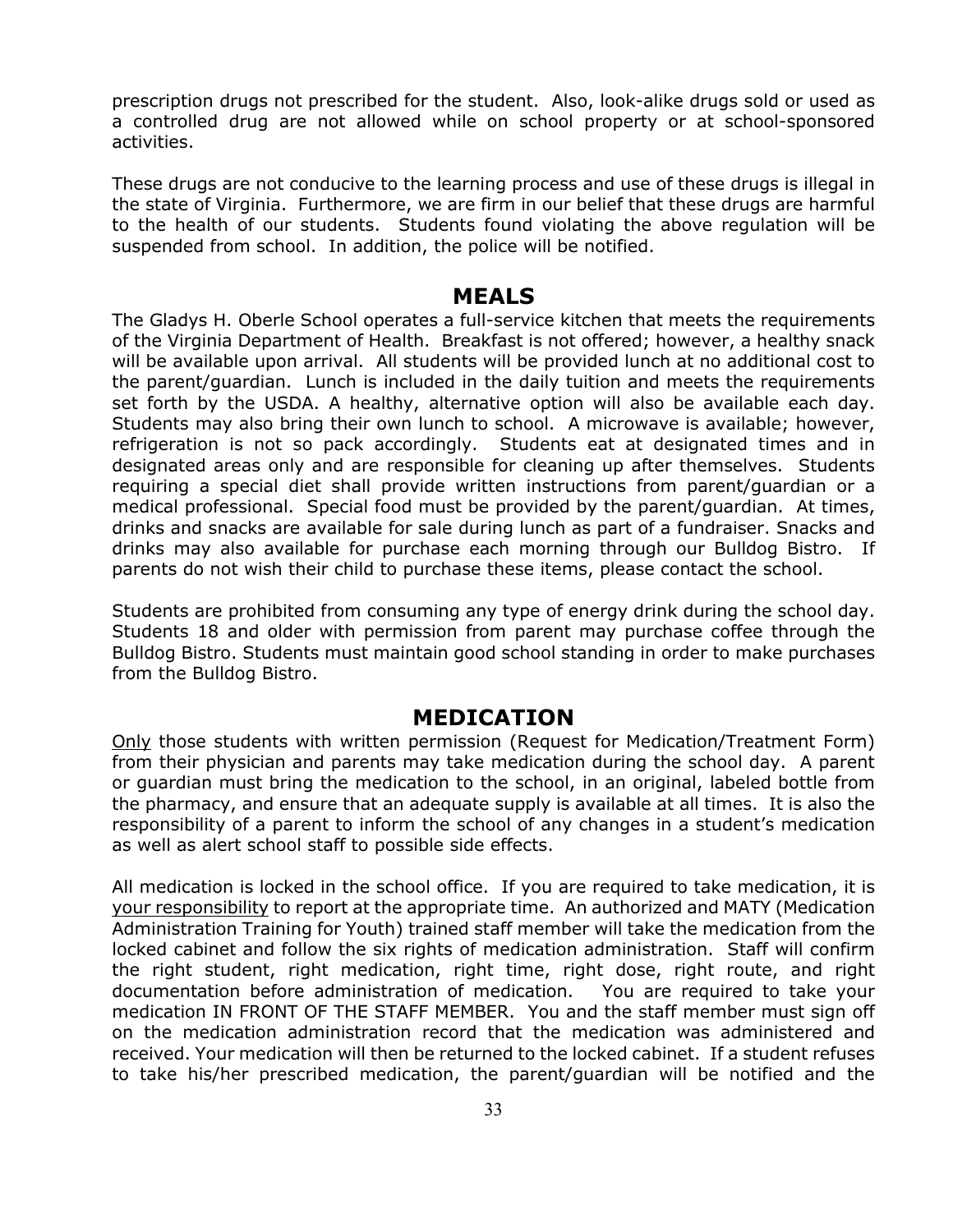prescription drugs not prescribed for the student. Also, look-alike drugs sold or used as a controlled drug are not allowed while on school property or at school-sponsored activities.

These drugs are not conducive to the learning process and use of these drugs is illegal in the state of Virginia. Furthermore, we are firm in our belief that these drugs are harmful to the health of our students. Students found violating the above regulation will be suspended from school. In addition, the police will be notified.

## MEALS

The Gladys H. Oberle School operates a full-service kitchen that meets the requirements of the Virginia Department of Health. Breakfast is not offered; however, a healthy snack will be available upon arrival. All students will be provided lunch at no additional cost to the parent/guardian. Lunch is included in the daily tuition and meets the requirements set forth by the USDA. A healthy, alternative option will also be available each day. Students may also bring their own lunch to school. A microwave is available; however, refrigeration is not so pack accordingly. Students eat at designated times and in designated areas only and are responsible for cleaning up after themselves. Students requiring a special diet shall provide written instructions from parent/guardian or a medical professional. Special food must be provided by the parent/guardian. At times, drinks and snacks are available for sale during lunch as part of a fundraiser. Snacks and drinks may also available for purchase each morning through our Bulldog Bistro. If parents do not wish their child to purchase these items, please contact the school.

Students are prohibited from consuming any type of energy drink during the school day. Students 18 and older with permission from parent may purchase coffee through the Bulldog Bistro. Students must maintain good school standing in order to make purchases from the Bulldog Bistro.

## MEDICATION

<u>Only</u> those students with written permission (Request for Medication/Treatment Form) from their physician and parents may take medication during the school day. A parent or guardian must bring the medication to the school, in an original, labeled bottle from the pharmacy, and ensure that an adequate supply is available at all times. It is also the responsibility of a parent to inform the school of any changes in a student's medication as well as alert school staff to possible side effects.

All medication is locked in the school office. If you are required to take medication, it is <u>your responsibility</u> to report at the appropriate time. An authorized and MATY (Medication Administration Training for Youth) trained staff member will take the medication from the locked cabinet and follow the six rights of medication administration. Staff will confirm the right student, right medication, right time, right dose, right route, and right documentation before administration of medication. You are required to take your medication IN FRONT OF THE STAFF MEMBER. You and the staff member must sign off on the medication administration record that the medication was administered and received. Your medication will then be returned to the locked cabinet. If a student refuses to take his/her prescribed medication, the parent/guardian will be notified and the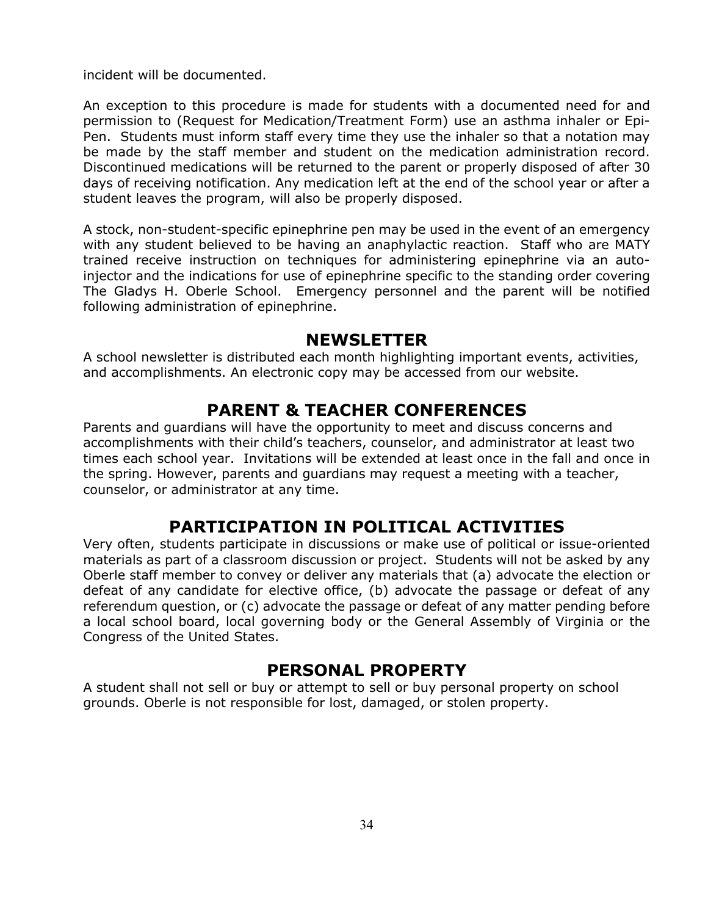incident will be documented.

An exception to this procedure is made for students with a documented need for and permission to (Request for Medication/Treatment Form) use an asthma inhaler or Epi-Pen. Students must inform staff every time they use the inhaler so that a notation may be made by the staff member and student on the medication administration record. Discontinued medications will be returned to the parent or properly disposed of after 30 days of receiving notification. Any medication left at the end of the school year or after a student leaves the program, will also be properly disposed.

A stock, non-student-specific epinephrine pen may be used in the event of an emergency with any student believed to be having an anaphylactic reaction. Staff who are MATY trained receive instruction on techniques for administering epinephrine via an auto-injector and the indications for use of epinephrine specific to the standing order covering The Gladys H. Oberle School. Emergency personnel and the parent will be notified following administration of epinephrine.

## NEWSLETTER

A school newsletter is distributed each month highlighting important events, activities, and accomplishments. An electronic copy may be accessed from our website.

## PARENT & TEACHER CONFERENCES

Parents and guardians will have the opportunity to meet and discuss concerns and accomplishments with their child's teachers, counselor, and administrator at least two times each school year. Invitations will be extended at least once in the fall and once in the spring. However, parents and guardians may request a meeting with a teacher, counselor, or administrator at any time.

## PARTICIPATION IN POLITICAL ACTIVITIES

Very often, students participate in discussions or make use of political or issue-oriented materials as part of a classroom discussion or project. Students will not be asked by any Oberle staff member to convey or deliver any materials that (a) advocate the election or defeat of any candidate for elective office, (b) advocate the passage or defeat of any referendum question, or (c) advocate the passage or defeat of any matter pending before a local school board, local governing body or the General Assembly of Virginia or the Congress of the United States.

## PERSONAL PROPERTY

A student shall not sell or buy or attempt to sell or buy personal property on school grounds. Oberle is not responsible for lost, damaged, or stolen property.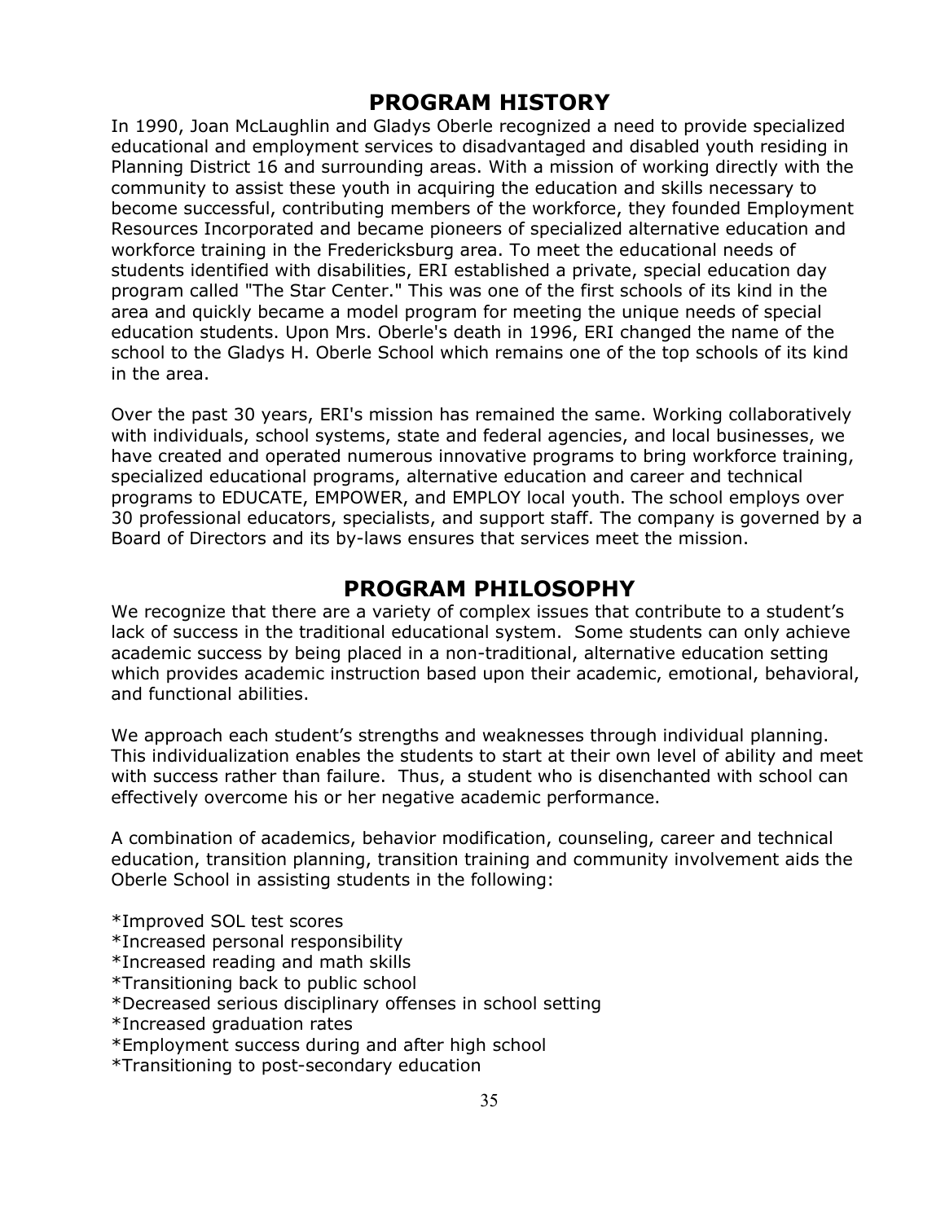## PROGRAM HISTORY

In 1990, Joan McLaughlin and Gladys Oberle recognized a need to provide specialized educational and employment services to disadvantaged and disabled youth residing in Planning District 16 and surrounding areas. With a mission of working directly with the community to assist these youth in acquiring the education and skills necessary to become successful, contributing members of the workforce, they founded Employment Resources Incorporated and became pioneers of specialized alternative education and workforce training in the Fredericksburg area. To meet the educational needs of students identified with disabilities, ERI established a private, special education day program called "The Star Center." This was one of the first schools of its kind in the area and quickly became a model program for meeting the unique needs of special education students. Upon Mrs. Oberle's death in 1996, ERI changed the name of the school to the Gladys H. Oberle School which remains one of the top schools of its kind in the area.

Over the past 30 years, ERI's mission has remained the same. Working collaboratively with individuals, school systems, state and federal agencies, and local businesses, we have created and operated numerous innovative programs to bring workforce training, specialized educational programs, alternative education and career and technical programs to EDUCATE, EMPOWER, and EMPLOY local youth. The school employs over 30 professional educators, specialists, and support staff. The company is governed by a Board of Directors and its by-laws ensures that services meet the mission.

## PROGRAM PHILOSOPHY

We recognize that there are a variety of complex issues that contribute to a student's lack of success in the traditional educational system. Some students can only achieve academic success by being placed in a non-traditional, alternative education setting which provides academic instruction based upon their academic, emotional, behavioral, and functional abilities.

We approach each student's strengths and weaknesses through individual planning. This individualization enables the students to start at their own level of ability and meet with success rather than failure. Thus, a student who is disenchanted with school can effectively overcome his or her negative academic performance.

A combination of academics, behavior modification, counseling, career and technical education, transition planning, transition training and community involvement aids the Oberle School in assisting students in the following:

*Improved SOL test scores
*Increased personal responsibility
*Increased reading and math skills
*Transitioning back to public school
*Decreased serious disciplinary offenses in school setting
*Increased graduation rates
*Employment success during and after high school
*Transitioning to post-secondary education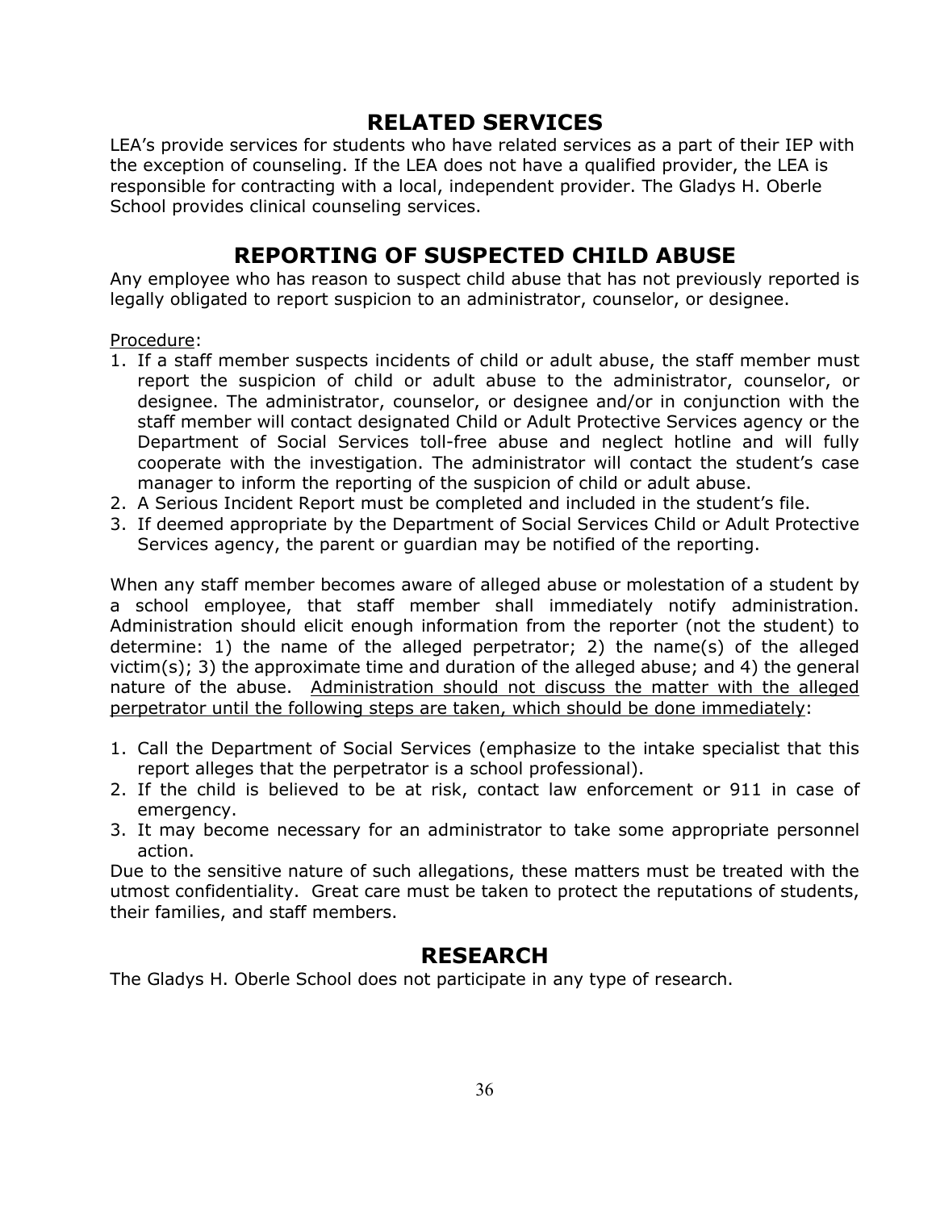## RELATED SERVICES

LEA's provide services for students who have related services as a part of their IEP with the exception of counseling. If the LEA does not have a qualified provider, the LEA is responsible for contracting with a local, independent provider. The Gladys H. Oberle School provides clinical counseling services.

## REPORTING OF SUSPECTED CHILD ABUSE

Any employee who has reason to suspect child abuse that has not previously reported is legally obligated to report suspicion to an administrator, counselor, or designee.

<u>Procedure</u>:

1. If a staff member suspects incidents of child or adult abuse, the staff member must report the suspicion of child or adult abuse to the administrator, counselor, or designee. The administrator, counselor, or designee and/or in conjunction with the staff member will contact designated Child or Adult Protective Services agency or the Department of Social Services toll-free abuse and neglect hotline and will fully cooperate with the investigation. The administrator will contact the student's case manager to inform the reporting of the suspicion of child or adult abuse.
2. A Serious Incident Report must be completed and included in the student's file.
3. If deemed appropriate by the Department of Social Services Child or Adult Protective Services agency, the parent or guardian may be notified of the reporting.

When any staff member becomes aware of alleged abuse or molestation of a student by a school employee, that staff member shall immediately notify administration. Administration should elicit enough information from the reporter (not the student) to determine: 1) the name of the alleged perpetrator; 2) the name(s) of the alleged victim(s); 3) the approximate time and duration of the alleged abuse; and 4) the general nature of the abuse. <u>Administration should not discuss the matter with the alleged perpetrator until the following steps are taken, which should be done immediately</u>:

1. Call the Department of Social Services (emphasize to the intake specialist that this report alleges that the perpetrator is a school professional).
2. If the child is believed to be at risk, contact law enforcement or 911 in case of emergency.
3. It may become necessary for an administrator to take some appropriate personnel action.

Due to the sensitive nature of such allegations, these matters must be treated with the utmost confidentiality. Great care must be taken to protect the reputations of students, their families, and staff members.

## RESEARCH

The Gladys H. Oberle School does not participate in any type of research.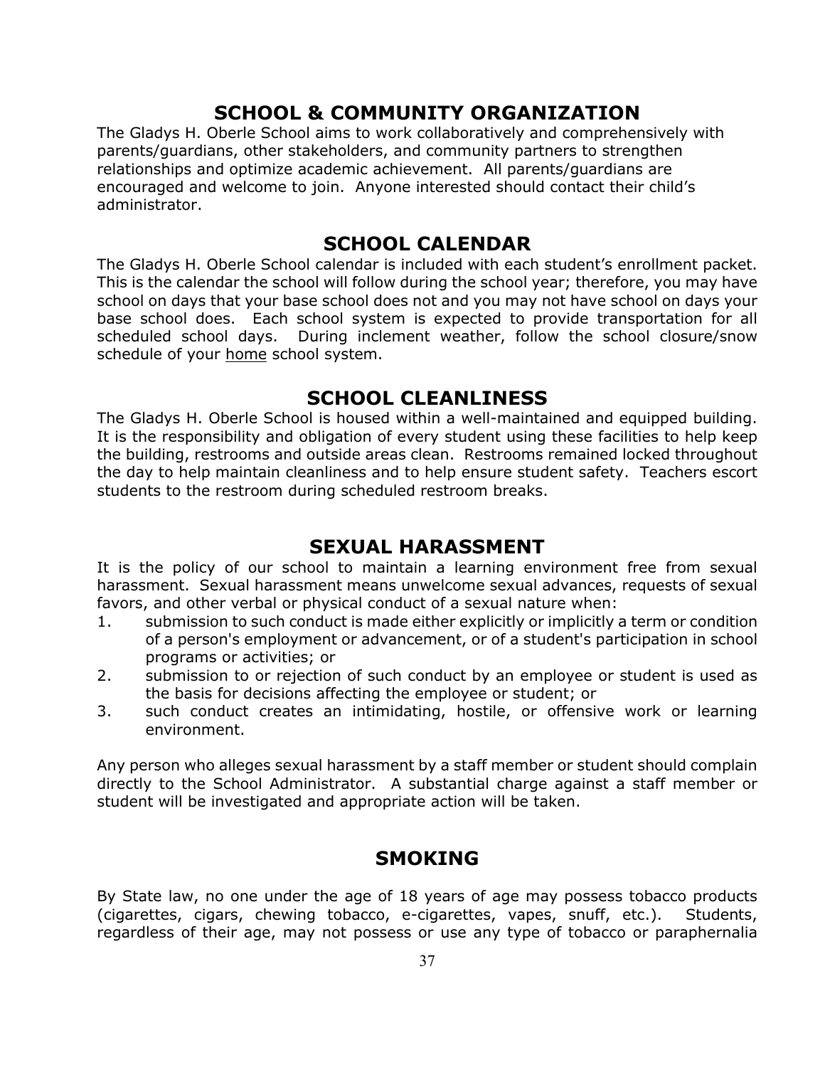## SCHOOL & COMMUNITY ORGANIZATION

The Gladys H. Oberle School aims to work collaboratively and comprehensively with parents/guardians, other stakeholders, and community partners to strengthen relationships and optimize academic achievement. All parents/guardians are encouraged and welcome to join. Anyone interested should contact their child's administrator.

## SCHOOL CALENDAR

The Gladys H. Oberle School calendar is included with each student's enrollment packet. This is the calendar the school will follow during the school year; therefore, you may have school on days that your base school does not and you may not have school on days your base school does. Each school system is expected to provide transportation for all scheduled school days. During inclement weather, follow the school closure/snow schedule of your <u>home</u> school system.

## SCHOOL CLEANLINESS

The Gladys H. Oberle School is housed within a well-maintained and equipped building. It is the responsibility and obligation of every student using these facilities to help keep the building, restrooms and outside areas clean. Restrooms remained locked throughout the day to help maintain cleanliness and to help ensure student safety. Teachers escort students to the restroom during scheduled restroom breaks.

## SEXUAL HARASSMENT

It is the policy of our school to maintain a learning environment free from sexual harassment. Sexual harassment means unwelcome sexual advances, requests of sexual favors, and other verbal or physical conduct of a sexual nature when:

1. submission to such conduct is made either explicitly or implicitly a term or condition of a person's employment or advancement, or of a student's participation in school programs or activities; or
2. submission to or rejection of such conduct by an employee or student is used as the basis for decisions affecting the employee or student; or
3. such conduct creates an intimidating, hostile, or offensive work or learning environment.

Any person who alleges sexual harassment by a staff member or student should complain directly to the School Administrator. A substantial charge against a staff member or student will be investigated and appropriate action will be taken.

## SMOKING

By State law, no one under the age of 18 years of age may possess tobacco products (cigarettes, cigars, chewing tobacco, e-cigarettes, vapes, snuff, etc.). Students, regardless of their age, may not possess or use any type of tobacco or paraphernalia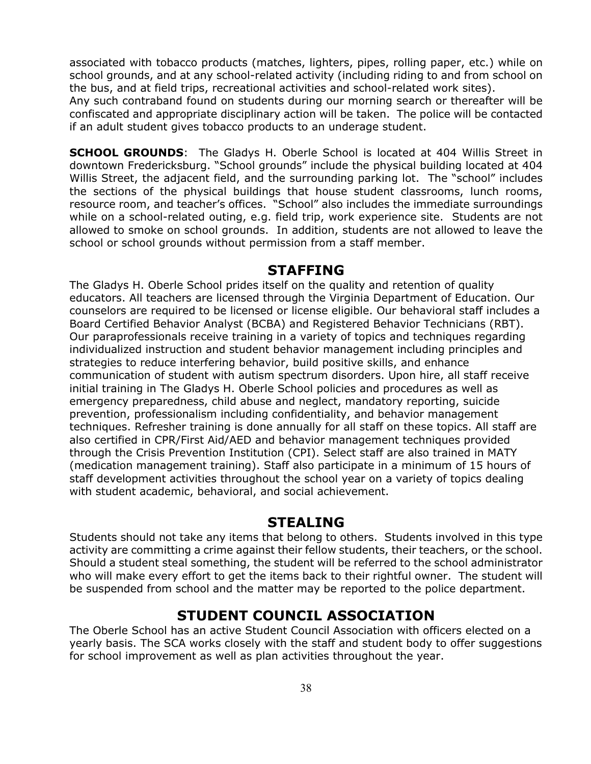associated with tobacco products (matches, lighters, pipes, rolling paper, etc.) while on school grounds, and at any school-related activity (including riding to and from school on the bus, and at field trips, recreational activities and school-related work sites).
Any such contraband found on students during our morning search or thereafter will be confiscated and appropriate disciplinary action will be taken. The police will be contacted if an adult student gives tobacco products to an underage student.

**SCHOOL GROUNDS**: The Gladys H. Oberle School is located at 404 Willis Street in downtown Fredericksburg. "School grounds" include the physical building located at 404 Willis Street, the adjacent field, and the surrounding parking lot. The "school" includes the sections of the physical buildings that house student classrooms, lunch rooms, resource room, and teacher's offices. "School" also includes the immediate surroundings while on a school-related outing, e.g. field trip, work experience site. Students are not allowed to smoke on school grounds. In addition, students are not allowed to leave the school or school grounds without permission from a staff member.

## STAFFING

The Gladys H. Oberle School prides itself on the quality and retention of quality educators. All teachers are licensed through the Virginia Department of Education. Our counselors are required to be licensed or license eligible. Our behavioral staff includes a Board Certified Behavior Analyst (BCBA) and Registered Behavior Technicians (RBT). Our paraprofessionals receive training in a variety of topics and techniques regarding individualized instruction and student behavior management including principles and strategies to reduce interfering behavior, build positive skills, and enhance communication of student with autism spectrum disorders. Upon hire, all staff receive initial training in The Gladys H. Oberle School policies and procedures as well as emergency preparedness, child abuse and neglect, mandatory reporting, suicide prevention, professionalism including confidentiality, and behavior management techniques. Refresher training is done annually for all staff on these topics. All staff are also certified in CPR/First Aid/AED and behavior management techniques provided through the Crisis Prevention Institution (CPI). Select staff are also trained in MATY (medication management training). Staff also participate in a minimum of 15 hours of staff development activities throughout the school year on a variety of topics dealing with student academic, behavioral, and social achievement.

## STEALING

Students should not take any items that belong to others. Students involved in this type activity are committing a crime against their fellow students, their teachers, or the school. Should a student steal something, the student will be referred to the school administrator who will make every effort to get the items back to their rightful owner. The student will be suspended from school and the matter may be reported to the police department.

## STUDENT COUNCIL ASSOCIATION

The Oberle School has an active Student Council Association with officers elected on a yearly basis. The SCA works closely with the staff and student body to offer suggestions for school improvement as well as plan activities throughout the year.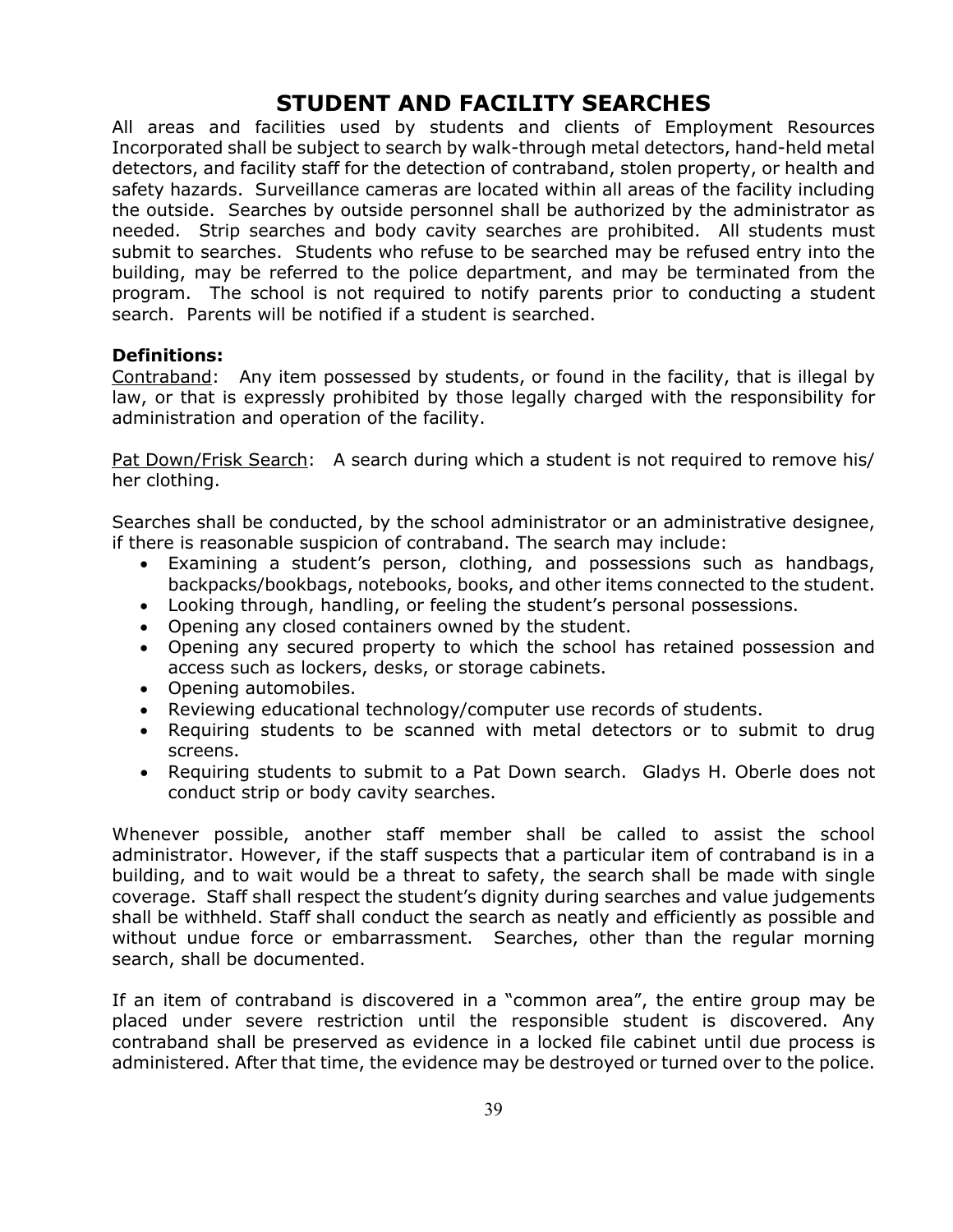# STUDENT AND FACILITY SEARCHES

All areas and facilities used by students and clients of Employment Resources Incorporated shall be subject to search by walk-through metal detectors, hand-held metal detectors, and facility staff for the detection of contraband, stolen property, or health and safety hazards. Surveillance cameras are located within all areas of the facility including the outside. Searches by outside personnel shall be authorized by the administrator as needed. Strip searches and body cavity searches are prohibited. All students must submit to searches. Students who refuse to be searched may be refused entry into the building, may be referred to the police department, and may be terminated from the program. The school is not required to notify parents prior to conducting a student search. Parents will be notified if a student is searched.

**Definitions:**

Contraband: Any item possessed by students, or found in the facility, that is illegal by law, or that is expressly prohibited by those legally charged with the responsibility for administration and operation of the facility.

Pat Down/Frisk Search: A search during which a student is not required to remove his/ her clothing.

Searches shall be conducted, by the school administrator or an administrative designee, if there is reasonable suspicion of contraband. The search may include:

- Examining a student's person, clothing, and possessions such as handbags, backpacks/bookbags, notebooks, books, and other items connected to the student.
- Looking through, handling, or feeling the student's personal possessions.
- Opening any closed containers owned by the student.
- Opening any secured property to which the school has retained possession and access such as lockers, desks, or storage cabinets.
- Opening automobiles.
- Reviewing educational technology/computer use records of students.
- Requiring students to be scanned with metal detectors or to submit to drug screens.
- Requiring students to submit to a Pat Down search. Gladys H. Oberle does not conduct strip or body cavity searches.

Whenever possible, another staff member shall be called to assist the school administrator. However, if the staff suspects that a particular item of contraband is in a building, and to wait would be a threat to safety, the search shall be made with single coverage. Staff shall respect the student's dignity during searches and value judgements shall be withheld. Staff shall conduct the search as neatly and efficiently as possible and without undue force or embarrassment. Searches, other than the regular morning search, shall be documented.

If an item of contraband is discovered in a "common area", the entire group may be placed under severe restriction until the responsible student is discovered. Any contraband shall be preserved as evidence in a locked file cabinet until due process is administered. After that time, the evidence may be destroyed or turned over to the police.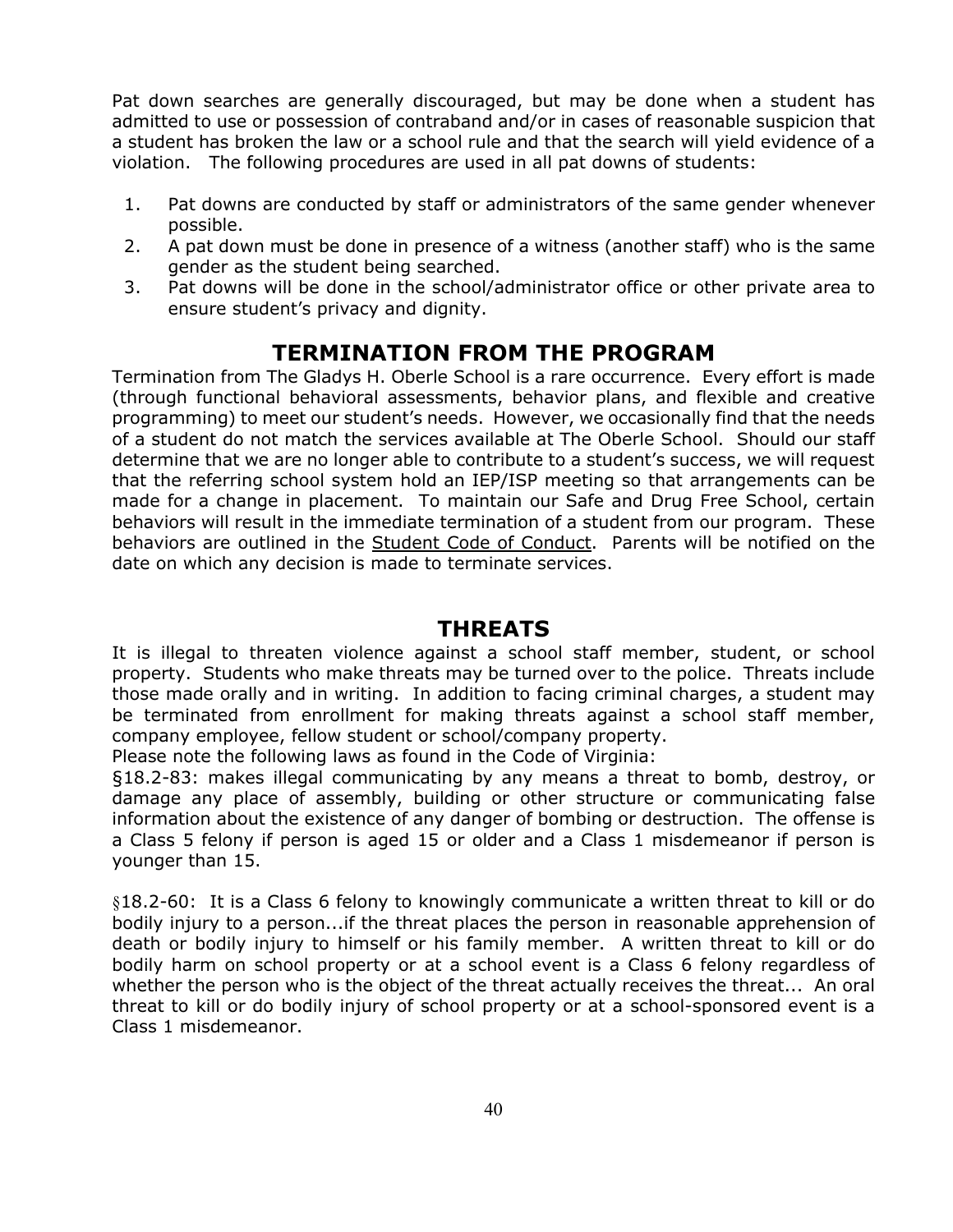Pat down searches are generally discouraged, but may be done when a student has admitted to use or possession of contraband and/or in cases of reasonable suspicion that a student has broken the law or a school rule and that the search will yield evidence of a violation.   The following procedures are used in all pat downs of students:

1. Pat downs are conducted by staff or administrators of the same gender whenever possible.
2. A pat down must be done in presence of a witness (another staff) who is the same gender as the student being searched.
3. Pat downs will be done in the school/administrator office or other private area to ensure student's privacy and dignity.

## TERMINATION FROM THE PROGRAM

Termination from The Gladys H. Oberle School is a rare occurrence.  Every effort is made (through functional behavioral assessments, behavior plans, and flexible and creative programming) to meet our student's needs.  However, we occasionally find that the needs of a student do not match the services available at The Oberle School.  Should our staff determine that we are no longer able to contribute to a student's success, we will request that the referring school system hold an IEP/ISP meeting so that arrangements can be made for a change in placement.  To maintain our Safe and Drug Free School, certain behaviors will result in the immediate termination of a student from our program.  These behaviors are outlined in the Student Code of Conduct.  Parents will be notified on the date on which any decision is made to terminate services.

## THREATS

It is illegal to threaten violence against a school staff member, student, or school property.  Students who make threats may be turned over to the police.  Threats include those made orally and in writing.  In addition to facing criminal charges, a student may be terminated from enrollment for making threats against a school staff member, company employee, fellow student or school/company property.

Please note the following laws as found in the Code of Virginia:

§18.2-83: makes illegal communicating by any means a threat to bomb, destroy, or damage any place of assembly, building or other structure or communicating false information about the existence of any danger of bombing or destruction.  The offense is a Class 5 felony if person is aged 15 or older and a Class 1 misdemeanor if person is younger than 15.

§18.2-60:  It is a Class 6 felony to knowingly communicate a written threat to kill or do bodily injury to a person...if the threat places the person in reasonable apprehension of death or bodily injury to himself or his family member.  A written threat to kill or do bodily harm on school property or at a school event is a Class 6 felony regardless of whether the person who is the object of the threat actually receives the threat...  An oral threat to kill or do bodily injury of school property or at a school-sponsored event is a Class 1 misdemeanor.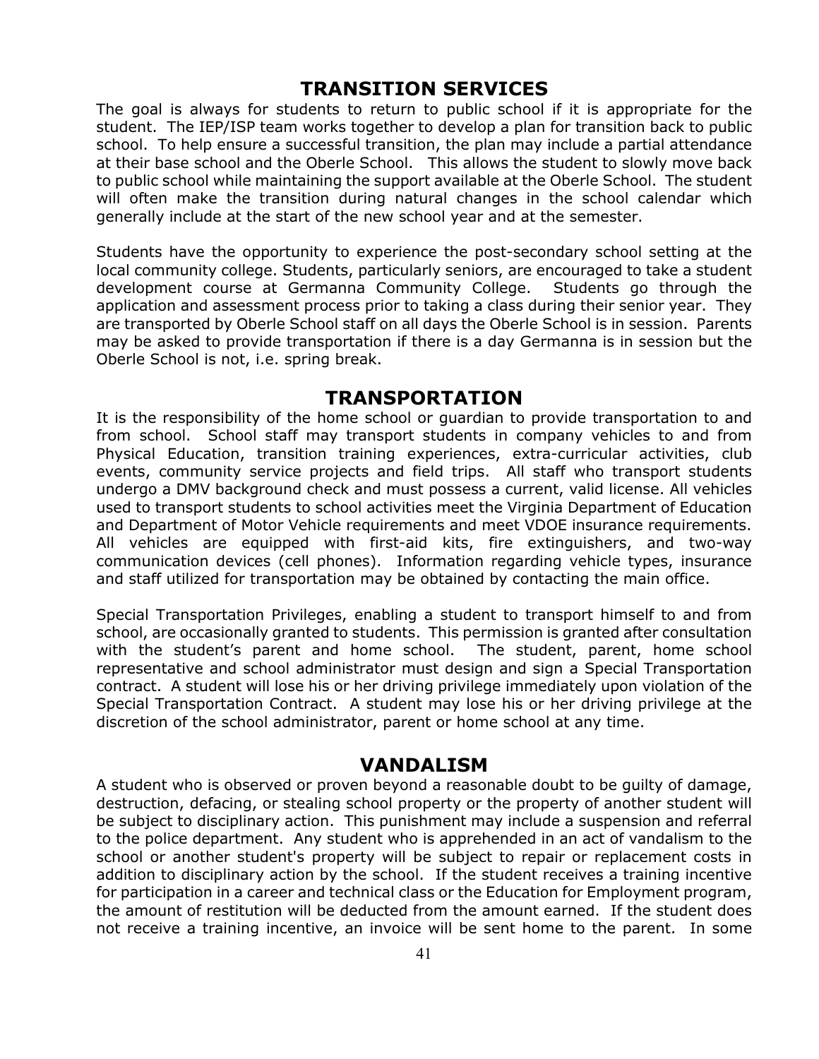## TRANSITION SERVICES

The goal is always for students to return to public school if it is appropriate for the student. The IEP/ISP team works together to develop a plan for transition back to public school. To help ensure a successful transition, the plan may include a partial attendance at their base school and the Oberle School. This allows the student to slowly move back to public school while maintaining the support available at the Oberle School. The student will often make the transition during natural changes in the school calendar which generally include at the start of the new school year and at the semester.

Students have the opportunity to experience the post-secondary school setting at the local community college. Students, particularly seniors, are encouraged to take a student development course at Germanna Community College. Students go through the application and assessment process prior to taking a class during their senior year. They are transported by Oberle School staff on all days the Oberle School is in session. Parents may be asked to provide transportation if there is a day Germanna is in session but the Oberle School is not, i.e. spring break.

## TRANSPORTATION

It is the responsibility of the home school or guardian to provide transportation to and from school. School staff may transport students in company vehicles to and from Physical Education, transition training experiences, extra-curricular activities, club events, community service projects and field trips. All staff who transport students undergo a DMV background check and must possess a current, valid license. All vehicles used to transport students to school activities meet the Virginia Department of Education and Department of Motor Vehicle requirements and meet VDOE insurance requirements. All vehicles are equipped with first-aid kits, fire extinguishers, and two-way communication devices (cell phones). Information regarding vehicle types, insurance and staff utilized for transportation may be obtained by contacting the main office.

Special Transportation Privileges, enabling a student to transport himself to and from school, are occasionally granted to students. This permission is granted after consultation with the student's parent and home school. The student, parent, home school representative and school administrator must design and sign a Special Transportation contract. A student will lose his or her driving privilege immediately upon violation of the Special Transportation Contract. A student may lose his or her driving privilege at the discretion of the school administrator, parent or home school at any time.

## VANDALISM

A student who is observed or proven beyond a reasonable doubt to be guilty of damage, destruction, defacing, or stealing school property or the property of another student will be subject to disciplinary action. This punishment may include a suspension and referral to the police department. Any student who is apprehended in an act of vandalism to the school or another student's property will be subject to repair or replacement costs in addition to disciplinary action by the school. If the student receives a training incentive for participation in a career and technical class or the Education for Employment program, the amount of restitution will be deducted from the amount earned. If the student does not receive a training incentive, an invoice will be sent home to the parent. In some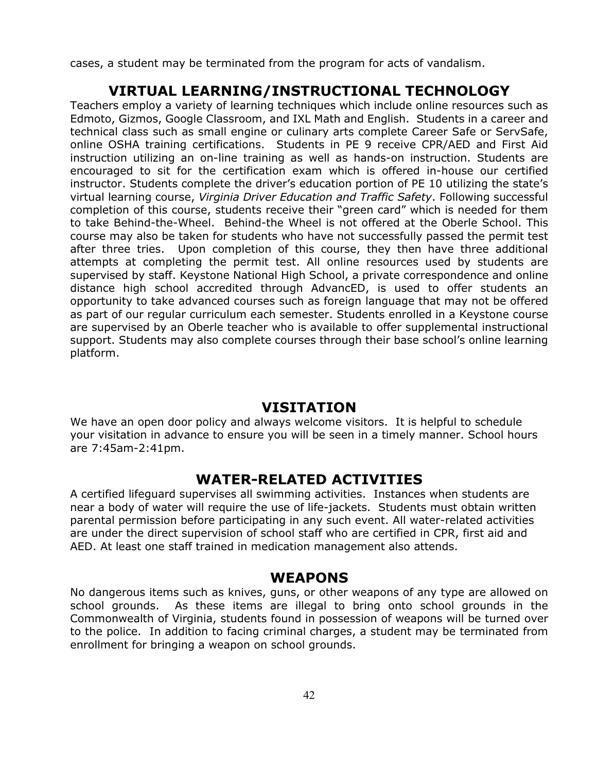cases, a student may be terminated from the program for acts of vandalism.

## VIRTUAL LEARNING/INSTRUCTIONAL TECHNOLOGY

Teachers employ a variety of learning techniques which include online resources such as Edmoto, Gizmos, Google Classroom, and IXL Math and English. Students in a career and technical class such as small engine or culinary arts complete Career Safe or ServSafe, online OSHA training certifications. Students in PE 9 receive CPR/AED and First Aid instruction utilizing an on-line training as well as hands-on instruction. Students are encouraged to sit for the certification exam which is offered in-house our certified instructor. Students complete the driver's education portion of PE 10 utilizing the state's virtual learning course, *Virginia Driver Education and Traffic Safety*. Following successful completion of this course, students receive their "green card" which is needed for them to take Behind-the-Wheel. Behind-the Wheel is not offered at the Oberle School. This course may also be taken for students who have not successfully passed the permit test after three tries. Upon completion of this course, they then have three additional attempts at completing the permit test. All online resources used by students are supervised by staff. Keystone National High School, a private correspondence and online distance high school accredited through AdvancED, is used to offer students an opportunity to take advanced courses such as foreign language that may not be offered as part of our regular curriculum each semester. Students enrolled in a Keystone course are supervised by an Oberle teacher who is available to offer supplemental instructional support. Students may also complete courses through their base school's online learning platform.

## VISITATION

We have an open door policy and always welcome visitors. It is helpful to schedule your visitation in advance to ensure you will be seen in a timely manner. School hours are 7:45am-2:41pm.

## WATER-RELATED ACTIVITIES

A certified lifeguard supervises all swimming activities. Instances when students are near a body of water will require the use of life-jackets. Students must obtain written parental permission before participating in any such event. All water-related activities are under the direct supervision of school staff who are certified in CPR, first aid and AED. At least one staff trained in medication management also attends.

## WEAPONS

No dangerous items such as knives, guns, or other weapons of any type are allowed on school grounds. As these items are illegal to bring onto school grounds in the Commonwealth of Virginia, students found in possession of weapons will be turned over to the police. In addition to facing criminal charges, a student may be terminated from enrollment for bringing a weapon on school grounds.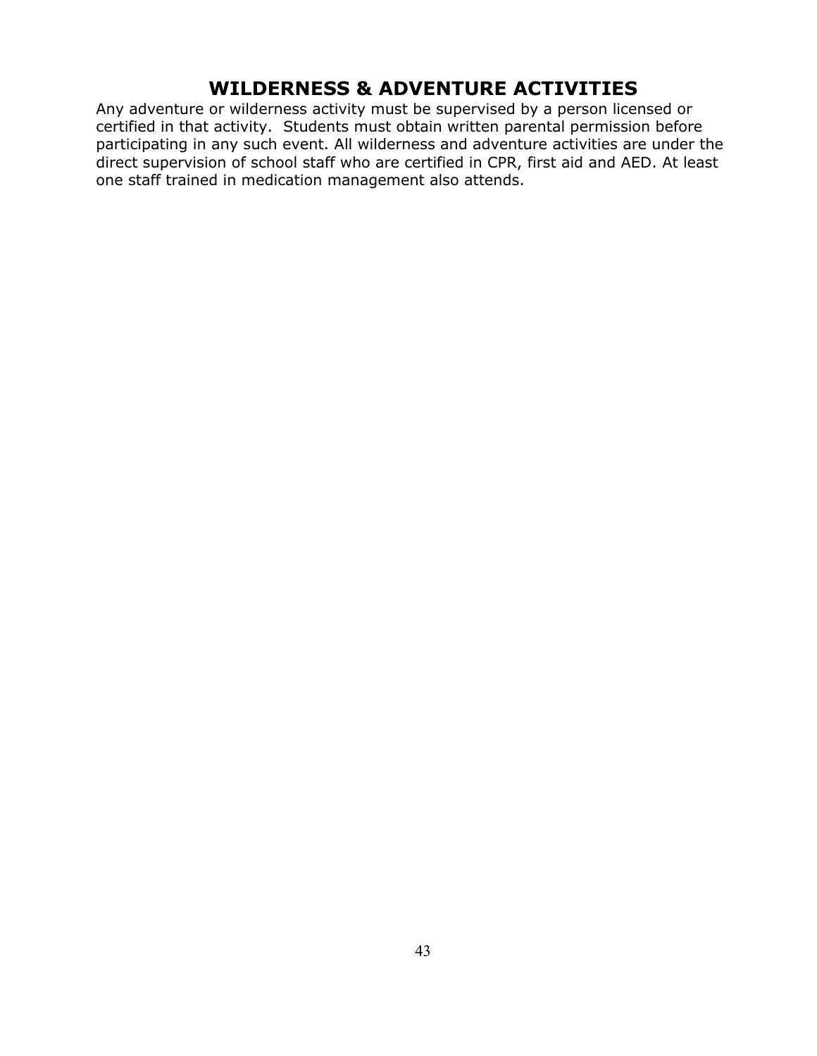# WILDERNESS & ADVENTURE ACTIVITIES

Any adventure or wilderness activity must be supervised by a person licensed or certified in that activity.  Students must obtain written parental permission before participating in any such event. All wilderness and adventure activities are under the direct supervision of school staff who are certified in CPR, first aid and AED. At least one staff trained in medication management also attends.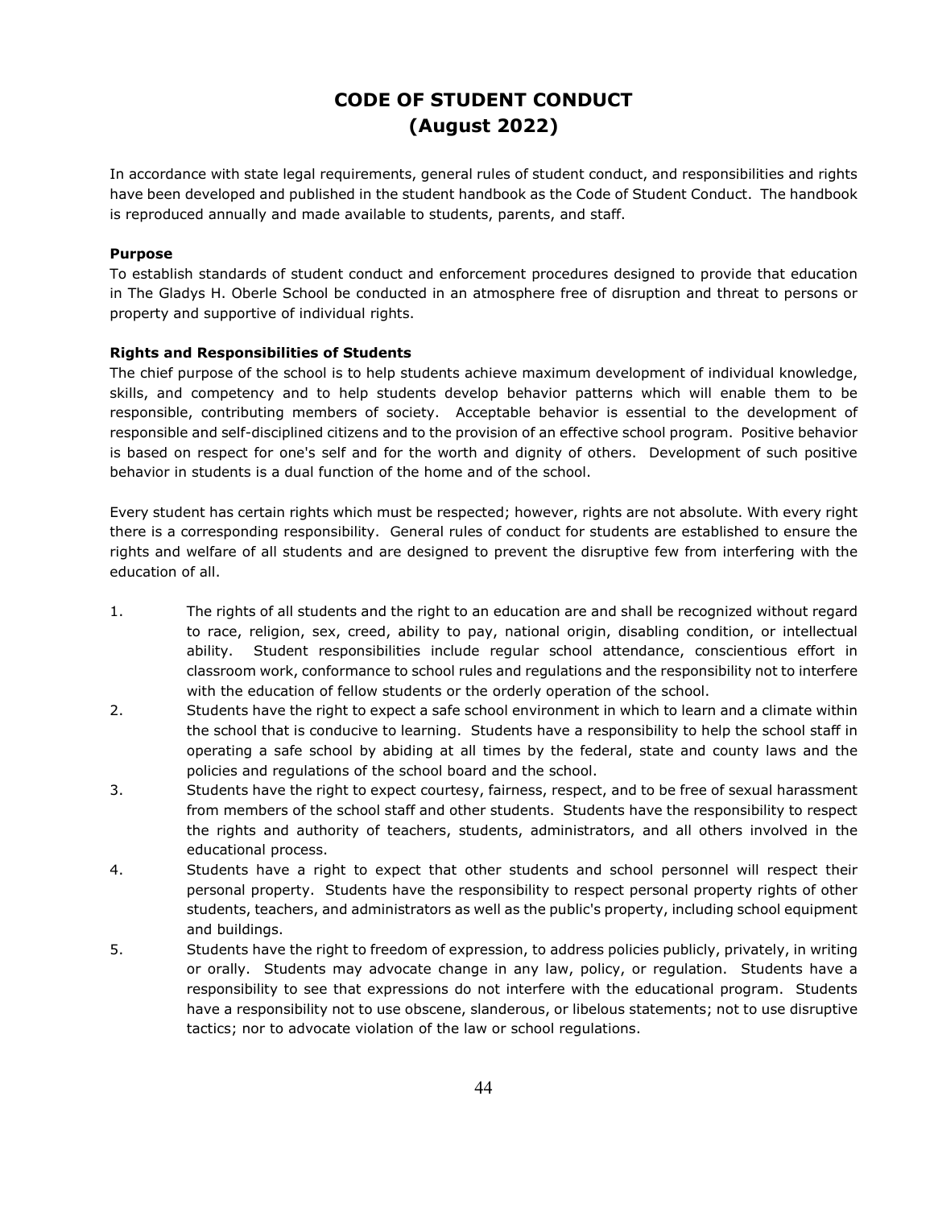# CODE OF STUDENT CONDUCT
# (August 2022)

In accordance with state legal requirements, general rules of student conduct, and responsibilities and rights have been developed and published in the student handbook as the Code of Student Conduct. The handbook is reproduced annually and made available to students, parents, and staff.

**Purpose**

To establish standards of student conduct and enforcement procedures designed to provide that education in The Gladys H. Oberle School be conducted in an atmosphere free of disruption and threat to persons or property and supportive of individual rights.

**Rights and Responsibilities of Students**

The chief purpose of the school is to help students achieve maximum development of individual knowledge, skills, and competency and to help students develop behavior patterns which will enable them to be responsible, contributing members of society. Acceptable behavior is essential to the development of responsible and self-disciplined citizens and to the provision of an effective school program. Positive behavior is based on respect for one's self and for the worth and dignity of others. Development of such positive behavior in students is a dual function of the home and of the school.

Every student has certain rights which must be respected; however, rights are not absolute. With every right there is a corresponding responsibility. General rules of conduct for students are established to ensure the rights and welfare of all students and are designed to prevent the disruptive few from interfering with the education of all.

1. The rights of all students and the right to an education are and shall be recognized without regard to race, religion, sex, creed, ability to pay, national origin, disabling condition, or intellectual ability. Student responsibilities include regular school attendance, conscientious effort in classroom work, conformance to school rules and regulations and the responsibility not to interfere with the education of fellow students or the orderly operation of the school.
2. Students have the right to expect a safe school environment in which to learn and a climate within the school that is conducive to learning. Students have a responsibility to help the school staff in operating a safe school by abiding at all times by the federal, state and county laws and the policies and regulations of the school board and the school.
3. Students have the right to expect courtesy, fairness, respect, and to be free of sexual harassment from members of the school staff and other students. Students have the responsibility to respect the rights and authority of teachers, students, administrators, and all others involved in the educational process.
4. Students have a right to expect that other students and school personnel will respect their personal property. Students have the responsibility to respect personal property rights of other students, teachers, and administrators as well as the public's property, including school equipment and buildings.
5. Students have the right to freedom of expression, to address policies publicly, privately, in writing or orally. Students may advocate change in any law, policy, or regulation. Students have a responsibility to see that expressions do not interfere with the educational program. Students have a responsibility not to use obscene, slanderous, or libelous statements; not to use disruptive tactics; nor to advocate violation of the law or school regulations.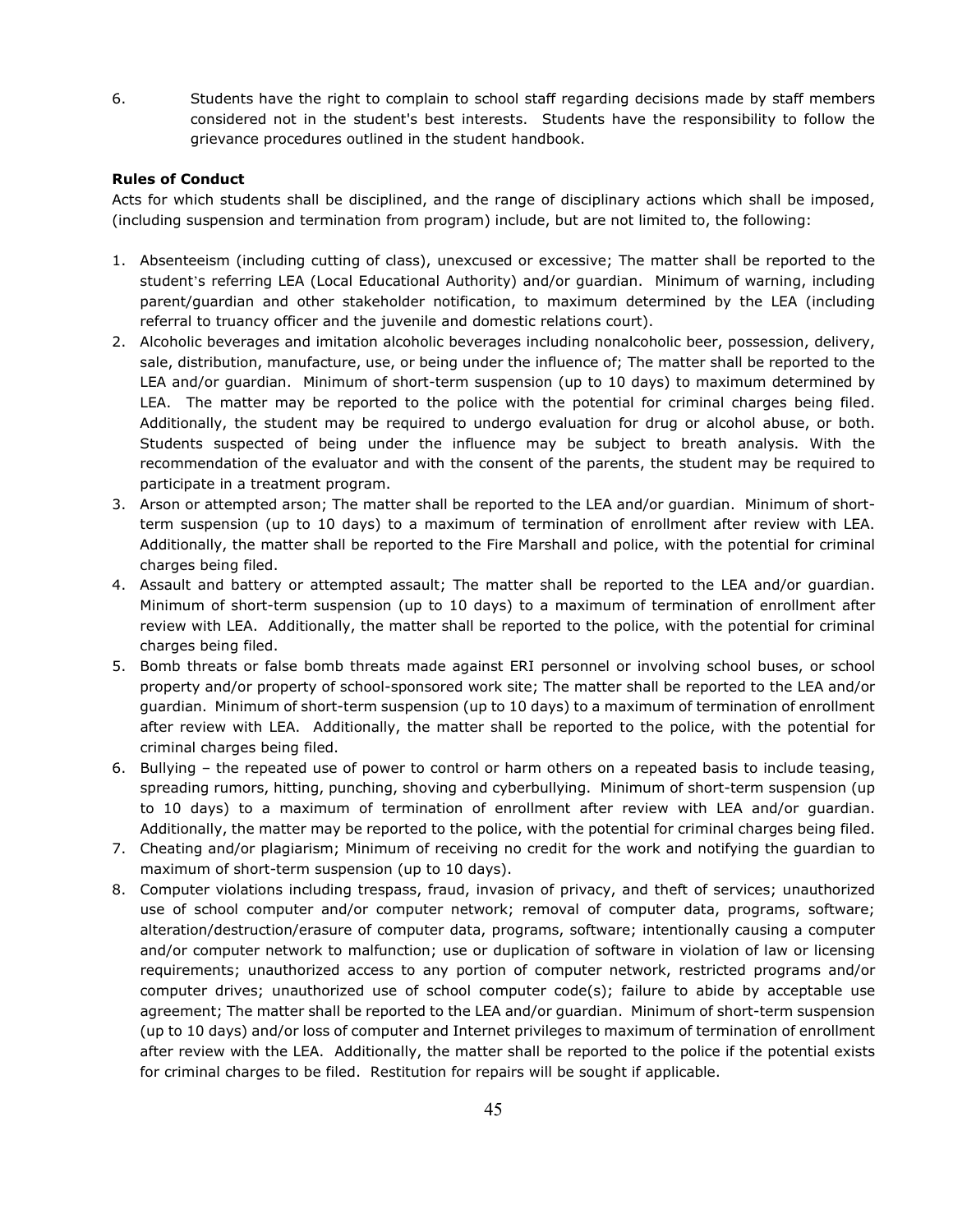6. Students have the right to complain to school staff regarding decisions made by staff members considered not in the student's best interests. Students have the responsibility to follow the grievance procedures outlined in the student handbook.

**Rules of Conduct**

Acts for which students shall be disciplined, and the range of disciplinary actions which shall be imposed, (including suspension and termination from program) include, but are not limited to, the following:

1. Absenteeism (including cutting of class), unexcused or excessive; The matter shall be reported to the student's referring LEA (Local Educational Authority) and/or guardian. Minimum of warning, including parent/guardian and other stakeholder notification, to maximum determined by the LEA (including referral to truancy officer and the juvenile and domestic relations court).
2. Alcoholic beverages and imitation alcoholic beverages including nonalcoholic beer, possession, delivery, sale, distribution, manufacture, use, or being under the influence of; The matter shall be reported to the LEA and/or guardian. Minimum of short-term suspension (up to 10 days) to maximum determined by LEA. The matter may be reported to the police with the potential for criminal charges being filed. Additionally, the student may be required to undergo evaluation for drug or alcohol abuse, or both. Students suspected of being under the influence may be subject to breath analysis. With the recommendation of the evaluator and with the consent of the parents, the student may be required to participate in a treatment program.
3. Arson or attempted arson; The matter shall be reported to the LEA and/or guardian. Minimum of short-term suspension (up to 10 days) to a maximum of termination of enrollment after review with LEA. Additionally, the matter shall be reported to the Fire Marshall and police, with the potential for criminal charges being filed.
4. Assault and battery or attempted assault; The matter shall be reported to the LEA and/or guardian. Minimum of short-term suspension (up to 10 days) to a maximum of termination of enrollment after review with LEA. Additionally, the matter shall be reported to the police, with the potential for criminal charges being filed.
5. Bomb threats or false bomb threats made against ERI personnel or involving school buses, or school property and/or property of school-sponsored work site; The matter shall be reported to the LEA and/or guardian. Minimum of short-term suspension (up to 10 days) to a maximum of termination of enrollment after review with LEA. Additionally, the matter shall be reported to the police, with the potential for criminal charges being filed.
6. Bullying – the repeated use of power to control or harm others on a repeated basis to include teasing, spreading rumors, hitting, punching, shoving and cyberbullying. Minimum of short-term suspension (up to 10 days) to a maximum of termination of enrollment after review with LEA and/or guardian. Additionally, the matter may be reported to the police, with the potential for criminal charges being filed.
7. Cheating and/or plagiarism; Minimum of receiving no credit for the work and notifying the guardian to maximum of short-term suspension (up to 10 days).
8. Computer violations including trespass, fraud, invasion of privacy, and theft of services; unauthorized use of school computer and/or computer network; removal of computer data, programs, software; alteration/destruction/erasure of computer data, programs, software; intentionally causing a computer and/or computer network to malfunction; use or duplication of software in violation of law or licensing requirements; unauthorized access to any portion of computer network, restricted programs and/or computer drives; unauthorized use of school computer code(s); failure to abide by acceptable use agreement; The matter shall be reported to the LEA and/or guardian. Minimum of short-term suspension (up to 10 days) and/or loss of computer and Internet privileges to maximum of termination of enrollment after review with the LEA. Additionally, the matter shall be reported to the police if the potential exists for criminal charges to be filed. Restitution for repairs will be sought if applicable.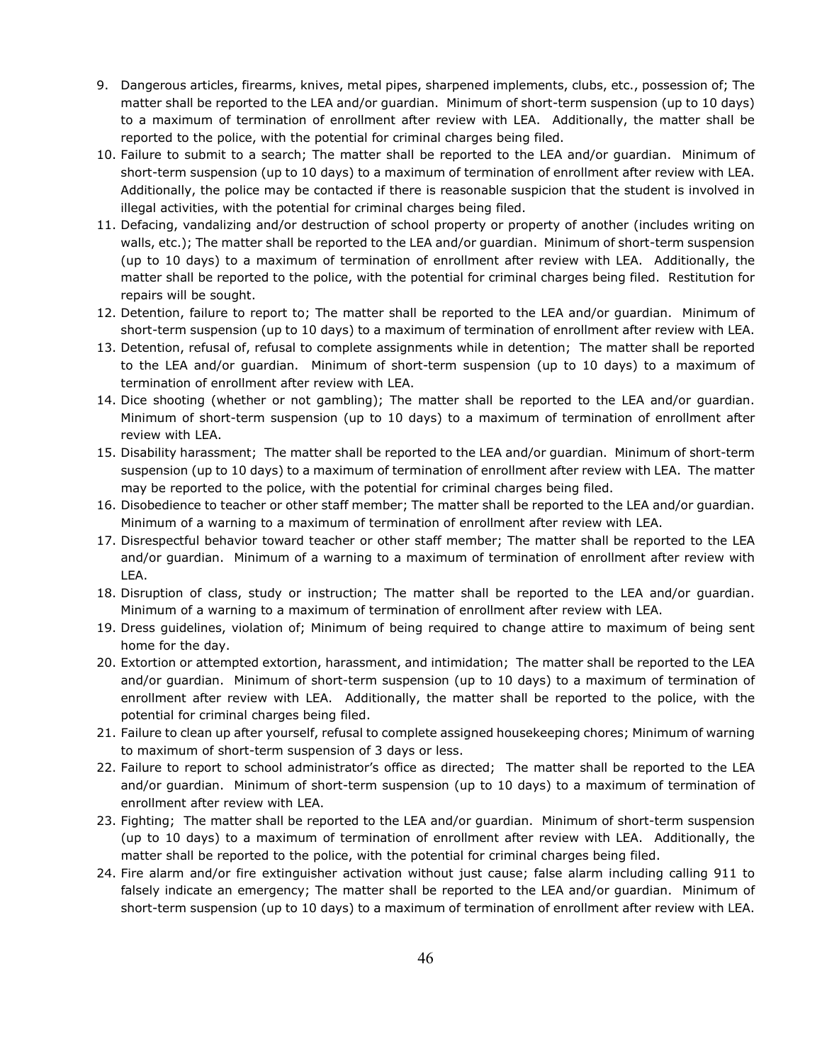9. Dangerous articles, firearms, knives, metal pipes, sharpened implements, clubs, etc., possession of; The matter shall be reported to the LEA and/or guardian. Minimum of short-term suspension (up to 10 days) to a maximum of termination of enrollment after review with LEA. Additionally, the matter shall be reported to the police, with the potential for criminal charges being filed.
10. Failure to submit to a search; The matter shall be reported to the LEA and/or guardian. Minimum of short-term suspension (up to 10 days) to a maximum of termination of enrollment after review with LEA. Additionally, the police may be contacted if there is reasonable suspicion that the student is involved in illegal activities, with the potential for criminal charges being filed.
11. Defacing, vandalizing and/or destruction of school property or property of another (includes writing on walls, etc.); The matter shall be reported to the LEA and/or guardian. Minimum of short-term suspension (up to 10 days) to a maximum of termination of enrollment after review with LEA. Additionally, the matter shall be reported to the police, with the potential for criminal charges being filed. Restitution for repairs will be sought.
12. Detention, failure to report to; The matter shall be reported to the LEA and/or guardian. Minimum of short-term suspension (up to 10 days) to a maximum of termination of enrollment after review with LEA.
13. Detention, refusal of, refusal to complete assignments while in detention; The matter shall be reported to the LEA and/or guardian. Minimum of short-term suspension (up to 10 days) to a maximum of termination of enrollment after review with LEA.
14. Dice shooting (whether or not gambling); The matter shall be reported to the LEA and/or guardian. Minimum of short-term suspension (up to 10 days) to a maximum of termination of enrollment after review with LEA.
15. Disability harassment; The matter shall be reported to the LEA and/or guardian. Minimum of short-term suspension (up to 10 days) to a maximum of termination of enrollment after review with LEA. The matter may be reported to the police, with the potential for criminal charges being filed.
16. Disobedience to teacher or other staff member; The matter shall be reported to the LEA and/or guardian. Minimum of a warning to a maximum of termination of enrollment after review with LEA.
17. Disrespectful behavior toward teacher or other staff member; The matter shall be reported to the LEA and/or guardian. Minimum of a warning to a maximum of termination of enrollment after review with LEA.
18. Disruption of class, study or instruction; The matter shall be reported to the LEA and/or guardian. Minimum of a warning to a maximum of termination of enrollment after review with LEA.
19. Dress guidelines, violation of; Minimum of being required to change attire to maximum of being sent home for the day.
20. Extortion or attempted extortion, harassment, and intimidation; The matter shall be reported to the LEA and/or guardian. Minimum of short-term suspension (up to 10 days) to a maximum of termination of enrollment after review with LEA. Additionally, the matter shall be reported to the police, with the potential for criminal charges being filed.
21. Failure to clean up after yourself, refusal to complete assigned housekeeping chores; Minimum of warning to maximum of short-term suspension of 3 days or less.
22. Failure to report to school administrator's office as directed; The matter shall be reported to the LEA and/or guardian. Minimum of short-term suspension (up to 10 days) to a maximum of termination of enrollment after review with LEA.
23. Fighting; The matter shall be reported to the LEA and/or guardian. Minimum of short-term suspension (up to 10 days) to a maximum of termination of enrollment after review with LEA. Additionally, the matter shall be reported to the police, with the potential for criminal charges being filed.
24. Fire alarm and/or fire extinguisher activation without just cause; false alarm including calling 911 to falsely indicate an emergency; The matter shall be reported to the LEA and/or guardian. Minimum of short-term suspension (up to 10 days) to a maximum of termination of enrollment after review with LEA.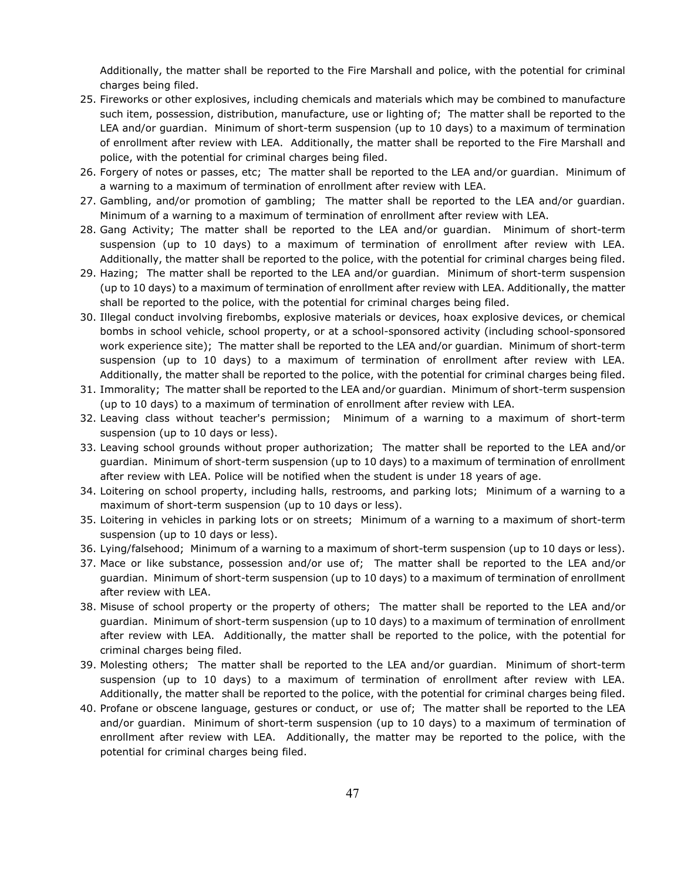Additionally, the matter shall be reported to the Fire Marshall and police, with the potential for criminal charges being filed.

25. Fireworks or other explosives, including chemicals and materials which may be combined to manufacture such item, possession, distribution, manufacture, use or lighting of; The matter shall be reported to the LEA and/or guardian. Minimum of short-term suspension (up to 10 days) to a maximum of termination of enrollment after review with LEA. Additionally, the matter shall be reported to the Fire Marshall and police, with the potential for criminal charges being filed.
26. Forgery of notes or passes, etc; The matter shall be reported to the LEA and/or guardian. Minimum of a warning to a maximum of termination of enrollment after review with LEA.
27. Gambling, and/or promotion of gambling; The matter shall be reported to the LEA and/or guardian. Minimum of a warning to a maximum of termination of enrollment after review with LEA.
28. Gang Activity; The matter shall be reported to the LEA and/or guardian. Minimum of short-term suspension (up to 10 days) to a maximum of termination of enrollment after review with LEA. Additionally, the matter shall be reported to the police, with the potential for criminal charges being filed.
29. Hazing; The matter shall be reported to the LEA and/or guardian. Minimum of short-term suspension (up to 10 days) to a maximum of termination of enrollment after review with LEA. Additionally, the matter shall be reported to the police, with the potential for criminal charges being filed.
30. Illegal conduct involving firebombs, explosive materials or devices, hoax explosive devices, or chemical bombs in school vehicle, school property, or at a school-sponsored activity (including school-sponsored work experience site); The matter shall be reported to the LEA and/or guardian. Minimum of short-term suspension (up to 10 days) to a maximum of termination of enrollment after review with LEA. Additionally, the matter shall be reported to the police, with the potential for criminal charges being filed.
31. Immorality; The matter shall be reported to the LEA and/or guardian. Minimum of short-term suspension (up to 10 days) to a maximum of termination of enrollment after review with LEA.
32. Leaving class without teacher's permission; Minimum of a warning to a maximum of short-term suspension (up to 10 days or less).
33. Leaving school grounds without proper authorization; The matter shall be reported to the LEA and/or guardian. Minimum of short-term suspension (up to 10 days) to a maximum of termination of enrollment after review with LEA. Police will be notified when the student is under 18 years of age.
34. Loitering on school property, including halls, restrooms, and parking lots; Minimum of a warning to a maximum of short-term suspension (up to 10 days or less).
35. Loitering in vehicles in parking lots or on streets; Minimum of a warning to a maximum of short-term suspension (up to 10 days or less).
36. Lying/falsehood; Minimum of a warning to a maximum of short-term suspension (up to 10 days or less).
37. Mace or like substance, possession and/or use of; The matter shall be reported to the LEA and/or guardian. Minimum of short-term suspension (up to 10 days) to a maximum of termination of enrollment after review with LEA.
38. Misuse of school property or the property of others; The matter shall be reported to the LEA and/or guardian. Minimum of short-term suspension (up to 10 days) to a maximum of termination of enrollment after review with LEA. Additionally, the matter shall be reported to the police, with the potential for criminal charges being filed.
39. Molesting others; The matter shall be reported to the LEA and/or guardian. Minimum of short-term suspension (up to 10 days) to a maximum of termination of enrollment after review with LEA. Additionally, the matter shall be reported to the police, with the potential for criminal charges being filed.
40. Profane or obscene language, gestures or conduct, or use of; The matter shall be reported to the LEA and/or guardian. Minimum of short-term suspension (up to 10 days) to a maximum of termination of enrollment after review with LEA. Additionally, the matter may be reported to the police, with the potential for criminal charges being filed.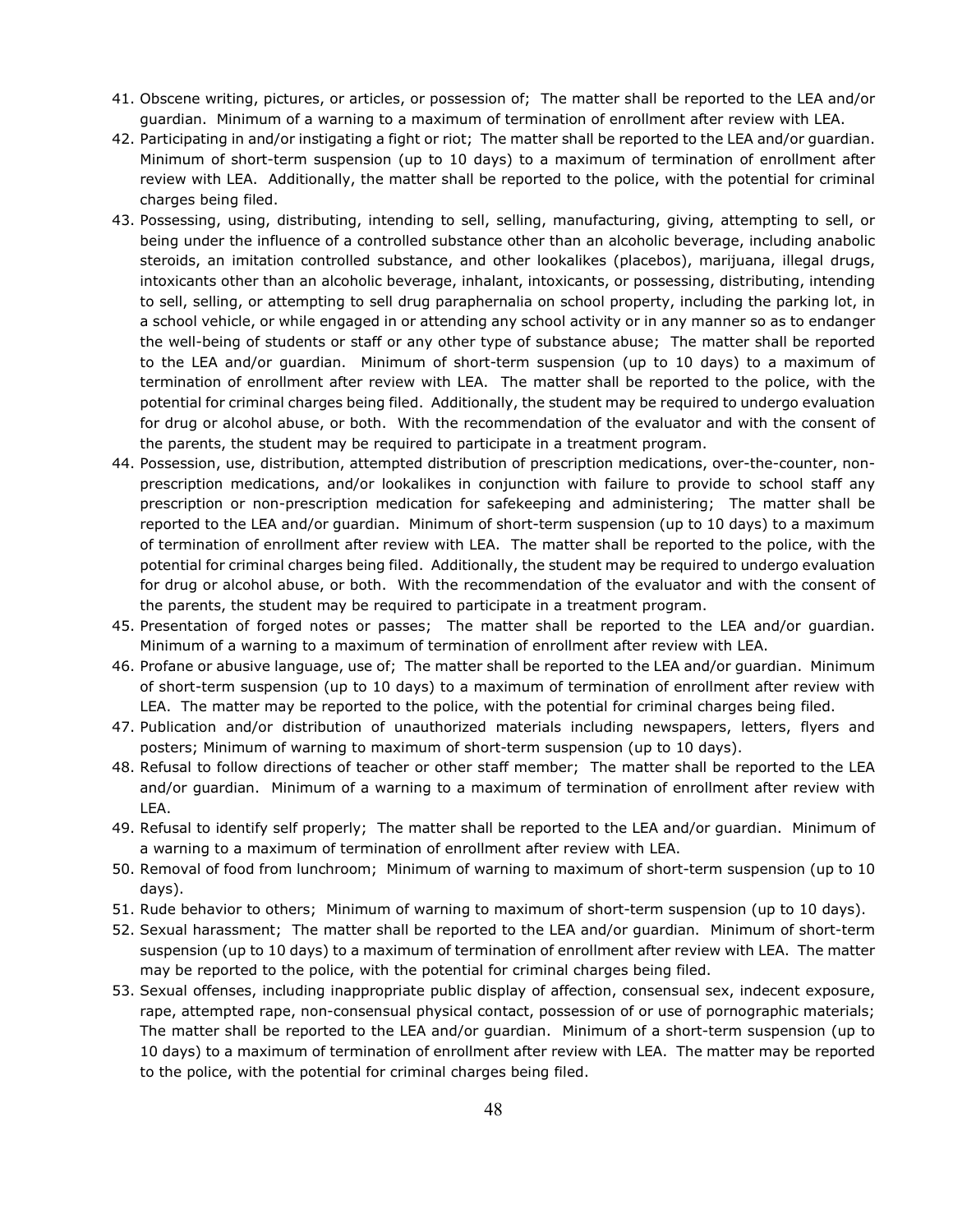41. Obscene writing, pictures, or articles, or possession of; The matter shall be reported to the LEA and/or guardian. Minimum of a warning to a maximum of termination of enrollment after review with LEA.
42. Participating in and/or instigating a fight or riot; The matter shall be reported to the LEA and/or guardian. Minimum of short-term suspension (up to 10 days) to a maximum of termination of enrollment after review with LEA. Additionally, the matter shall be reported to the police, with the potential for criminal charges being filed.
43. Possessing, using, distributing, intending to sell, selling, manufacturing, giving, attempting to sell, or being under the influence of a controlled substance other than an alcoholic beverage, including anabolic steroids, an imitation controlled substance, and other lookalikes (placebos), marijuana, illegal drugs, intoxicants other than an alcoholic beverage, inhalant, intoxicants, or possessing, distributing, intending to sell, selling, or attempting to sell drug paraphernalia on school property, including the parking lot, in a school vehicle, or while engaged in or attending any school activity or in any manner so as to endanger the well-being of students or staff or any other type of substance abuse; The matter shall be reported to the LEA and/or guardian. Minimum of short-term suspension (up to 10 days) to a maximum of termination of enrollment after review with LEA. The matter shall be reported to the police, with the potential for criminal charges being filed. Additionally, the student may be required to undergo evaluation for drug or alcohol abuse, or both. With the recommendation of the evaluator and with the consent of the parents, the student may be required to participate in a treatment program.
44. Possession, use, distribution, attempted distribution of prescription medications, over-the-counter, non-prescription medications, and/or lookalikes in conjunction with failure to provide to school staff any prescription or non-prescription medication for safekeeping and administering; The matter shall be reported to the LEA and/or guardian. Minimum of short-term suspension (up to 10 days) to a maximum of termination of enrollment after review with LEA. The matter shall be reported to the police, with the potential for criminal charges being filed. Additionally, the student may be required to undergo evaluation for drug or alcohol abuse, or both. With the recommendation of the evaluator and with the consent of the parents, the student may be required to participate in a treatment program.
45. Presentation of forged notes or passes; The matter shall be reported to the LEA and/or guardian. Minimum of a warning to a maximum of termination of enrollment after review with LEA.
46. Profane or abusive language, use of; The matter shall be reported to the LEA and/or guardian. Minimum of short-term suspension (up to 10 days) to a maximum of termination of enrollment after review with LEA. The matter may be reported to the police, with the potential for criminal charges being filed.
47. Publication and/or distribution of unauthorized materials including newspapers, letters, flyers and posters; Minimum of warning to maximum of short-term suspension (up to 10 days).
48. Refusal to follow directions of teacher or other staff member; The matter shall be reported to the LEA and/or guardian. Minimum of a warning to a maximum of termination of enrollment after review with LEA.
49. Refusal to identify self properly; The matter shall be reported to the LEA and/or guardian. Minimum of a warning to a maximum of termination of enrollment after review with LEA.
50. Removal of food from lunchroom; Minimum of warning to maximum of short-term suspension (up to 10 days).
51. Rude behavior to others; Minimum of warning to maximum of short-term suspension (up to 10 days).
52. Sexual harassment; The matter shall be reported to the LEA and/or guardian. Minimum of short-term suspension (up to 10 days) to a maximum of termination of enrollment after review with LEA. The matter may be reported to the police, with the potential for criminal charges being filed.
53. Sexual offenses, including inappropriate public display of affection, consensual sex, indecent exposure, rape, attempted rape, non-consensual physical contact, possession of or use of pornographic materials; The matter shall be reported to the LEA and/or guardian. Minimum of a short-term suspension (up to 10 days) to a maximum of termination of enrollment after review with LEA. The matter may be reported to the police, with the potential for criminal charges being filed.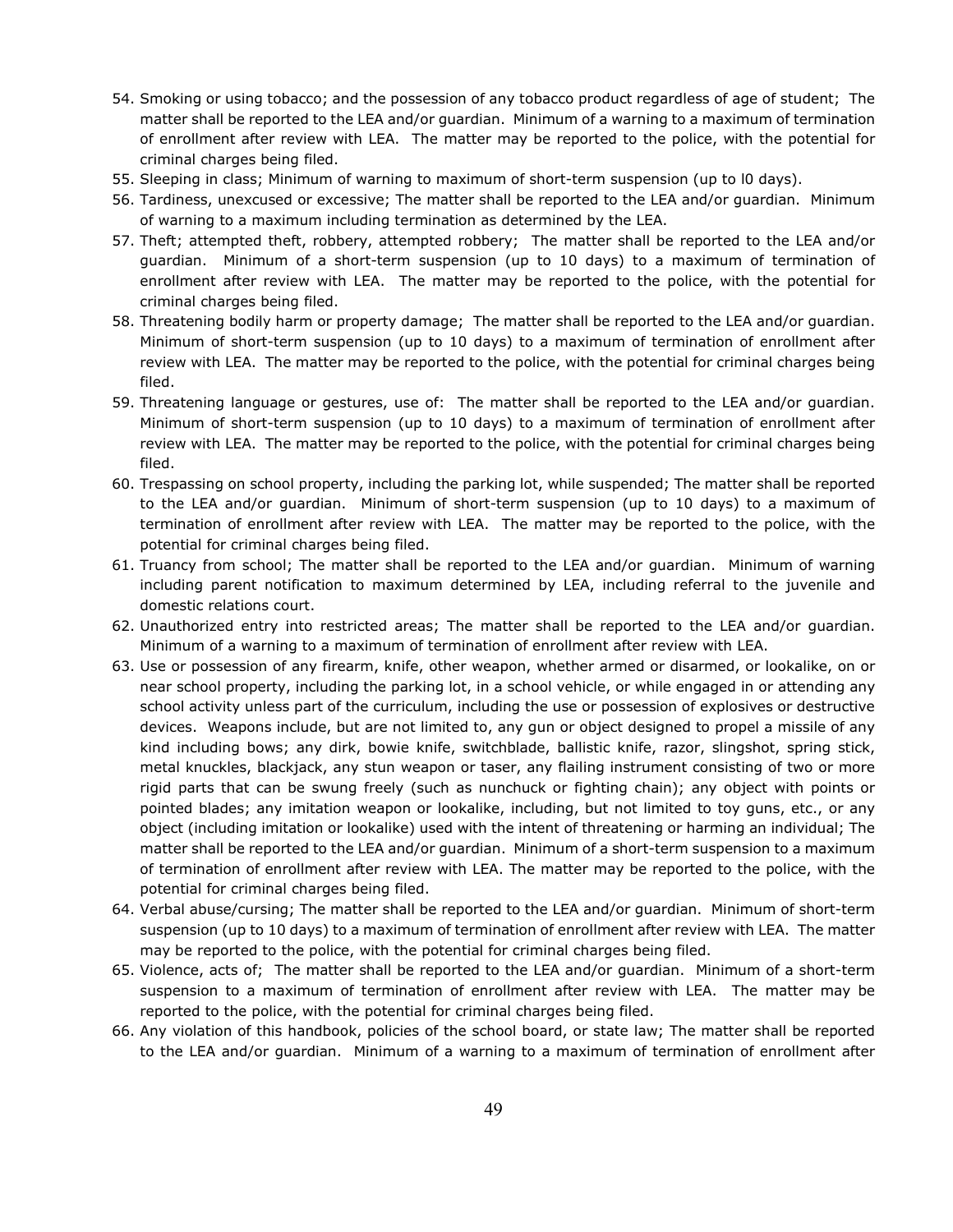54. Smoking or using tobacco; and the possession of any tobacco product regardless of age of student; The matter shall be reported to the LEA and/or guardian. Minimum of a warning to a maximum of termination of enrollment after review with LEA. The matter may be reported to the police, with the potential for criminal charges being filed.
55. Sleeping in class; Minimum of warning to maximum of short-term suspension (up to l0 days).
56. Tardiness, unexcused or excessive; The matter shall be reported to the LEA and/or guardian. Minimum of warning to a maximum including termination as determined by the LEA.
57. Theft; attempted theft, robbery, attempted robbery; The matter shall be reported to the LEA and/or guardian. Minimum of a short-term suspension (up to 10 days) to a maximum of termination of enrollment after review with LEA. The matter may be reported to the police, with the potential for criminal charges being filed.
58. Threatening bodily harm or property damage; The matter shall be reported to the LEA and/or guardian. Minimum of short-term suspension (up to 10 days) to a maximum of termination of enrollment after review with LEA. The matter may be reported to the police, with the potential for criminal charges being filed.
59. Threatening language or gestures, use of: The matter shall be reported to the LEA and/or guardian. Minimum of short-term suspension (up to 10 days) to a maximum of termination of enrollment after review with LEA. The matter may be reported to the police, with the potential for criminal charges being filed.
60. Trespassing on school property, including the parking lot, while suspended; The matter shall be reported to the LEA and/or guardian. Minimum of short-term suspension (up to 10 days) to a maximum of termination of enrollment after review with LEA. The matter may be reported to the police, with the potential for criminal charges being filed.
61. Truancy from school; The matter shall be reported to the LEA and/or guardian. Minimum of warning including parent notification to maximum determined by LEA, including referral to the juvenile and domestic relations court.
62. Unauthorized entry into restricted areas; The matter shall be reported to the LEA and/or guardian. Minimum of a warning to a maximum of termination of enrollment after review with LEA.
63. Use or possession of any firearm, knife, other weapon, whether armed or disarmed, or lookalike, on or near school property, including the parking lot, in a school vehicle, or while engaged in or attending any school activity unless part of the curriculum, including the use or possession of explosives or destructive devices. Weapons include, but are not limited to, any gun or object designed to propel a missile of any kind including bows; any dirk, bowie knife, switchblade, ballistic knife, razor, slingshot, spring stick, metal knuckles, blackjack, any stun weapon or taser, any flailing instrument consisting of two or more rigid parts that can be swung freely (such as nunchuck or fighting chain); any object with points or pointed blades; any imitation weapon or lookalike, including, but not limited to, toy guns, etc., or any object (including imitation or lookalike) used with the intent of threatening or harming an individual; The matter shall be reported to the LEA and/or guardian. Minimum of a short-term suspension to a maximum of termination of enrollment after review with LEA. The matter may be reported to the police, with the potential for criminal charges being filed.
64. Verbal abuse/cursing; The matter shall be reported to the LEA and/or guardian. Minimum of short-term suspension (up to 10 days) to a maximum of termination of enrollment after review with LEA. The matter may be reported to the police, with the potential for criminal charges being filed.
65. Violence, acts of; The matter shall be reported to the LEA and/or guardian. Minimum of a short-term suspension to a maximum of termination of enrollment after review with LEA. The matter may be reported to the police, with the potential for criminal charges being filed.
66. Any violation of this handbook, policies of the school board, or state law; The matter shall be reported to the LEA and/or guardian. Minimum of a warning to a maximum of termination of enrollment after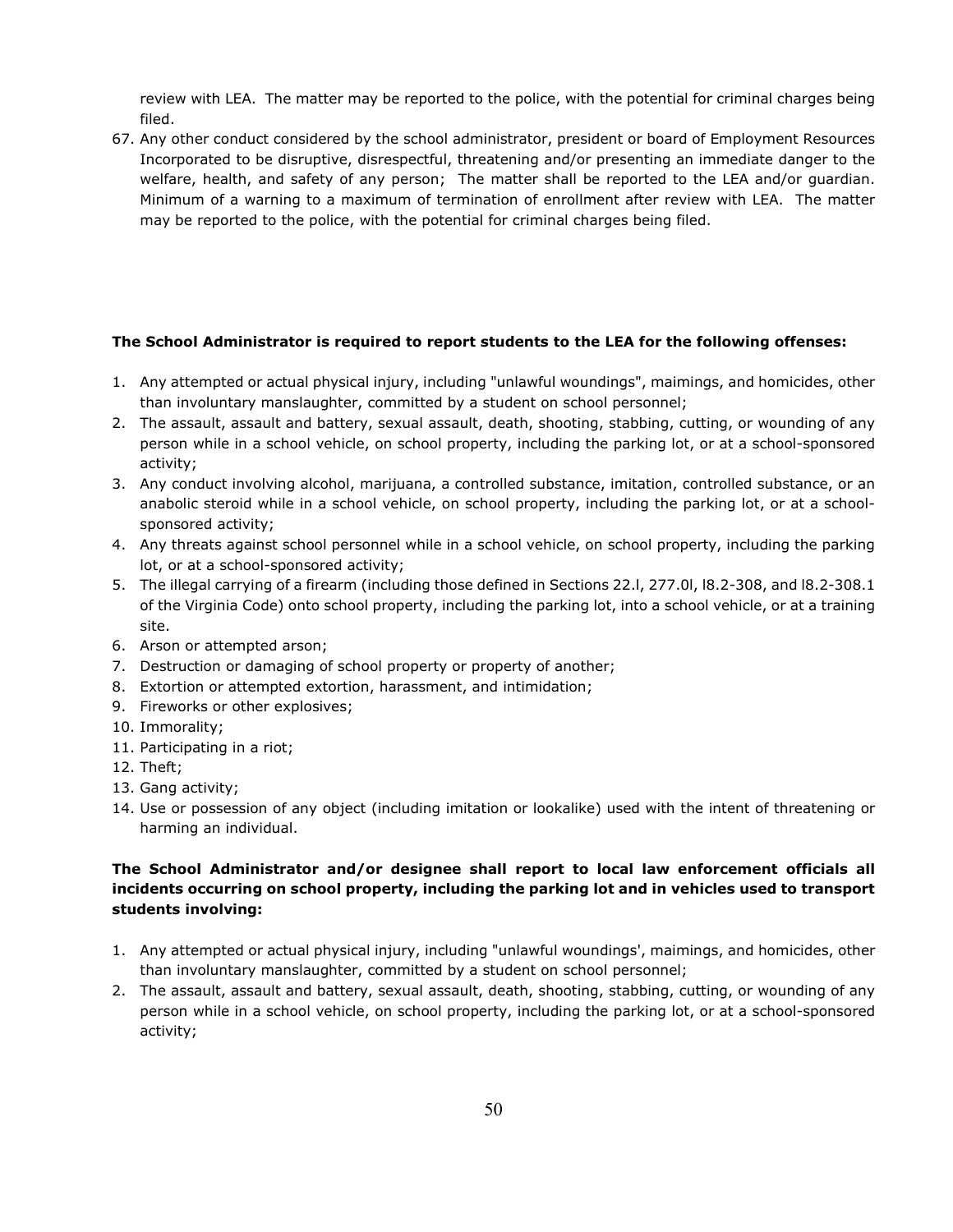review with LEA. The matter may be reported to the police, with the potential for criminal charges being filed.

67. Any other conduct considered by the school administrator, president or board of Employment Resources Incorporated to be disruptive, disrespectful, threatening and/or presenting an immediate danger to the welfare, health, and safety of any person; The matter shall be reported to the LEA and/or guardian. Minimum of a warning to a maximum of termination of enrollment after review with LEA. The matter may be reported to the police, with the potential for criminal charges being filed.

**The School Administrator is required to report students to the LEA for the following offenses:**

1. Any attempted or actual physical injury, including "unlawful woundings", maimings, and homicides, other than involuntary manslaughter, committed by a student on school personnel;
2. The assault, assault and battery, sexual assault, death, shooting, stabbing, cutting, or wounding of any person while in a school vehicle, on school property, including the parking lot, or at a school-sponsored activity;
3. Any conduct involving alcohol, marijuana, a controlled substance, imitation, controlled substance, or an anabolic steroid while in a school vehicle, on school property, including the parking lot, or at a school-sponsored activity;
4. Any threats against school personnel while in a school vehicle, on school property, including the parking lot, or at a school-sponsored activity;
5. The illegal carrying of a firearm (including those defined in Sections 22.l, 277.0l, l8.2-308, and l8.2-308.1 of the Virginia Code) onto school property, including the parking lot, into a school vehicle, or at a training site.
6. Arson or attempted arson;
7. Destruction or damaging of school property or property of another;
8. Extortion or attempted extortion, harassment, and intimidation;
9. Fireworks or other explosives;
10. Immorality;
11. Participating in a riot;
12. Theft;
13. Gang activity;
14. Use or possession of any object (including imitation or lookalike) used with the intent of threatening or harming an individual.

**The School Administrator and/or designee shall report to local law enforcement officials all incidents occurring on school property, including the parking lot and in vehicles used to transport students involving:**

1. Any attempted or actual physical injury, including "unlawful woundings', maimings, and homicides, other than involuntary manslaughter, committed by a student on school personnel;
2. The assault, assault and battery, sexual assault, death, shooting, stabbing, cutting, or wounding of any person while in a school vehicle, on school property, including the parking lot, or at a school-sponsored activity;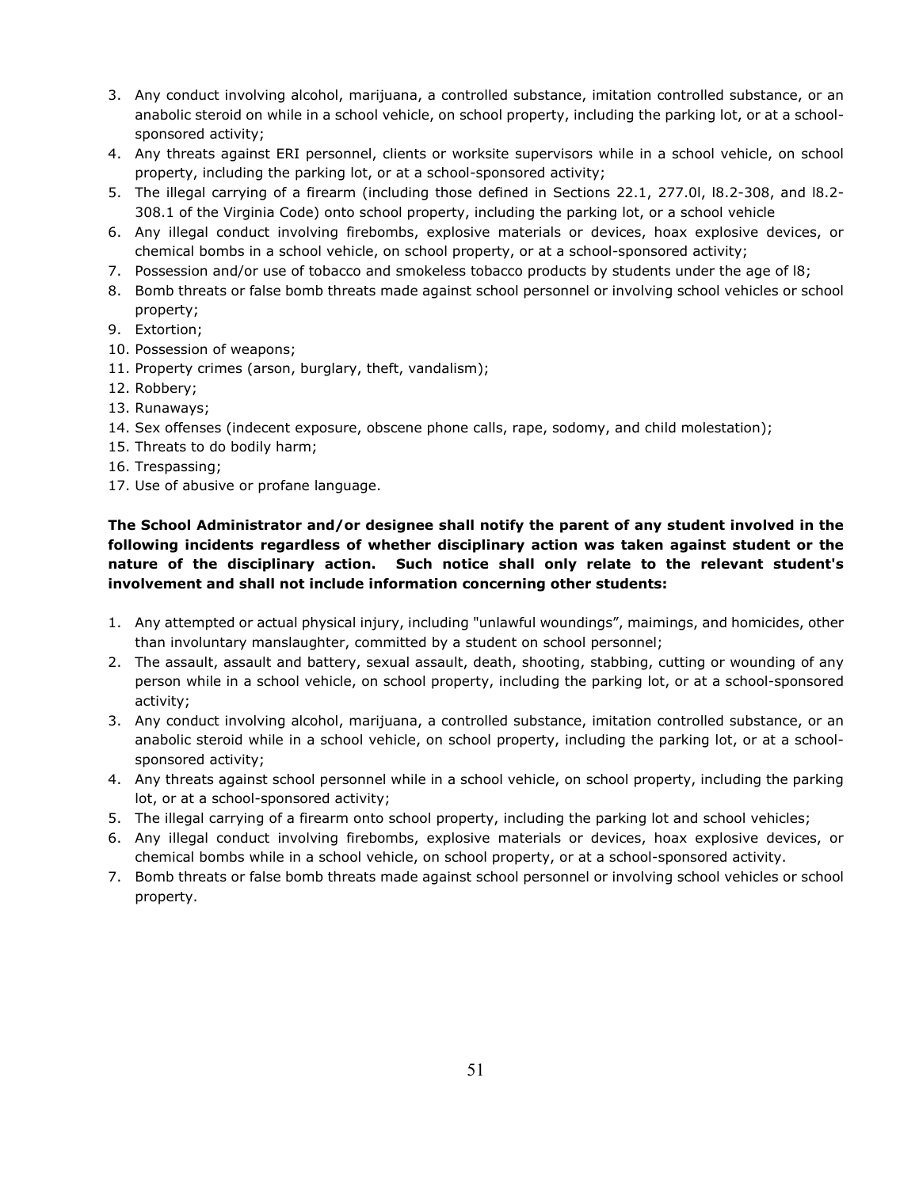3. Any conduct involving alcohol, marijuana, a controlled substance, imitation controlled substance, or an anabolic steroid on while in a school vehicle, on school property, including the parking lot, or at a school-sponsored activity;
4. Any threats against ERI personnel, clients or worksite supervisors while in a school vehicle, on school property, including the parking lot, or at a school-sponsored activity;
5. The illegal carrying of a firearm (including those defined in Sections 22.1, 277.0l, l8.2-308, and l8.2-308.1 of the Virginia Code) onto school property, including the parking lot, or a school vehicle
6. Any illegal conduct involving firebombs, explosive materials or devices, hoax explosive devices, or chemical bombs in a school vehicle, on school property, or at a school-sponsored activity;
7. Possession and/or use of tobacco and smokeless tobacco products by students under the age of l8;
8. Bomb threats or false bomb threats made against school personnel or involving school vehicles or school property;
9. Extortion;
10. Possession of weapons;
11. Property crimes (arson, burglary, theft, vandalism);
12. Robbery;
13. Runaways;
14. Sex offenses (indecent exposure, obscene phone calls, rape, sodomy, and child molestation);
15. Threats to do bodily harm;
16. Trespassing;
17. Use of abusive or profane language.

**The School Administrator and/or designee shall notify the parent of any student involved in the following incidents regardless of whether disciplinary action was taken against student or the nature of the disciplinary action. Such notice shall only relate to the relevant student's involvement and shall not include information concerning other students:**

1. Any attempted or actual physical injury, including "unlawful woundings", maimings, and homicides, other than involuntary manslaughter, committed by a student on school personnel;
2. The assault, assault and battery, sexual assault, death, shooting, stabbing, cutting or wounding of any person while in a school vehicle, on school property, including the parking lot, or at a school-sponsored activity;
3. Any conduct involving alcohol, marijuana, a controlled substance, imitation controlled substance, or an anabolic steroid while in a school vehicle, on school property, including the parking lot, or at a school-sponsored activity;
4. Any threats against school personnel while in a school vehicle, on school property, including the parking lot, or at a school-sponsored activity;
5. The illegal carrying of a firearm onto school property, including the parking lot and school vehicles;
6. Any illegal conduct involving firebombs, explosive materials or devices, hoax explosive devices, or chemical bombs while in a school vehicle, on school property, or at a school-sponsored activity.
7. Bomb threats or false bomb threats made against school personnel or involving school vehicles or school property.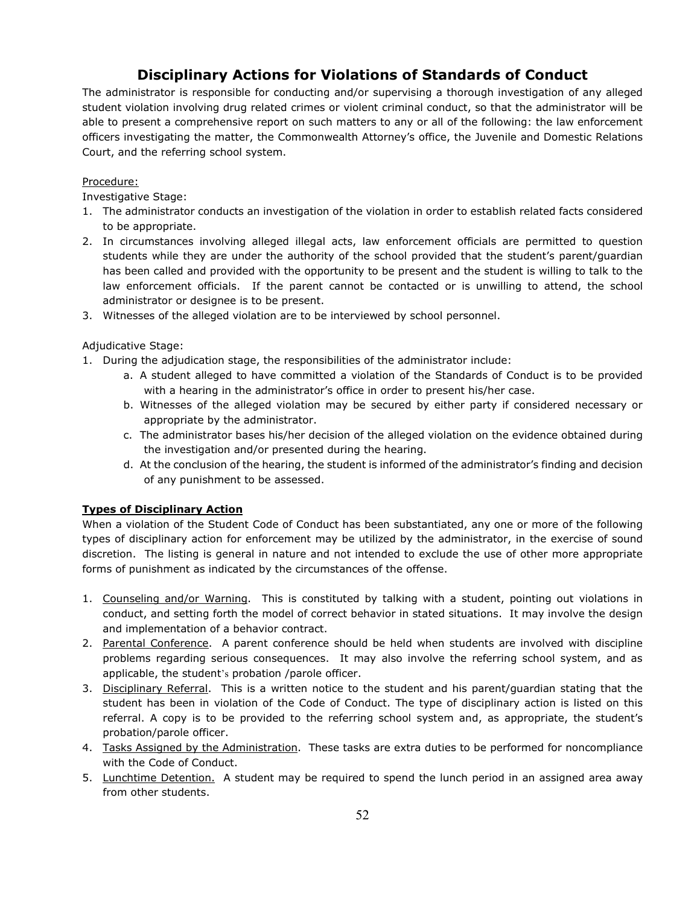# Disciplinary Actions for Violations of Standards of Conduct

The administrator is responsible for conducting and/or supervising a thorough investigation of any alleged student violation involving drug related crimes or violent criminal conduct, so that the administrator will be able to present a comprehensive report on such matters to any or all of the following: the law enforcement officers investigating the matter, the Commonwealth Attorney's office, the Juvenile and Domestic Relations Court, and the referring school system.

Procedure:

Investigative Stage:

1. The administrator conducts an investigation of the violation in order to establish related facts considered to be appropriate.
2. In circumstances involving alleged illegal acts, law enforcement officials are permitted to question students while they are under the authority of the school provided that the student's parent/guardian has been called and provided with the opportunity to be present and the student is willing to talk to the law enforcement officials. If the parent cannot be contacted or is unwilling to attend, the school administrator or designee is to be present.
3. Witnesses of the alleged violation are to be interviewed by school personnel.

Adjudicative Stage:

1. During the adjudication stage, the responsibilities of the administrator include:
   a. A student alleged to have committed a violation of the Standards of Conduct is to be provided with a hearing in the administrator's office in order to present his/her case.
   b. Witnesses of the alleged violation may be secured by either party if considered necessary or appropriate by the administrator.
   c. The administrator bases his/her decision of the alleged violation on the evidence obtained during the investigation and/or presented during the hearing.
   d. At the conclusion of the hearing, the student is informed of the administrator's finding and decision of any punishment to be assessed.

**Types of Disciplinary Action**

When a violation of the Student Code of Conduct has been substantiated, any one or more of the following types of disciplinary action for enforcement may be utilized by the administrator, in the exercise of sound discretion. The listing is general in nature and not intended to exclude the use of other more appropriate forms of punishment as indicated by the circumstances of the offense.

1. Counseling and/or Warning. This is constituted by talking with a student, pointing out violations in conduct, and setting forth the model of correct behavior in stated situations. It may involve the design and implementation of a behavior contract.
2. Parental Conference. A parent conference should be held when students are involved with discipline problems regarding serious consequences. It may also involve the referring school system, and as applicable, the student's probation /parole officer.
3. Disciplinary Referral. This is a written notice to the student and his parent/guardian stating that the student has been in violation of the Code of Conduct. The type of disciplinary action is listed on this referral. A copy is to be provided to the referring school system and, as appropriate, the student's probation/parole officer.
4. Tasks Assigned by the Administration. These tasks are extra duties to be performed for noncompliance with the Code of Conduct.
5. Lunchtime Detention. A student may be required to spend the lunch period in an assigned area away from other students.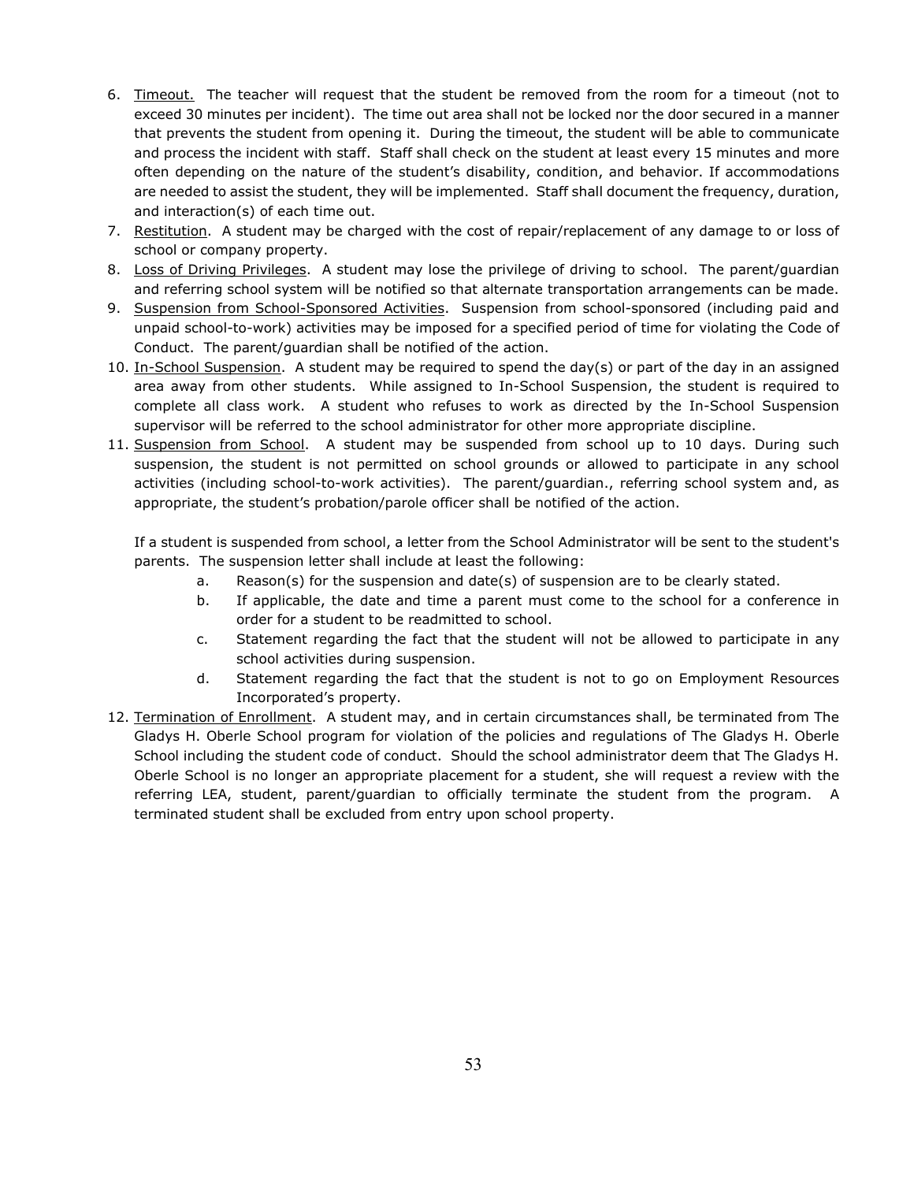6. <u>Timeout.</u> The teacher will request that the student be removed from the room for a timeout (not to exceed 30 minutes per incident). The time out area shall not be locked nor the door secured in a manner that prevents the student from opening it. During the timeout, the student will be able to communicate and process the incident with staff. Staff shall check on the student at least every 15 minutes and more often depending on the nature of the student's disability, condition, and behavior. If accommodations are needed to assist the student, they will be implemented. Staff shall document the frequency, duration, and interaction(s) of each time out.
7. <u>Restitution</u>. A student may be charged with the cost of repair/replacement of any damage to or loss of school or company property.
8. <u>Loss of Driving Privileges</u>. A student may lose the privilege of driving to school. The parent/guardian and referring school system will be notified so that alternate transportation arrangements can be made.
9. <u>Suspension from School-Sponsored Activities</u>. Suspension from school-sponsored (including paid and unpaid school-to-work) activities may be imposed for a specified period of time for violating the Code of Conduct. The parent/guardian shall be notified of the action.
10. <u>In-School Suspension</u>. A student may be required to spend the day(s) or part of the day in an assigned area away from other students. While assigned to In-School Suspension, the student is required to complete all class work. A student who refuses to work as directed by the In-School Suspension supervisor will be referred to the school administrator for other more appropriate discipline.
11. <u>Suspension from School</u>. A student may be suspended from school up to 10 days. During such suspension, the student is not permitted on school grounds or allowed to participate in any school activities (including school-to-work activities). The parent/guardian., referring school system and, as appropriate, the student's probation/parole officer shall be notified of the action.

    If a student is suspended from school, a letter from the School Administrator will be sent to the student's parents. The suspension letter shall include at least the following:

    a. Reason(s) for the suspension and date(s) of suspension are to be clearly stated.
    b. If applicable, the date and time a parent must come to the school for a conference in order for a student to be readmitted to school.
    c. Statement regarding the fact that the student will not be allowed to participate in any school activities during suspension.
    d. Statement regarding the fact that the student is not to go on Employment Resources Incorporated's property.
12. <u>Termination of Enrollment</u>. A student may, and in certain circumstances shall, be terminated from The Gladys H. Oberle School program for violation of the policies and regulations of The Gladys H. Oberle School including the student code of conduct. Should the school administrator deem that The Gladys H. Oberle School is no longer an appropriate placement for a student, she will request a review with the referring LEA, student, parent/guardian to officially terminate the student from the program. A terminated student shall be excluded from entry upon school property.